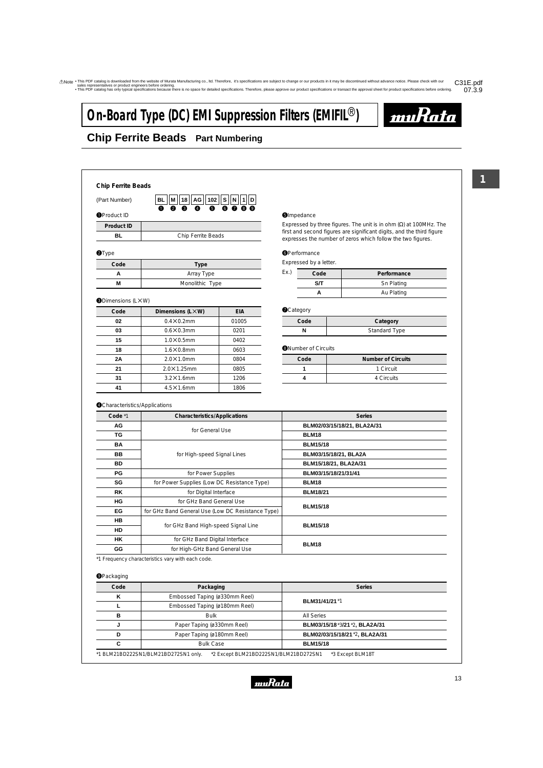⚠Note • This PDF catalog is downloaded from the website of Murata Manufacturing co., ltd. Therefore, it's specifications are subject to change or our products in it may be discontinued without advance notice. Please check with our sales representatives or product engineers before ordering.
• This PDF catalog has only typical specifications because there is no space for detailed specifications. Therefore, please approve our product specifications or transact the approval sheet for product specifications before ordering.

C31E.pdf
07.3.9

# On-Board Type (DC) EMI Suppression Filters (EMIFIL®)

## Chip Ferrite Beads Part Numbering

### Chip Ferrite Beads

(Part Number) BL M 18 AG 102 S N 1 D
❶ ❷ ❸ ❹ ❺ ❻ ❼ ❽ ❾

❶Product ID

| Product ID | |
|---|---|
| BL | Chip Ferrite Beads |

❷Type

| Code | Type |
|---|---|
| A | Array Type |
| M | Monolithic Type |

❸Dimensions (L×W)

| Code | Dimensions (L×W) | EIA |
|---|---|---|
| 02 | 0.4×0.2mm | 01005 |
| 03 | 0.6×0.3mm | 0201 |
| 15 | 1.0×0.5mm | 0402 |
| 18 | 1.6×0.8mm | 0603 |
| 2A | 2.0×1.0mm | 0804 |
| 21 | 2.0×1.25mm | 0805 |
| 31 | 3.2×1.6mm | 1206 |
| 41 | 4.5×1.6mm | 1806 |

❺Impedance

Expressed by three figures. The unit is in ohm (Ω) at 100MHz. The first and second figures are significant digits, and the third figure expresses the number of zeros which follow the two figures.

❻Performance

Expressed by a letter.

Ex.)

| Code | Performance |
|---|---|
| S/T | Sn Plating |
| A | Au Plating |

❼Category

| Code | Category |
|---|---|
| N | Standard Type |

❽Number of Circuits

| Code | Number of Circuits |
|---|---|
| 1 | 1 Circuit |
| 4 | 4 Circuits |

❹Characteristics/Applications

| Code *1 | Characteristics/Applications | Series |
|---|---|---|
| AG | for General Use | BLM02/03/15/18/21, BLA2A/31 |
| TG | | BLM18 |
| BA | for High-speed Signal Lines | BLM15/18 |
| BB | | BLM03/15/18/21, BLA2A |
| BD | | BLM15/18/21, BLA2A/31 |
| PG | for Power Supplies | BLM03/15/18/21/31/41 |
| SG | for Power Supplies (Low DC Resistance Type) | BLM18 |
| RK | for Digital Interface | BLM18/21 |
| HG | for GHz Band General Use | BLM15/18 |
| EG | for GHz Band General Use (Low DC Resistance Type) | |
| HB | for GHz Band High-speed Signal Line | BLM15/18 |
| HD | | |
| HK | for GHz Band Digital Interface | BLM18 |
| GG | for High-GHz Band General Use | |

*1 Frequency characteristics vary with each code.

❾Packaging

| Code | Packaging | Series |
|---|---|---|
| K | Embossed Taping (ø330mm Reel) | BLM31/41/21 *1 |
| L | Embossed Taping (ø180mm Reel) | |
| B | Bulk | All Series |
| J | Paper Taping (ø330mm Reel) | BLM03/15/18 *3/21 *2, BLA2A/31 |
| D | Paper Taping (ø180mm Reel) | BLM02/03/15/18/21 *2, BLA2A/31 |
| C | Bulk Case | BLM15/18 |

*1 BLM21BD222SN1/BLM21BD272SN1 only. *2 Except BLM21BD222SN1/BLM21BD272SN1 *3 Except BLM18T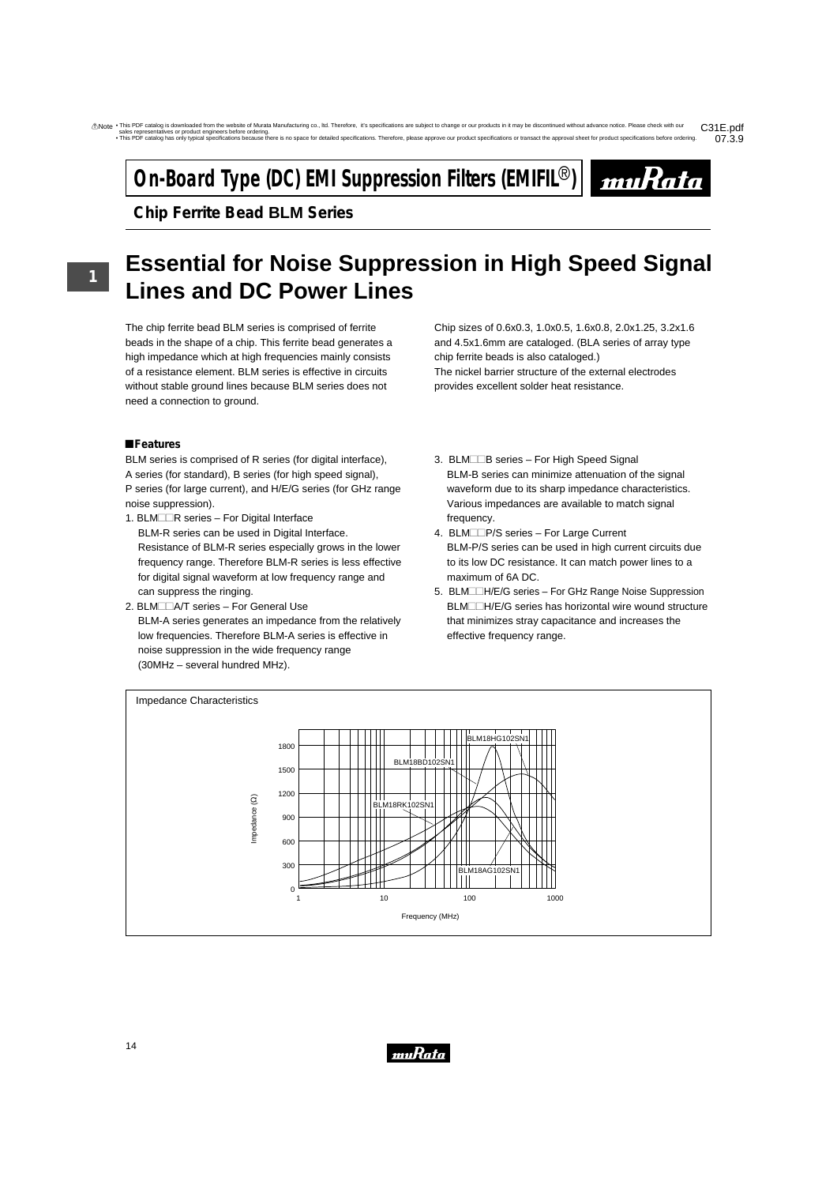# On-Board Type (DC) EMI Suppression Filters (EMIFIL®)

## Chip Ferrite Bead BLM Series

# Essential for Noise Suppression in High Speed Signal Lines and DC Power Lines

The chip ferrite bead BLM series is comprised of ferrite beads in the shape of a chip. This ferrite bead generates a high impedance which at high frequencies mainly consists of a resistance element. BLM series is effective in circuits without stable ground lines because BLM series does not need a connection to ground.

Chip sizes of 0.6x0.3, 1.0x0.5, 1.6x0.8, 2.0x1.25, 3.2x1.6 and 4.5x1.6mm are cataloged. (BLA series of array type chip ferrite beads is also cataloged.)
The nickel barrier structure of the external electrodes provides excellent solder heat resistance.

### ■Features

BLM series is comprised of R series (for digital interface), A series (for standard), B series (for high speed signal), P series (for large current), and H/E/G series (for GHz range noise suppression).

1. BLM□□R series – For Digital Interface
   BLM-R series can be used in Digital Interface.
   Resistance of BLM-R series especially grows in the lower frequency range. Therefore BLM-R series is less effective for digital signal waveform at low frequency range and can suppress the ringing.
2. BLM□□A/T series – For General Use
   BLM-A series generates an impedance from the relatively low frequencies. Therefore BLM-A series is effective in noise suppression in the wide frequency range (30MHz – several hundred MHz).
3. BLM□□B series – For High Speed Signal
   BLM-B series can minimize attenuation of the signal waveform due to its sharp impedance characteristics. Various impedances are available to match signal frequency.
4. BLM□□P/S series – For Large Current
   BLM-P/S series can be used in high current circuits due to its low DC resistance. It can match power lines to a maximum of 6A DC.
5. BLM□□H/E/G series – For GHz Range Noise Suppression
   BLM□□H/E/G series has horizontal wire wound structure that minimizes stray capacitance and increases the effective frequency range.

Impedance Characteristics

Impedance (Ω) vs. Frequency (MHz): BLM18HG102SN1, BLM18BD102SN1, BLM18RK102SN1, BLM18AG102SN1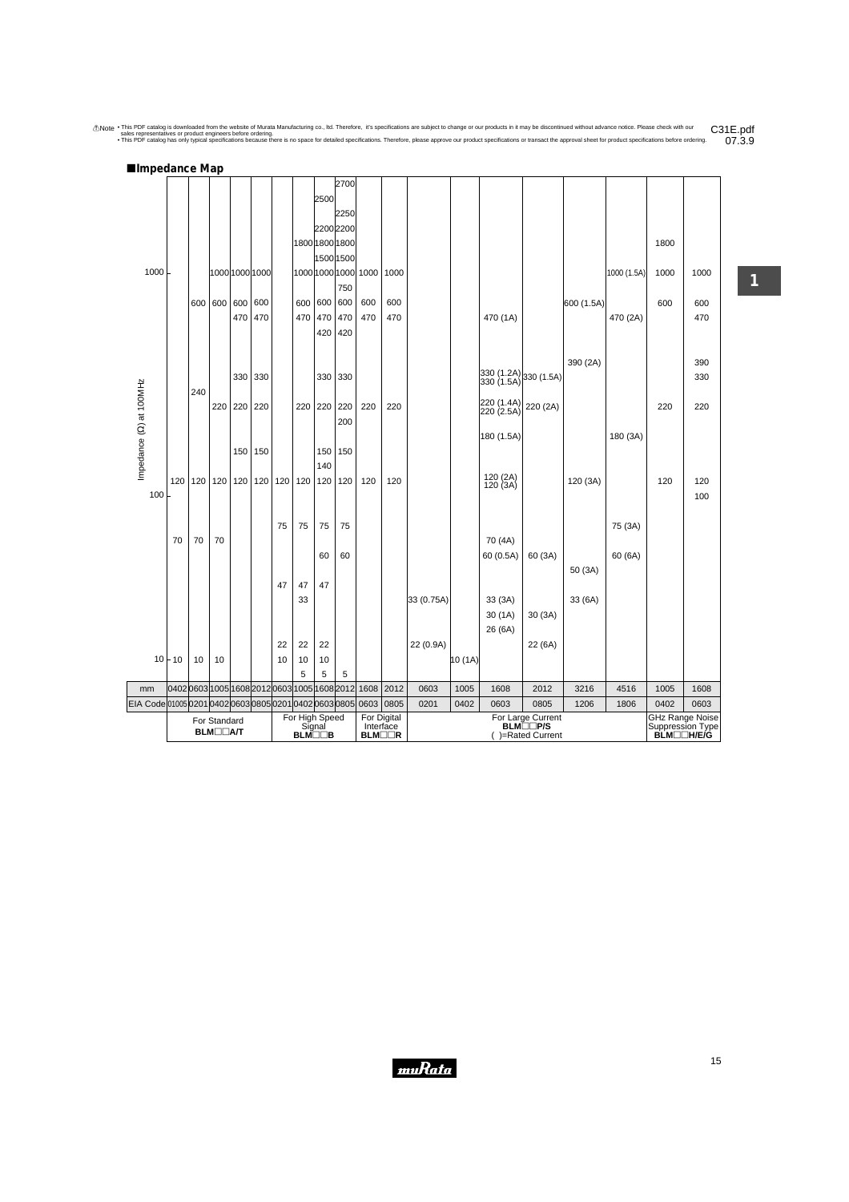## ■Impedance Map

| Impedance (Ω) at 100MHz | For Standard BLM□□A/T | | | | | For High Speed Signal BLM□□B | | | | For Digital Interface BLM□□R | | For Large Current BLM□□P/S ( )=Rated Current | | | | | | GHz Range Noise Suppression Type BLM□□H/E/G | |
|---|---|---|---|---|---|---|---|---|---|---|---|---|---|---|---|---|---|---|---|
| mm | 0402 | 0603 | 1005 | 1608 | 2012 | 0603 | 1005 | 1608 | 2012 | 1608 | 2012 | 0603 | 1005 | 1608 | 2012 | 3216 | 4516 | 1005 | 1608 |
| EIA Code | 01005 | 0201 | 0402 | 0603 | 0805 | 0201 | 0402 | 0603 | 0805 | 0603 | 0805 | 0201 | 0402 | 0603 | 0805 | 1206 | 1806 | 0402 | 0603 |
| | | | | | | | | | 2700 | | | | | | | | | | |
| | | | | | | | | 2500 | | | | | | | | | | | |
| | | | | | | | | | 2250 | | | | | | | | | | |
| | | | | | | | | 2200 | 2200 | | | | | | | | | | |
| | | | | | | | 1800 | 1800 | 1800 | | | | | | | | | 1800 | |
| | | | | | | | | 1500 | 1500 | | | | | | | | | | |
| 1000 | | | 1000 | 1000 | 1000 | | 1000 | 1000 | 1000 | 1000 | 1000 | | | | | | 1000 (1.5A) | 1000 | 1000 |
| | | | | | | | | | 750 | | | | | | | | | | |
| | | 600 | 600 | 600 | 600 | | 600 | 600 | 600 | 600 | 600 | | | | | 600 (1.5A) | | 600 | 600 |
| | | | | 470 | 470 | | 470 | 470 | 470 | 470 | 470 | | | 470 (1A) | | | 470 (2A) | | 470 |
| | | | | | | | | 420 | 420 | | | | | | | | | | |
| | | | | | | | | | | | | | | | | 390 (2A) | | | 390 |
| | | | | 330 | 330 | | | 330 | 330 | | | | | 330 (1.2A) 330 (1.5A) | 330 (1.5A) | | | | 330 |
| | | 240 | | | | | | | | | | | | | | | | | |
| | | | 220 | 220 | 220 | | 220 | 220 | 220 | 220 | 220 | | | 220 (1.4A) 220 (2.5A) | 220 (2A) | | | 220 | 220 |
| | | | | | | | | | 200 | | | | | | | | | | |
| | | | | | | | | | | | | | | 180 (1.5A) | | | 180 (3A) | | |
| | | | | 150 | 150 | | | 150 | 150 | | | | | | | | | | |
| | | | | | | | | 140 | | | | | | | | | | | |
| | 120 | 120 | 120 | 120 | 120 | 120 | 120 | 120 | 120 | 120 | 120 | | | 120 (2A) 120 (3A) | | 120 (3A) | | 120 | 120 |
| 100 | | | | | | | | | | | | | | | | | | | 100 |
| | | | | | | 75 | 75 | 75 | 75 | | | | | | | | 75 (3A) | | |
| | 70 | 70 | 70 | | | | | | | | | | | 70 (4A) | | | | | |
| | | | | | | | | 60 | 60 | | | | | 60 (0.5A) | 60 (3A) | | 60 (6A) | | |
| | | | | | | | | | | | | | | | | 50 (3A) | | | |
| | | | | | | 47 | 47 | 47 | | | | | | | | | | | |
| | | | | | | | 33 | | | | | 33 (0.75A) | | 33 (3A) | | 33 (6A) | | | |
| | | | | | | | | | | | | | | 30 (1A) | 30 (3A) | | | | |
| | | | | | | | | | | | | | | 26 (6A) | | | | | |
| | | | | | | 22 | 22 | 22 | | | | 22 (0.9A) | | | 22 (6A) | | | | |
| 10 | 10 | 10 | 10 | | | 10 | 10 | 10 | | | | | 10 (1A) | | | | | | |
| | | | | | | | 5 | 5 | 5 | | | | | | | | | | |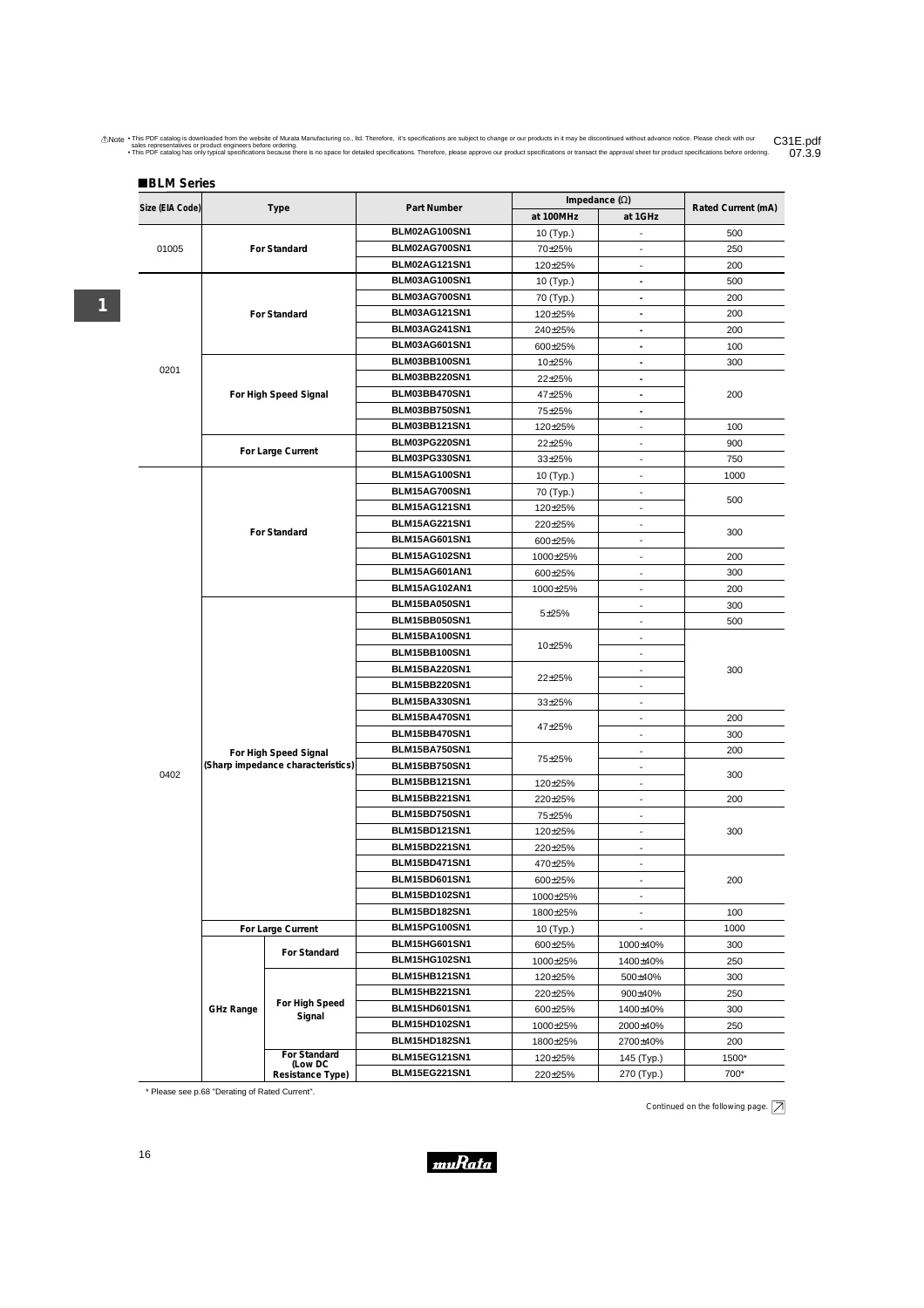■BLM Series

| Size (EIA Code) | Type | | Part Number | Impedance (Ω) | | Rated Current (mA) |
|---|---|---|---|---|---|---|
| | | | | at 100MHz | at 1GHz | |
| 01005 | For Standard | | BLM02AG100SN1 | 10 (Typ.) | - | 500 |
| | | | BLM02AG700SN1 | 70±25% | - | 250 |
| | | | BLM02AG121SN1 | 120±25% | - | 200 |
| 0201 | For Standard | | BLM03AG100SN1 | 10 (Typ.) | - | 500 |
| | | | BLM03AG700SN1 | 70 (Typ.) | - | 200 |
| | | | BLM03AG121SN1 | 120±25% | - | 200 |
| | | | BLM03AG241SN1 | 240±25% | - | 200 |
| | | | BLM03AG601SN1 | 600±25% | - | 100 |
| | For High Speed Signal | | BLM03BB100SN1 | 10±25% | - | 300 |
| | | | BLM03BB220SN1 | 22±25% | - | 200 |
| | | | BLM03BB470SN1 | 47±25% | - | |
| | | | BLM03BB750SN1 | 75±25% | - | |
| | | | BLM03BB121SN1 | 120±25% | - | 100 |
| | For Large Current | | BLM03PG220SN1 | 22±25% | - | 900 |
| | | | BLM03PG330SN1 | 33±25% | - | 750 |
| 0402 | For Standard | | BLM15AG100SN1 | 10 (Typ.) | - | 1000 |
| | | | BLM15AG700SN1 | 70 (Typ.) | - | 500 |
| | | | BLM15AG121SN1 | 120±25% | - | |
| | | | BLM15AG221SN1 | 220±25% | - | 300 |
| | | | BLM15AG601SN1 | 600±25% | - | |
| | | | BLM15AG102SN1 | 1000±25% | - | 200 |
| | | | BLM15AG601AN1 | 600±25% | - | 300 |
| | | | BLM15AG102AN1 | 1000±25% | - | 200 |
| | For High Speed Signal (Sharp impedance characteristics) | | BLM15BA050SN1 | 5±25% | - | 300 |
| | | | BLM15BB050SN1 | | - | 500 |
| | | | BLM15BA100SN1 | 10±25% | - | 300 |
| | | | BLM15BB100SN1 | | - | |
| | | | BLM15BA220SN1 | 22±25% | - | |
| | | | BLM15BB220SN1 | | - | |
| | | | BLM15BA330SN1 | 33±25% | - | |
| | | | BLM15BA470SN1 | 47±25% | - | 200 |
| | | | BLM15BB470SN1 | | - | 300 |
| | | | BLM15BA750SN1 | 75±25% | - | 200 |
| | | | BLM15BB750SN1 | | - | 300 |
| | | | BLM15BB121SN1 | 120±25% | - | |
| | | | BLM15BB221SN1 | 220±25% | - | 200 |
| | | | BLM15BD750SN1 | 75±25% | - | 300 |
| | | | BLM15BD121SN1 | 120±25% | - | |
| | | | BLM15BD221SN1 | 220±25% | - | |
| | | | BLM15BD471SN1 | 470±25% | - | 200 |
| | | | BLM15BD601SN1 | 600±25% | - | |
| | | | BLM15BD102SN1 | 1000±25% | - | |
| | | | BLM15BD182SN1 | 1800±25% | - | 100 |
| | For Large Current | | BLM15PG100SN1 | 10 (Typ.) | - | 1000 |
| | GHz Range | For Standard | BLM15HG601SN1 | 600±25% | 1000±40% | 300 |
| | | | BLM15HG102SN1 | 1000±25% | 1400±40% | 250 |
| | | For High Speed Signal | BLM15HB121SN1 | 120±25% | 500±40% | 300 |
| | | | BLM15HB221SN1 | 220±25% | 900±40% | 250 |
| | | | BLM15HD601SN1 | 600±25% | 1400±40% | 300 |
| | | | BLM15HD102SN1 | 1000±25% | 2000±40% | 250 |
| | | | BLM15HD182SN1 | 1800±25% | 2700±40% | 200 |
| | | For Standard (Low DC Resistance Type) | BLM15EG121SN1 | 120±25% | 145 (Typ.) | 1500* |
| | | | BLM15EG221SN1 | 220±25% | 270 (Typ.) | 700* |

\* Please see p.68 "Derating of Rated Current".

Continued on the following page.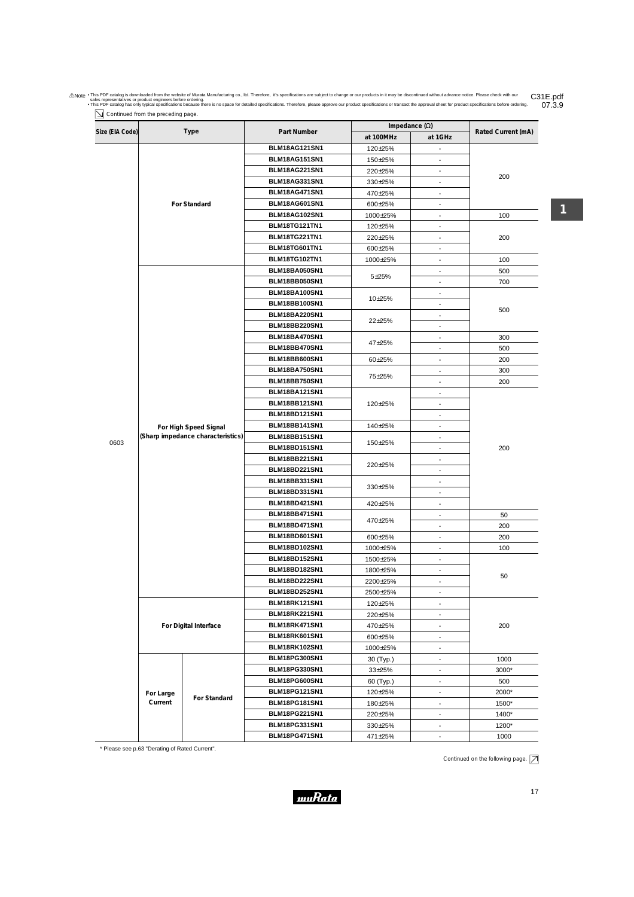⚠Note • This PDF catalog is downloaded from the website of Murata Manufacturing co., ltd. Therefore, it's specifications are subject to change or our products in it may be discontinued without advance notice. Please check with our sales representatives or product engineers before ordering.
• This PDF catalog has only typical specifications because there is no space for detailed specifications. Therefore, please approve our product specifications or transact the approval sheet for product specifications before ordering.

C31E.pdf 07.3.9

Continued from the preceding page.

| Size (EIA Code) | Type | | Part Number | Impedance (Ω) at 100MHz | Impedance (Ω) at 1GHz | Rated Current (mA) |
|---|---|---|---|---|---|---|
| 0603 | For Standard | | BLM18AG121SN1 | 120±25% | - | 200 |
| | | | BLM18AG151SN1 | 150±25% | - | |
| | | | BLM18AG221SN1 | 220±25% | - | |
| | | | BLM18AG331SN1 | 330±25% | - | |
| | | | BLM18AG471SN1 | 470±25% | - | |
| | | | BLM18AG601SN1 | 600±25% | - | |
| | | | BLM18AG102SN1 | 1000±25% | - | 100 |
| | | | BLM18TG121TN1 | 120±25% | - | 200 |
| | | | BLM18TG221TN1 | 220±25% | - | |
| | | | BLM18TG601TN1 | 600±25% | - | |
| | | | BLM18TG102TN1 | 1000±25% | - | 100 |
| | For High Speed Signal (Sharp impedance characteristics) | | BLM18BA050SN1 | 5±25% | - | 500 |
| | | | BLM18BB050SN1 | | - | 700 |
| | | | BLM18BA100SN1 | 10±25% | - | 500 |
| | | | BLM18BB100SN1 | | - | |
| | | | BLM18BA220SN1 | 22±25% | - | |
| | | | BLM18BB220SN1 | | - | |
| | | | BLM18BA470SN1 | 47±25% | - | 300 |
| | | | BLM18BB470SN1 | | - | 500 |
| | | | BLM18BB600SN1 | 60±25% | - | 200 |
| | | | BLM18BA750SN1 | 75±25% | - | 300 |
| | | | BLM18BB750SN1 | | - | 200 |
| | | | BLM18BA121SN1 | 120±25% | - | 200 |
| | | | BLM18BB121SN1 | | - | |
| | | | BLM18BD121SN1 | | - | |
| | | | BLM18BB141SN1 | 140±25% | - | |
| | | | BLM18BB151SN1 | 150±25% | - | |
| | | | BLM18BD151SN1 | | - | |
| | | | BLM18BB221SN1 | 220±25% | - | |
| | | | BLM18BD221SN1 | | - | |
| | | | BLM18BB331SN1 | 330±25% | - | |
| | | | BLM18BD331SN1 | | - | |
| | | | BLM18BD421SN1 | 420±25% | - | |
| | | | BLM18BB471SN1 | 470±25% | - | 50 |
| | | | BLM18BD471SN1 | | - | 200 |
| | | | BLM18BD601SN1 | 600±25% | - | 200 |
| | | | BLM18BD102SN1 | 1000±25% | - | 100 |
| | | | BLM18BD152SN1 | 1500±25% | - | 50 |
| | | | BLM18BD182SN1 | 1800±25% | - | |
| | | | BLM18BD222SN1 | 2200±25% | - | |
| | | | BLM18BD252SN1 | 2500±25% | - | |
| | For Digital Interface | | BLM18RK121SN1 | 120±25% | - | 200 |
| | | | BLM18RK221SN1 | 220±25% | - | |
| | | | BLM18RK471SN1 | 470±25% | - | |
| | | | BLM18RK601SN1 | 600±25% | - | |
| | | | BLM18RK102SN1 | 1000±25% | - | |
| | For Large Current | For Standard | BLM18PG300SN1 | 30 (Typ.) | - | 1000 |
| | | | BLM18PG330SN1 | 33±25% | - | 3000* |
| | | | BLM18PG600SN1 | 60 (Typ.) | - | 500 |
| | | | BLM18PG121SN1 | 120±25% | - | 2000* |
| | | | BLM18PG181SN1 | 180±25% | - | 1500* |
| | | | BLM18PG221SN1 | 220±25% | - | 1400* |
| | | | BLM18PG331SN1 | 330±25% | - | 1200* |
| | | | BLM18PG471SN1 | 471±25% | - | 1000 |

* Please see p.63 "Derating of Rated Current".

Continued on the following page.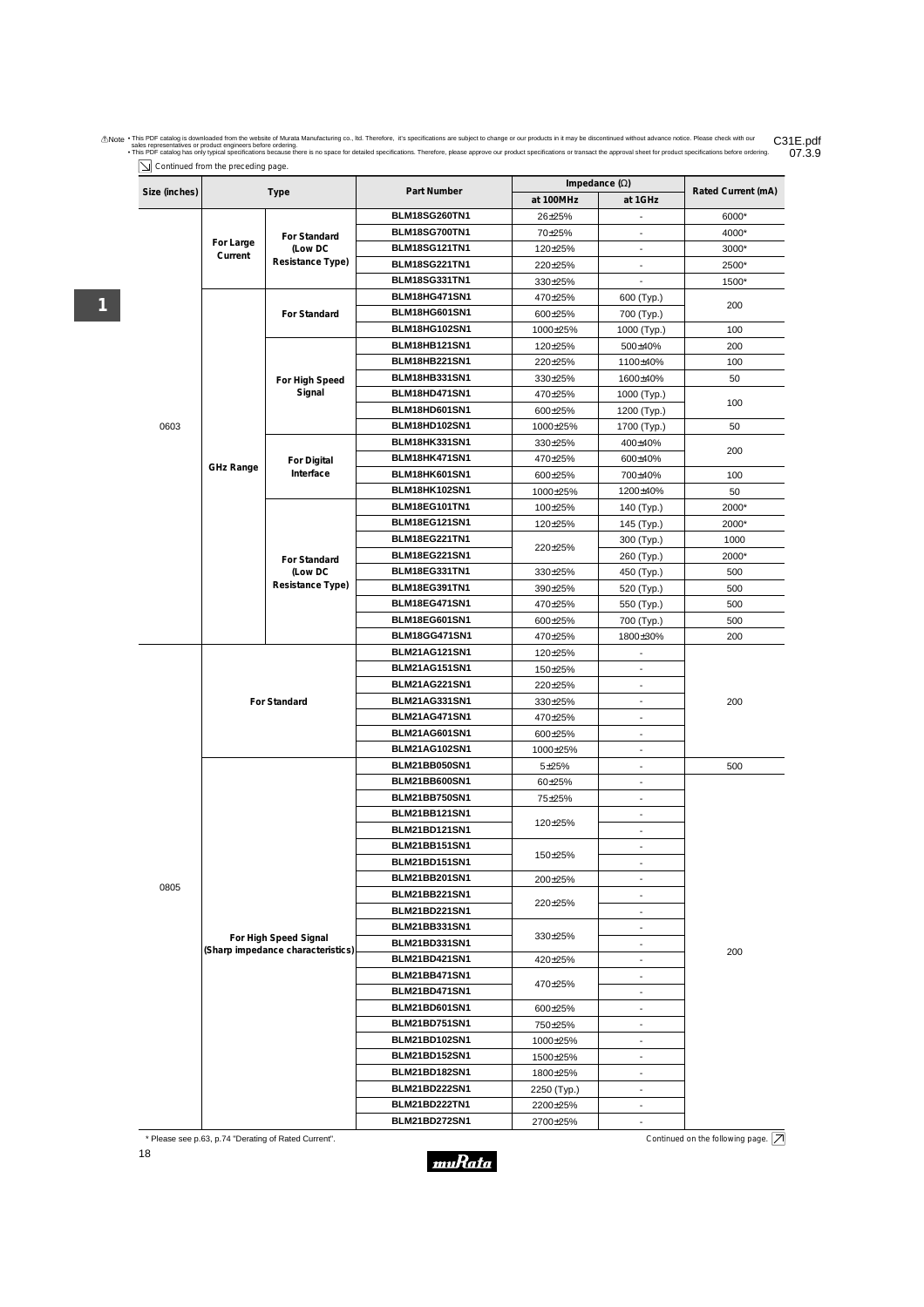Note • This PDF catalog is downloaded from the website of Murata Manufacturing co., ltd. Therefore, it's specifications are subject to change or our products in it may be discontinued without advance notice. Please check with our sales representatives or product engineers before ordering.
• This PDF catalog has only typical specifications because there is no space for detailed specifications. Therefore, please approve our product specifications or transact the approval sheet for product specifications before ordering.

Continued from the preceding page.

| Size (inches) | Type | | Part Number | Impedance (Ω) | | Rated Current (mA) |
|---|---|---|---|---|---|---|
| | | | | at 100MHz | at 1GHz | |
| 0603 | For Large Current | For Standard (Low DC Resistance Type) | BLM18SG260TN1 | 26±25% | - | 6000* |
| | | | BLM18SG700TN1 | 70±25% | - | 4000* |
| | | | BLM18SG121TN1 | 120±25% | - | 3000* |
| | | | BLM18SG221TN1 | 220±25% | - | 2500* |
| | | | BLM18SG331TN1 | 330±25% | - | 1500* |
| | GHz Range | For Standard | BLM18HG471SN1 | 470±25% | 600 (Typ.) | 200 |
| | | | BLM18HG601SN1 | 600±25% | 700 (Typ.) | |
| | | | BLM18HG102SN1 | 1000±25% | 1000 (Typ.) | 100 |
| | | For High Speed Signal | BLM18HB121SN1 | 120±25% | 500±40% | 200 |
| | | | BLM18HB221SN1 | 220±25% | 1100±40% | 100 |
| | | | BLM18HB331SN1 | 330±25% | 1600±40% | 50 |
| | | | BLM18HD471SN1 | 470±25% | 1000 (Typ.) | 100 |
| | | | BLM18HD601SN1 | 600±25% | 1200 (Typ.) | |
| | | | BLM18HD102SN1 | 1000±25% | 1700 (Typ.) | 50 |
| | | For Digital Interface | BLM18HK331SN1 | 330±25% | 400±40% | 200 |
| | | | BLM18HK471SN1 | 470±25% | 600±40% | |
| | | | BLM18HK601SN1 | 600±25% | 700±40% | 100 |
| | | | BLM18HK102SN1 | 1000±25% | 1200±40% | 50 |
| | | For Standard (Low DC Resistance Type) | BLM18EG101TN1 | 100±25% | 140 (Typ.) | 2000* |
| | | | BLM18EG121SN1 | 120±25% | 145 (Typ.) | 2000* |
| | | | BLM18EG221TN1 | 220±25% | 300 (Typ.) | 1000 |
| | | | BLM18EG221SN1 | | 260 (Typ.) | 2000* |
| | | | BLM18EG331TN1 | 330±25% | 450 (Typ.) | 500 |
| | | | BLM18EG391TN1 | 390±25% | 520 (Typ.) | 500 |
| | | | BLM18EG471SN1 | 470±25% | 550 (Typ.) | 500 |
| | | | BLM18EG601SN1 | 600±25% | 700 (Typ.) | 500 |
| | | | BLM18GG471SN1 | 470±25% | 1800±30% | 200 |
| 0805 | For Standard | | BLM21AG121SN1 | 120±25% | - | 200 |
| | | | BLM21AG151SN1 | 150±25% | - | |
| | | | BLM21AG221SN1 | 220±25% | - | |
| | | | BLM21AG331SN1 | 330±25% | - | |
| | | | BLM21AG471SN1 | 470±25% | - | |
| | | | BLM21AG601SN1 | 600±25% | - | |
| | | | BLM21AG102SN1 | 1000±25% | - | |
| | For High Speed Signal (Sharp impedance characteristics) | | BLM21BB050SN1 | 5±25% | - | 500 |
| | | | BLM21BB600SN1 | 60±25% | - | 200 |
| | | | BLM21BB750SN1 | 75±25% | - | |
| | | | BLM21BB121SN1 | 120±25% | - | |
| | | | BLM21BD121SN1 | | - | |
| | | | BLM21BB151SN1 | 150±25% | - | |
| | | | BLM21BD151SN1 | | - | |
| | | | BLM21BB201SN1 | 200±25% | - | |
| | | | BLM21BB221SN1 | 220±25% | - | |
| | | | BLM21BD221SN1 | | - | |
| | | | BLM21BB331SN1 | 330±25% | - | |
| | | | BLM21BD331SN1 | | - | |
| | | | BLM21BD421SN1 | 420±25% | - | |
| | | | BLM21BB471SN1 | 470±25% | - | |
| | | | BLM21BD471SN1 | | - | |
| | | | BLM21BD601SN1 | 600±25% | - | |
| | | | BLM21BD751SN1 | 750±25% | - | |
| | | | BLM21BD102SN1 | 1000±25% | - | |
| | | | BLM21BD152SN1 | 1500±25% | - | |
| | | | BLM21BD182SN1 | 1800±25% | - | |
| | | | BLM21BD222SN1 | 2250 (Typ.) | - | |
| | | | BLM21BD222TN1 | 2200±25% | - | |
| | | | BLM21BD272SN1 | 2700±25% | - | |

* Please see p.63, p.74 "Derating of Rated Current".

Continued on the following page.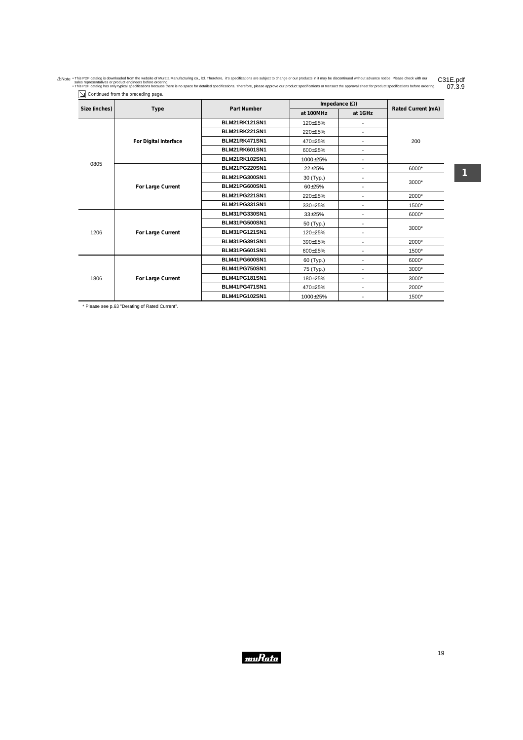Continued from the preceding page.

| Size (inches) | Type | Part Number | Impedance (Ω) | | Rated Current (mA) |
|---|---|---|---|---|---|
| | | | at 100MHz | at 1GHz | |
| 0805 | For Digital Interface | BLM21RK121SN1 | 120±25% | - | 200 |
| | | BLM21RK221SN1 | 220±25% | - | |
| | | BLM21RK471SN1 | 470±25% | - | |
| | | BLM21RK601SN1 | 600±25% | - | |
| | | BLM21RK102SN1 | 1000±25% | - | |
| | For Large Current | BLM21PG220SN1 | 22±25% | - | 6000* |
| | | BLM21PG300SN1 | 30 (Typ.) | - | 3000* |
| | | BLM21PG600SN1 | 60±25% | - | |
| | | BLM21PG221SN1 | 220±25% | - | 2000* |
| | | BLM21PG331SN1 | 330±25% | - | 1500* |
| 1206 | For Large Current | BLM31PG330SN1 | 33±25% | - | 6000* |
| | | BLM31PG500SN1 | 50 (Typ.) | - | 3000* |
| | | BLM31PG121SN1 | 120±25% | - | |
| | | BLM31PG391SN1 | 390±25% | - | 2000* |
| | | BLM31PG601SN1 | 600±25% | - | 1500* |
| 1806 | For Large Current | BLM41PG600SN1 | 60 (Typ.) | - | 6000* |
| | | BLM41PG750SN1 | 75 (Typ.) | - | 3000* |
| | | BLM41PG181SN1 | 180±25% | - | 3000* |
| | | BLM41PG471SN1 | 470±25% | - | 2000* |
| | | BLM41PG102SN1 | 1000±25% | - | 1500* |

* Please see p.63 "Derating of Rated Current".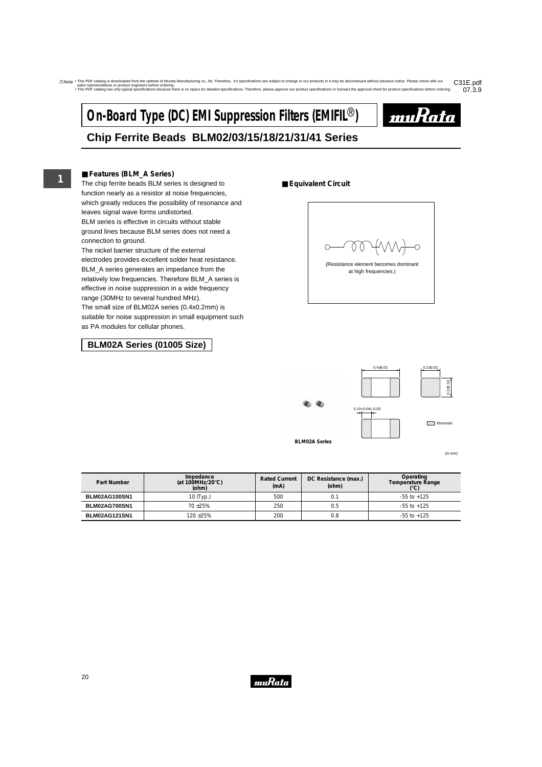# On-Board Type (DC) EMI Suppression Filters (EMIFIL®)

## Chip Ferrite Beads BLM02/03/15/18/21/31/41 Series

### ■ Features (BLM_A Series)

The chip ferrite beads BLM series is designed to function nearly as a resistor at noise frequencies, which greatly reduces the possibility of resonance and leaves signal wave forms undistorted.

BLM series is effective in circuits without stable ground lines because BLM series does not need a connection to ground.

The nickel barrier structure of the external electrodes provides excellent solder heat resistance.

BLM_A series generates an impedance from the relatively low frequencies. Therefore BLM_A series is effective in noise suppression in a wide frequency range (30MHz to several hundred MHz).

The small size of BLM02A series (0.4x0.2mm) is suitable for noise suppression in small equipment such as PA modules for cellular phones.

### ■ Equivalent Circuit

(Resistance element becomes dominant at high frequencies.)

## BLM02A Series (01005 Size)

0.4±0.02

0.2±0.02

0.2±0.02

0.10+0.04/−0.03

Electrode

BLM02A Series

(in mm)

| Part Number | Impedance (at 100MHz/20°C) (ohm) | Rated Current (mA) | DC Resistance (max.) (ohm) | Operating Temperature Range (°C) |
|---|---|---|---|---|
| BLM02AG100SN1 | 10 (Typ.) | 500 | 0.1 | -55 to +125 |
| BLM02AG700SN1 | 70 ±25% | 250 | 0.5 | -55 to +125 |
| BLM02AG121SN1 | 120 ±25% | 200 | 0.8 | -55 to +125 |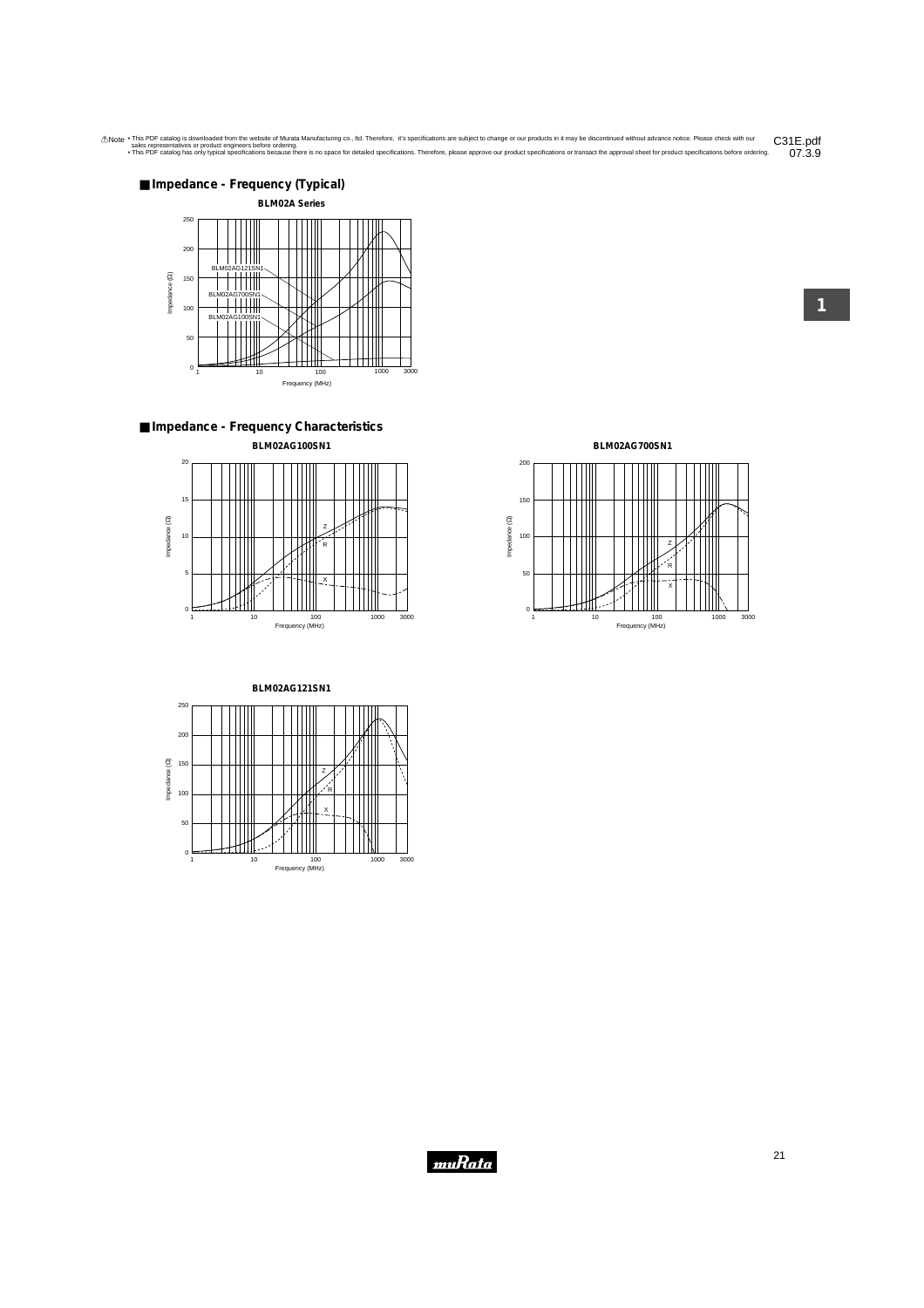## Impedance - Frequency (Typical)

**BLM02A Series**

## Impedance - Frequency Characteristics

**BLM02AG100SN1**

**BLM02AG700SN1**

**BLM02AG121SN1**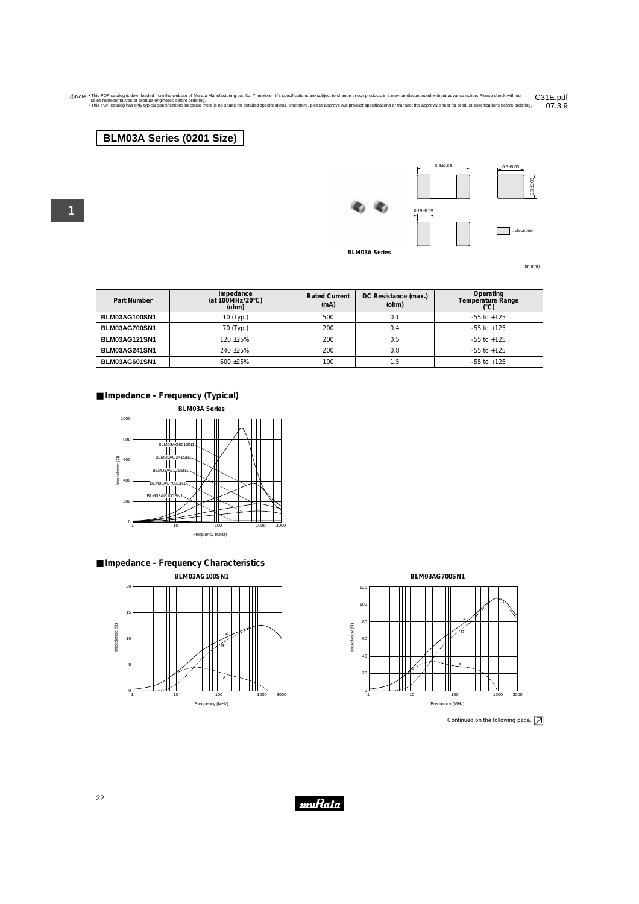⚠Note • This PDF catalog is downloaded from the website of Murata Manufacturing co., ltd. Therefore, it's specifications are subject to change or our products in it may be discontinued without advance notice. Please check with our sales representatives or product engineers before ordering.
• This PDF catalog has only typical specifications because there is no space for detailed specifications. Therefore, please approve our product specifications or transact the approval sheet for product specifications before ordering.

C31E.pdf
07.3.9

# BLM03A Series (0201 Size)

BLM03A Series

0.6±0.03 | 0.3±0.03 | 0.3±0.03 | 0.15±0.05 | : electrode

(in mm)

| Part Number | Impedance (at 100MHz/20°C) (ohm) | Rated Current (mA) | DC Resistance (max.) (ohm) | Operating Temperature Range (°C) |
|---|---|---|---|---|
| BLM03AG100SN1 | 10 (Typ.) | 500 | 0.1 | -55 to +125 |
| BLM03AG700SN1 | 70 (Typ.) | 200 | 0.4 | -55 to +125 |
| BLM03AG121SN1 | 120 ±25% | 200 | 0.5 | -55 to +125 |
| BLM03AG241SN1 | 240 ±25% | 200 | 0.8 | -55 to +125 |
| BLM03AG601SN1 | 600 ±25% | 100 | 1.5 | -55 to +125 |

## ■ Impedance - Frequency (Typical)

BLM03A Series

## ■ Impedance - Frequency Characteristics

BLM03AG100SN1

BLM03AG700SN1

Continued on the following page.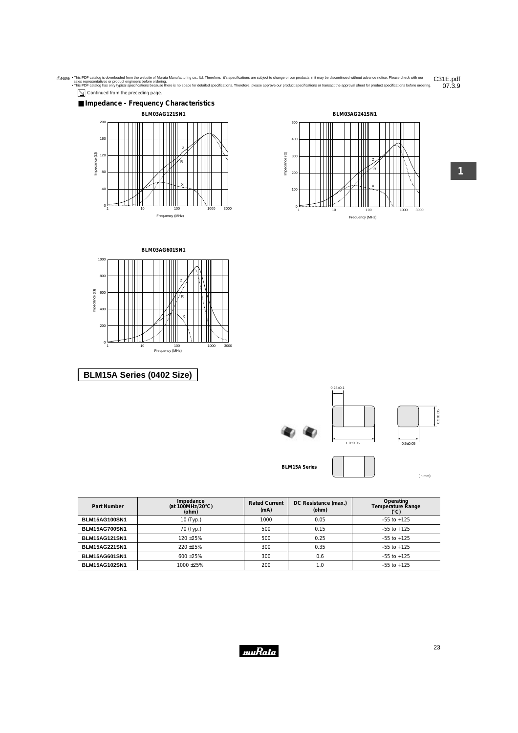!Note • This PDF catalog is downloaded from the website of Murata Manufacturing co., ltd. Therefore, it's specifications are subject to change or our products in it may be discontinued without advance notice. Please check with our sales representatives or product engineers before ordering.
• This PDF catalog has only typical specifications because there is no space for detailed specifications. Therefore, please approve our product specifications or transact the approval sheet for product specifications before ordering.

Continued from the preceding page.

## Impedance - Frequency Characteristics

BLM03AG121SN1

BLM03AG241SN1

BLM03AG601SN1

## BLM15A Series (0402 Size)

BLM15A Series

0.25±0.1

1.0±0.05

0.5±0.05

0.5±0.05

(in mm)

| Part Number | Impedance (at 100MHz/20°C) (ohm) | Rated Current (mA) | DC Resistance (max.) (ohm) | Operating Temperature Range (°C) |
|---|---|---|---|---|
| BLM15AG100SN1 | 10 (Typ.) | 1000 | 0.05 | -55 to +125 |
| BLM15AG700SN1 | 70 (Typ.) | 500 | 0.15 | -55 to +125 |
| BLM15AG121SN1 | 120 ±25% | 500 | 0.25 | -55 to +125 |
| BLM15AG221SN1 | 220 ±25% | 300 | 0.35 | -55 to +125 |
| BLM15AG601SN1 | 600 ±25% | 300 | 0.6 | -55 to +125 |
| BLM15AG102SN1 | 1000 ±25% | 200 | 1.0 | -55 to +125 |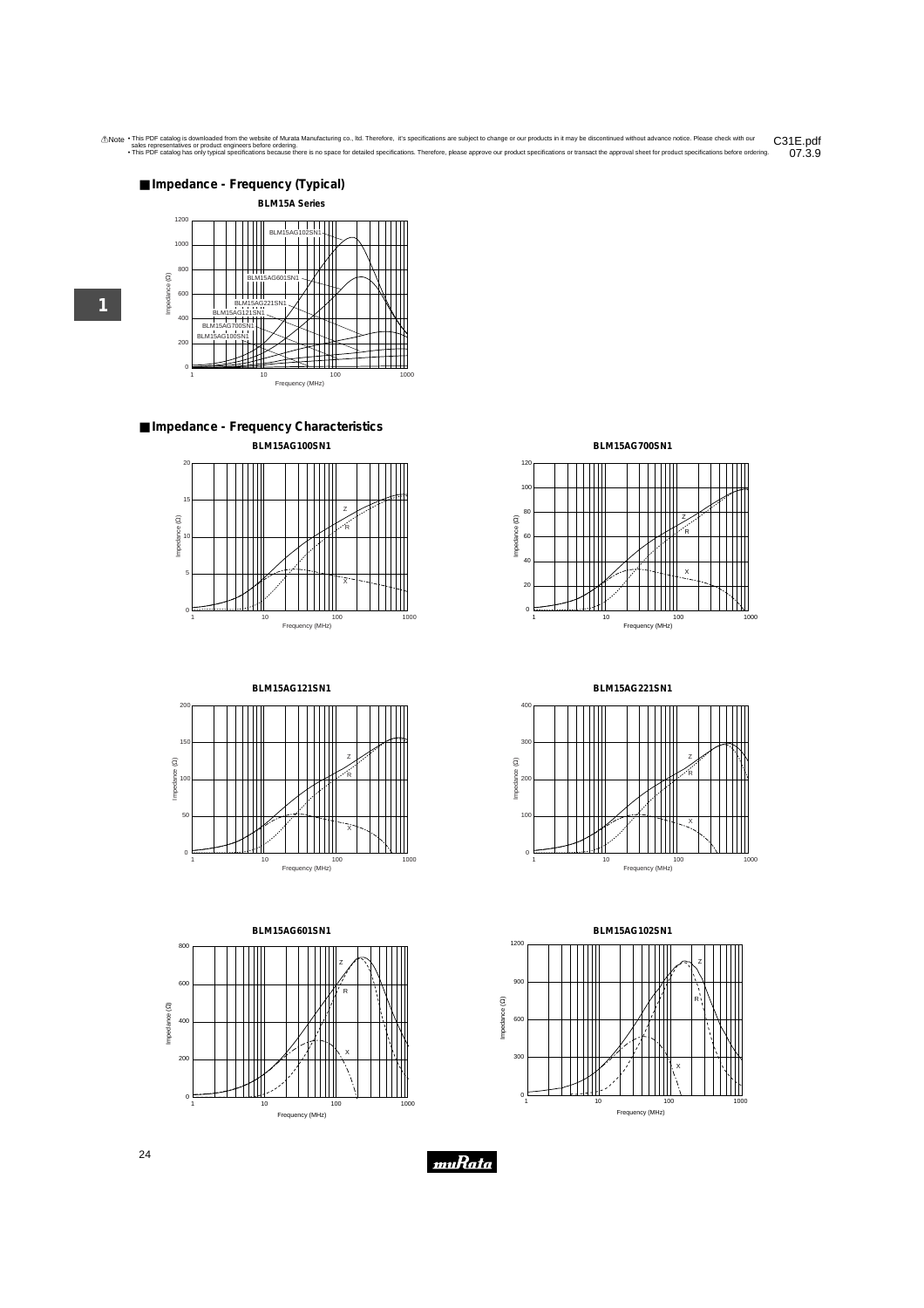## ■ Impedance - Frequency (Typical)

**BLM15A Series**

## ■ Impedance - Frequency Characteristics

**BLM15AG100SN1**

**BLM15AG700SN1**

**BLM15AG121SN1**

**BLM15AG221SN1**

**BLM15AG601SN1**

**BLM15AG102SN1**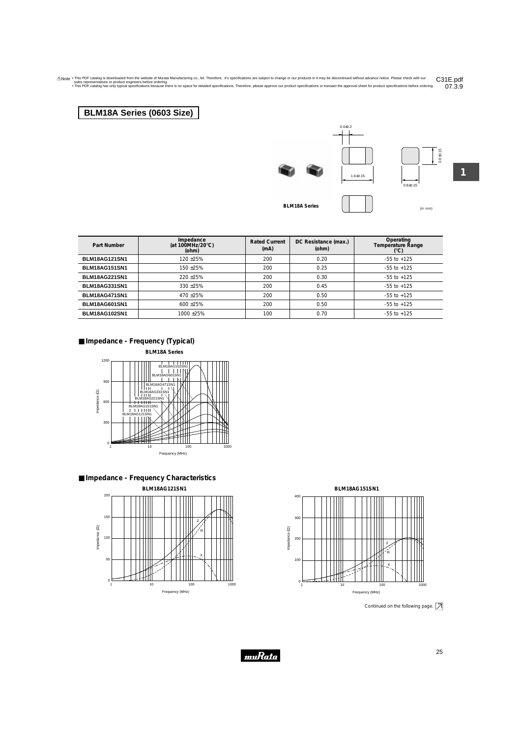!Note • This PDF catalog is downloaded from the website of Murata Manufacturing co., ltd. Therefore, it's specifications are subject to change or our products in it may be discontinued without advance notice. Please check with our sales representatives or product engineers before ordering.
• This PDF catalog has only typical specifications because there is no space for detailed specifications. Therefore, please approve our product specifications or transact the approval sheet for product specifications before ordering.

C31E.pdf
07.3.9

## BLM18A Series (0603 Size)

0.4±0.2

1.6±0.15

0.8±0.15

0.8±0.15

BLM18A Series

(in mm)

| Part Number | Impedance (at 100MHz/20°C) (ohm) | Rated Current (mA) | DC Resistance (max.) (ohm) | Operating Temperature Range (°C) |
|---|---|---|---|---|
| BLM18AG121SN1 | 120 ±25% | 200 | 0.20 | -55 to +125 |
| BLM18AG151SN1 | 150 ±25% | 200 | 0.25 | -55 to +125 |
| BLM18AG221SN1 | 220 ±25% | 200 | 0.30 | -55 to +125 |
| BLM18AG331SN1 | 330 ±25% | 200 | 0.45 | -55 to +125 |
| BLM18AG471SN1 | 470 ±25% | 200 | 0.50 | -55 to +125 |
| BLM18AG601SN1 | 600 ±25% | 200 | 0.50 | -55 to +125 |
| BLM18AG102SN1 | 1000 ±25% | 100 | 0.70 | -55 to +125 |

### ■ Impedance - Frequency (Typical)

BLM18A Series

### ■ Impedance - Frequency Characteristics

BLM18AG121SN1

BLM18AG151SN1

Continued on the following page.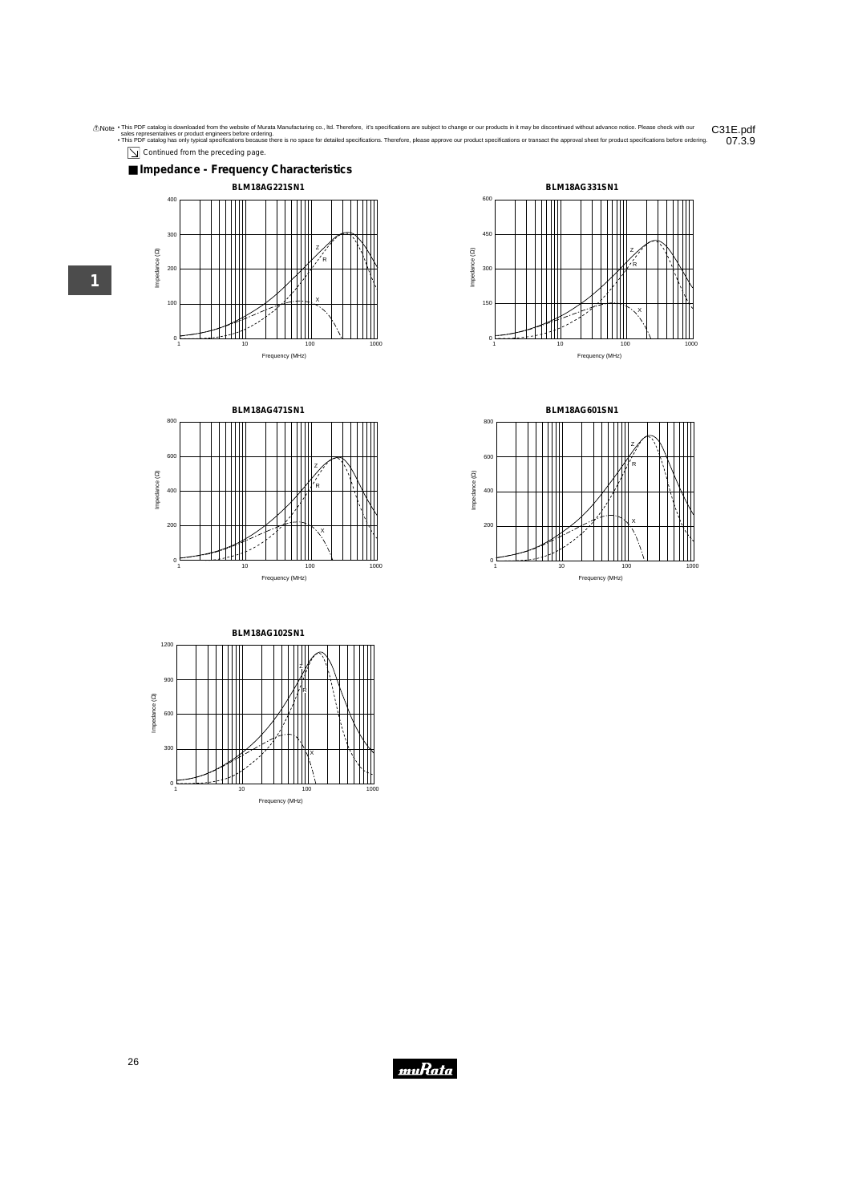Continued from the preceding page.

## Impedance - Frequency Characteristics

**BLM18AG221SN1**

**BLM18AG331SN1**

**BLM18AG471SN1**

**BLM18AG601SN1**

**BLM18AG102SN1**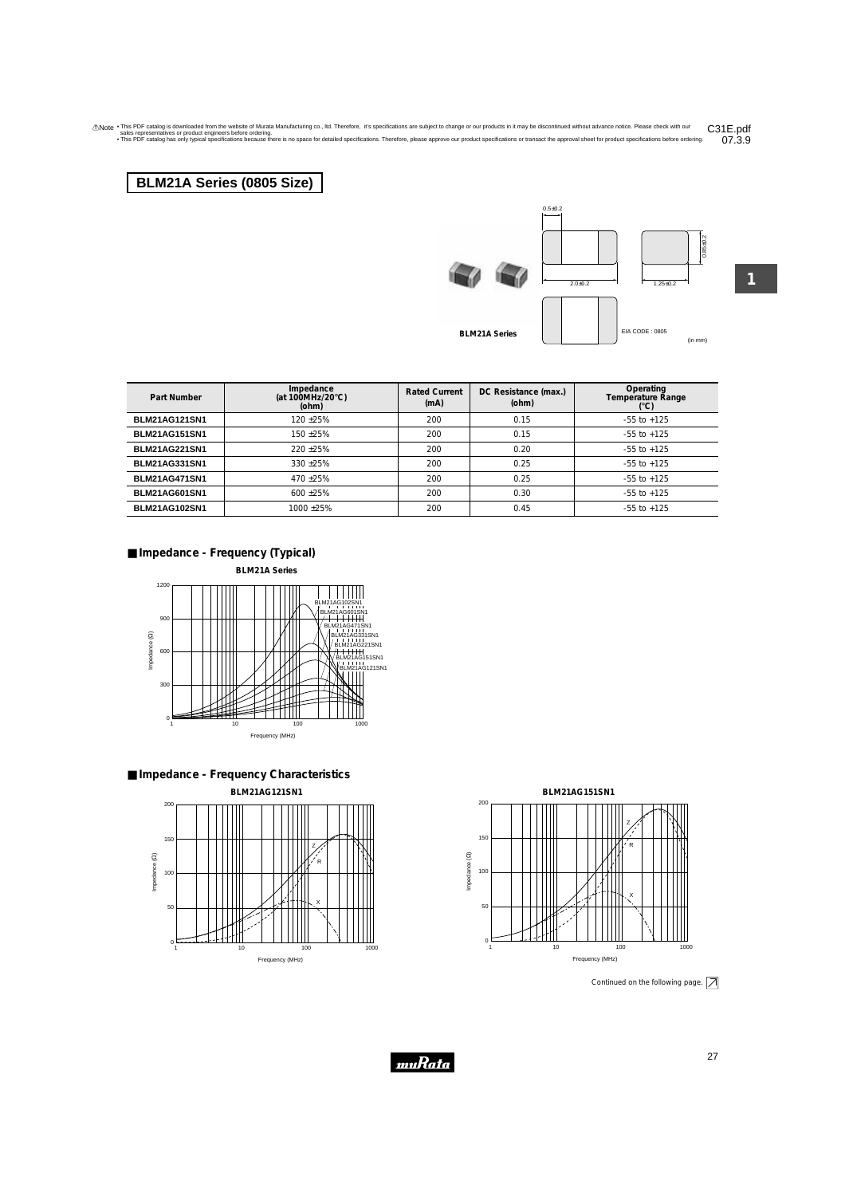⚠Note • This PDF catalog is downloaded from the website of Murata Manufacturing co., ltd. Therefore, it's specifications are subject to change or our products in it may be discontinued without advance notice. Please check with our sales representatives or product engineers before ordering.
• This PDF catalog has only typical specifications because there is no space for detailed specifications. Therefore, please approve our product specifications or transact the approval sheet for product specifications before ordering.

C31E.pdf
07.3.9

# BLM21A Series (0805 Size)

BLM21A Series

EIA CODE : 0805

(in mm)

| Part Number | Impedance (at 100MHz/20°C) (ohm) | Rated Current (mA) | DC Resistance (max.) (ohm) | Operating Temperature Range (°C) |
|---|---|---|---|---|
| BLM21AG121SN1 | 120 ±25% | 200 | 0.15 | -55 to +125 |
| BLM21AG151SN1 | 150 ±25% | 200 | 0.15 | -55 to +125 |
| BLM21AG221SN1 | 220 ±25% | 200 | 0.20 | -55 to +125 |
| BLM21AG331SN1 | 330 ±25% | 200 | 0.25 | -55 to +125 |
| BLM21AG471SN1 | 470 ±25% | 200 | 0.25 | -55 to +125 |
| BLM21AG601SN1 | 600 ±25% | 200 | 0.30 | -55 to +125 |
| BLM21AG102SN1 | 1000 ±25% | 200 | 0.45 | -55 to +125 |

## ■ Impedance - Frequency (Typical)

BLM21A Series

## ■ Impedance - Frequency Characteristics

BLM21AG121SN1

BLM21AG151SN1

Continued on the following page.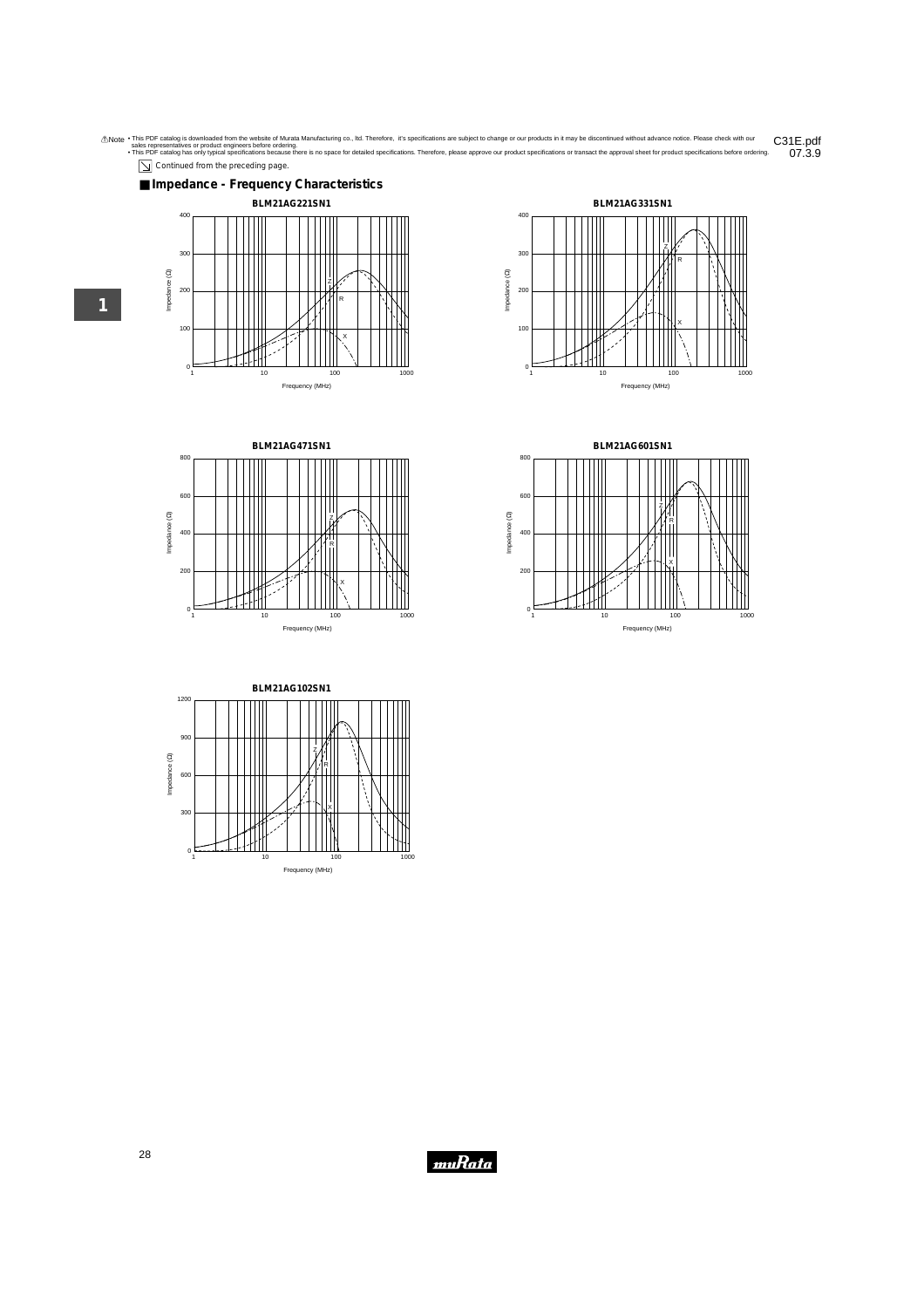⚠Note • This PDF catalog is downloaded from the website of Murata Manufacturing co., ltd. Therefore, it's specifications are subject to change or our products in it may be discontinued without advance notice. Please check with our sales representatives or product engineers before ordering.
• This PDF catalog has only typical specifications because there is no space for detailed specifications. Therefore, please approve our product specifications or transact the approval sheet for product specifications before ordering.

C31E.pdf
07.3.9

Continued from the preceding page.

## Impedance - Frequency Characteristics

**BLM21AG221SN1**

**BLM21AG331SN1**

**BLM21AG471SN1**

**BLM21AG601SN1**

**BLM21AG102SN1**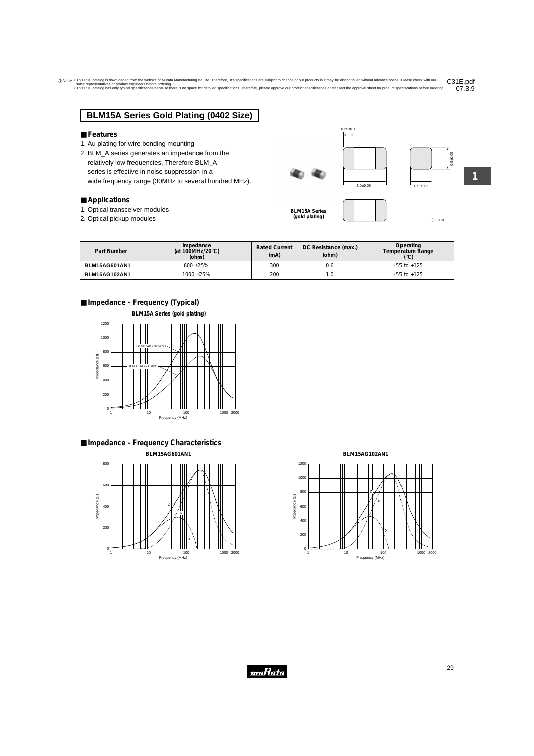## BLM15A Series Gold Plating (0402 Size)

### ■ Features

1. Au plating for wire bonding mounting
2. BLM_A series generates an impedance from the relatively low frequencies. Therefore BLM_A series is effective in noise suppression in a wide frequency range (30MHz to several hundred MHz).

### ■ Applications

1. Optical transceiver modules
2. Optical pickup modules

BLM15A Series (gold plating)

(in mm)

| Part Number | Impedance (at 100MHz/20°C) (ohm) | Rated Current (mA) | DC Resistance (max.) (ohm) | Operating Temperature Range (°C) |
|---|---|---|---|---|
| BLM15AG601AN1 | 600 ±25% | 300 | 0.6 | -55 to +125 |
| BLM15AG102AN1 | 1000 ±25% | 200 | 1.0 | -55 to +125 |

### ■ Impedance - Frequency (Typical)

BLM15A Series (gold plating)

### ■ Impedance - Frequency Characteristics

BLM15AG601AN1

BLM15AG102AN1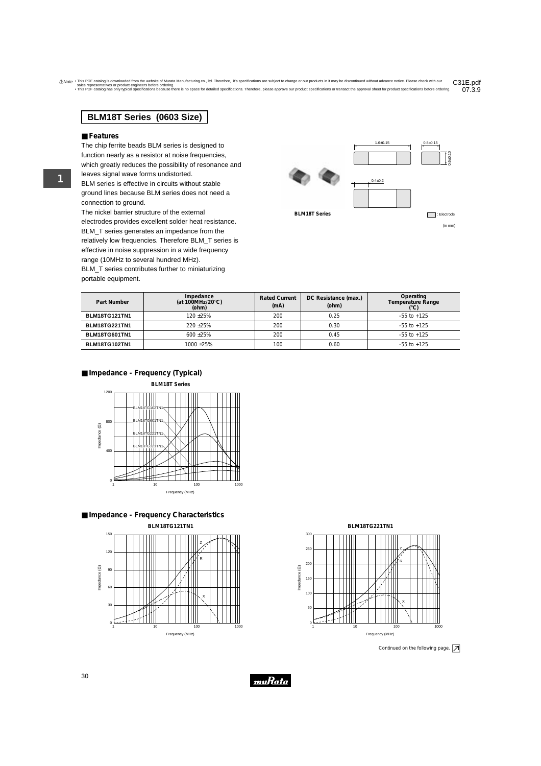## BLM18T Series (0603 Size)

### ■ Features

The chip ferrite beads BLM series is designed to function nearly as a resistor at noise frequencies, which greatly reduces the possibility of resonance and leaves signal wave forms undistorted.
BLM series is effective in circuits without stable ground lines because BLM series does not need a connection to ground.
The nickel barrier structure of the external electrodes provides excellent solder heat resistance.
BLM_T series generates an impedance from the relatively low frequencies. Therefore BLM_T series is effective in noise suppression in a wide frequency range (10MHz to several hundred MHz).
BLM_T series contributes further to miniaturizing portable equipment.

BLM18T Series

1.6±0.15 | 0.8±0.15 | 0.8±0.15 | 0.4±0.2

: Electrode

(in mm)

| Part Number | Impedance (at 100MHz/20°C) (ohm) | Rated Current (mA) | DC Resistance (max.) (ohm) | Operating Temperature Range (°C) |
|---|---|---|---|---|
| BLM18TG121TN1 | 120 ±25% | 200 | 0.25 | -55 to +125 |
| BLM18TG221TN1 | 220 ±25% | 200 | 0.30 | -55 to +125 |
| BLM18TG601TN1 | 600 ±25% | 200 | 0.45 | -55 to +125 |
| BLM18TG102TN1 | 1000 ±25% | 100 | 0.60 | -55 to +125 |

### ■ Impedance - Frequency (Typical)

BLM18T Series

### ■ Impedance - Frequency Characteristics

BLM18TG121TN1

BLM18TG221TN1

Continued on the following page.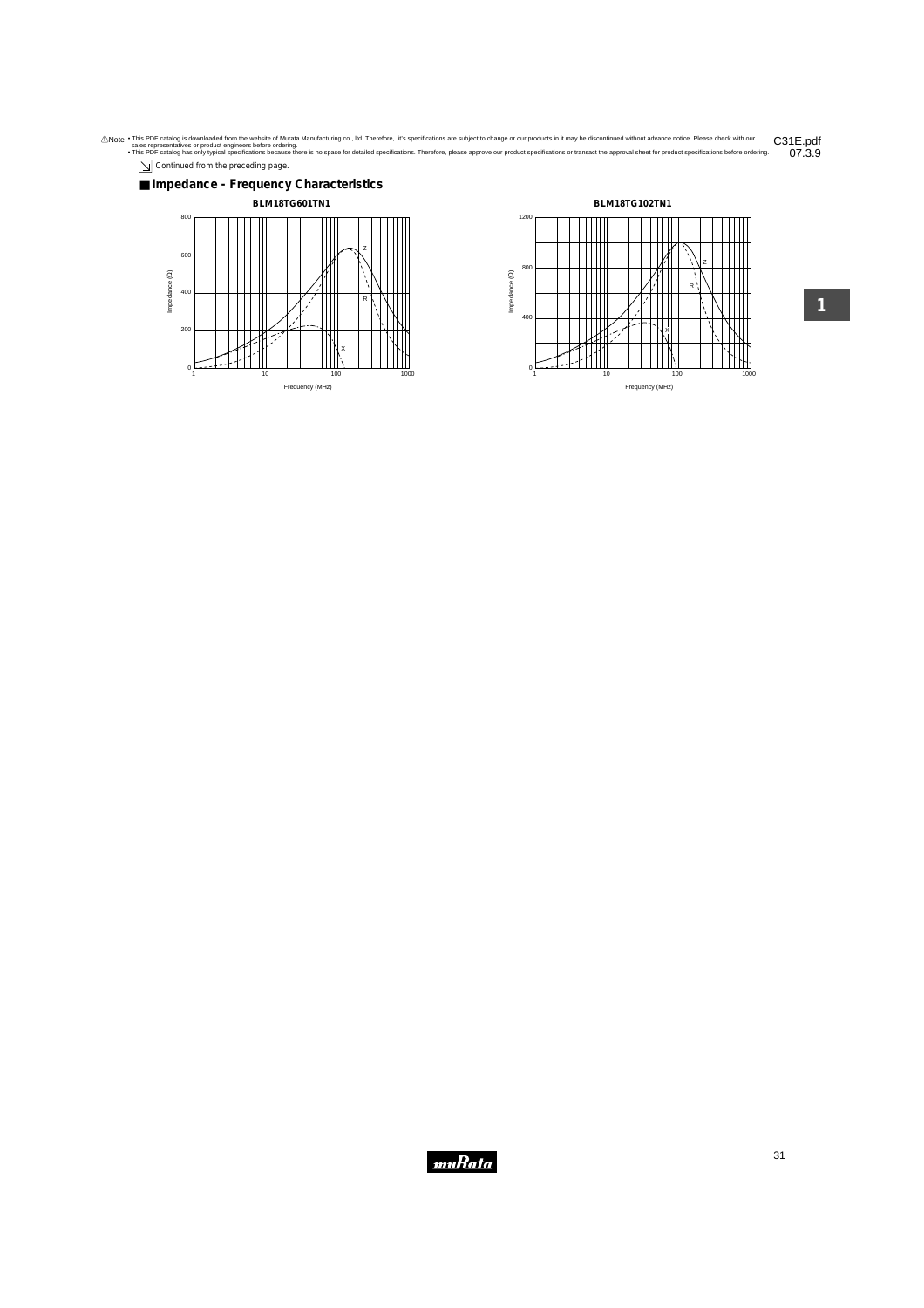⚠Note • This PDF catalog is downloaded from the website of Murata Manufacturing co., ltd. Therefore, it's specifications are subject to change or our products in it may be discontinued without advance notice. Please check with our sales representatives or product engineers before ordering.
• This PDF catalog has only typical specifications because there is no space for detailed specifications. Therefore, please approve our product specifications or transact the approval sheet for product specifications before ordering.

C31E.pdf
07.3.9

Continued from the preceding page.

## Impedance - Frequency Characteristics

**BLM18TG601TN1**

Impedance (Ω) vs. Frequency (MHz): curves Z, R, X (0–800 Ω, 1–1000 MHz)

**BLM18TG102TN1**

Impedance (Ω) vs. Frequency (MHz): curves Z, R, X (0–1200 Ω, 1–1000 MHz)

1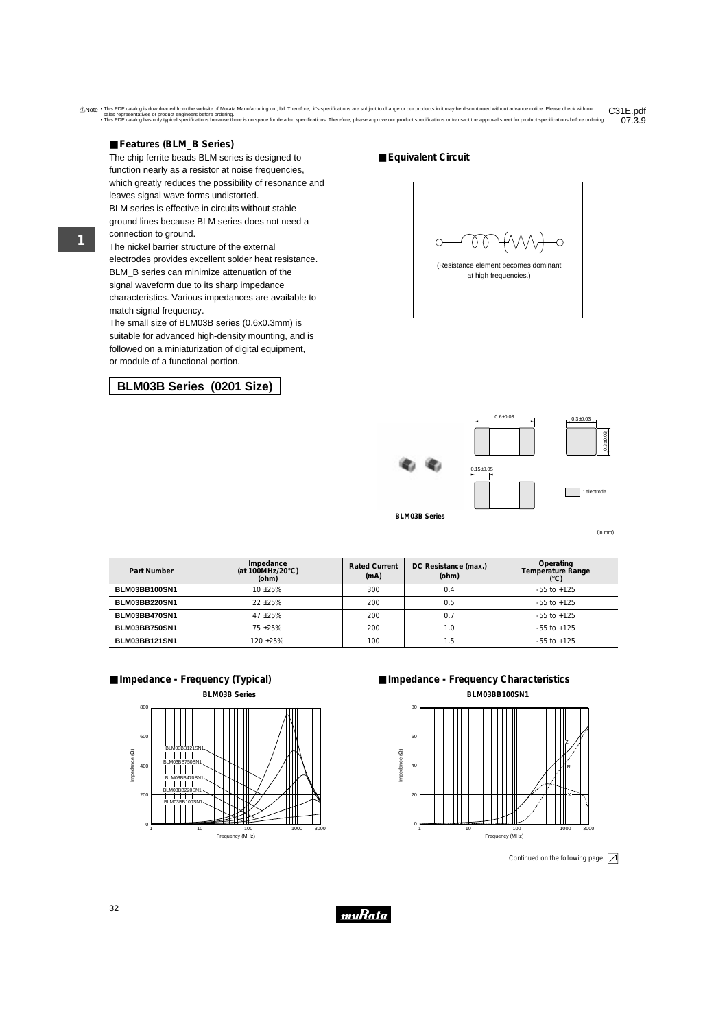■ **Features (BLM_B Series)**

The chip ferrite beads BLM series is designed to function nearly as a resistor at noise frequencies, which greatly reduces the possibility of resonance and leaves signal wave forms undistorted.
BLM series is effective in circuits without stable ground lines because BLM series does not need a connection to ground.
The nickel barrier structure of the external electrodes provides excellent solder heat resistance.
BLM_B series can minimize attenuation of the signal waveform due to its sharp impedance characteristics. Various impedances are available to match signal frequency.
The small size of BLM03B series (0.6x0.3mm) is suitable for advanced high-density mounting, and is followed on a miniaturization of digital equipment, or module of a functional portion.

■ **Equivalent Circuit**

(Resistance element becomes dominant at high frequencies.)

## BLM03B Series (0201 Size)

0.6±0.03
0.3±0.03
0.3±0.03
0.15±0.05
: electrode

BLM03B Series

(in mm)

| Part Number | Impedance (at 100MHz/20°C) (ohm) | Rated Current (mA) | DC Resistance (max.) (ohm) | Operating Temperature Range (°C) |
|---|---|---|---|---|
| BLM03BB100SN1 | 10 ±25% | 300 | 0.4 | -55 to +125 |
| BLM03BB220SN1 | 22 ±25% | 200 | 0.5 | -55 to +125 |
| BLM03BB470SN1 | 47 ±25% | 200 | 0.7 | -55 to +125 |
| BLM03BB750SN1 | 75 ±25% | 200 | 1.0 | -55 to +125 |
| BLM03BB121SN1 | 120 ±25% | 100 | 1.5 | -55 to +125 |

■ **Impedance - Frequency (Typical)**

BLM03B Series

■ **Impedance - Frequency Characteristics**

BLM03BB100SN1

Continued on the following page.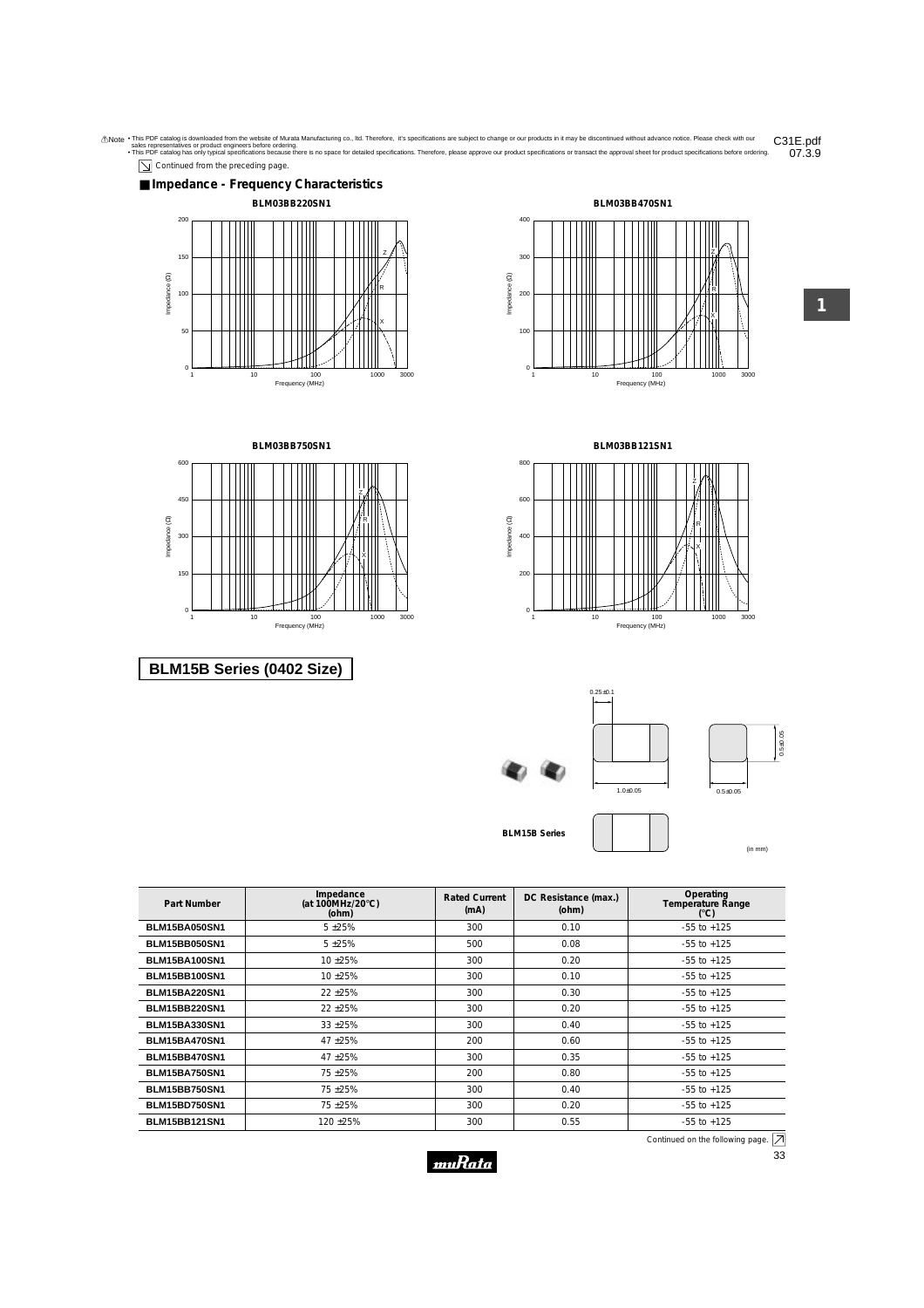⚠Note • This PDF catalog is downloaded from the website of Murata Manufacturing co., ltd. Therefore, it's specifications are subject to change or our products in it may be discontinued without advance notice. Please check with our sales representatives or product engineers before ordering.
• This PDF catalog has only typical specifications because there is no space for detailed specifications. Therefore, please approve our product specifications or transact the approval sheet for product specifications before ordering.

C31E.pdf
07.3.9

Continued from the preceding page.

## Impedance - Frequency Characteristics

**BLM03BB220SN1**

**BLM03BB470SN1**

**BLM03BB750SN1**

**BLM03BB121SN1**

## BLM15B Series (0402 Size)

**BLM15B Series**

0.25±0.1

1.0±0.05

0.5±0.05

0.5±0.05

(in mm)

| Part Number | Impedance (at 100MHz/20°C) (ohm) | Rated Current (mA) | DC Resistance (max.) (ohm) | Operating Temperature Range (°C) |
|---|---|---|---|---|
| BLM15BA050SN1 | 5 ±25% | 300 | 0.10 | -55 to +125 |
| BLM15BB050SN1 | 5 ±25% | 500 | 0.08 | -55 to +125 |
| BLM15BA100SN1 | 10 ±25% | 300 | 0.20 | -55 to +125 |
| BLM15BB100SN1 | 10 ±25% | 300 | 0.10 | -55 to +125 |
| BLM15BA220SN1 | 22 ±25% | 300 | 0.30 | -55 to +125 |
| BLM15BB220SN1 | 22 ±25% | 300 | 0.20 | -55 to +125 |
| BLM15BA330SN1 | 33 ±25% | 300 | 0.40 | -55 to +125 |
| BLM15BA470SN1 | 47 ±25% | 200 | 0.60 | -55 to +125 |
| BLM15BB470SN1 | 47 ±25% | 300 | 0.35 | -55 to +125 |
| BLM15BA750SN1 | 75 ±25% | 200 | 0.80 | -55 to +125 |
| BLM15BB750SN1 | 75 ±25% | 300 | 0.40 | -55 to +125 |
| BLM15BD750SN1 | 75 ±25% | 300 | 0.20 | -55 to +125 |
| BLM15BB121SN1 | 120 ±25% | 300 | 0.55 | -55 to +125 |

Continued on the following page.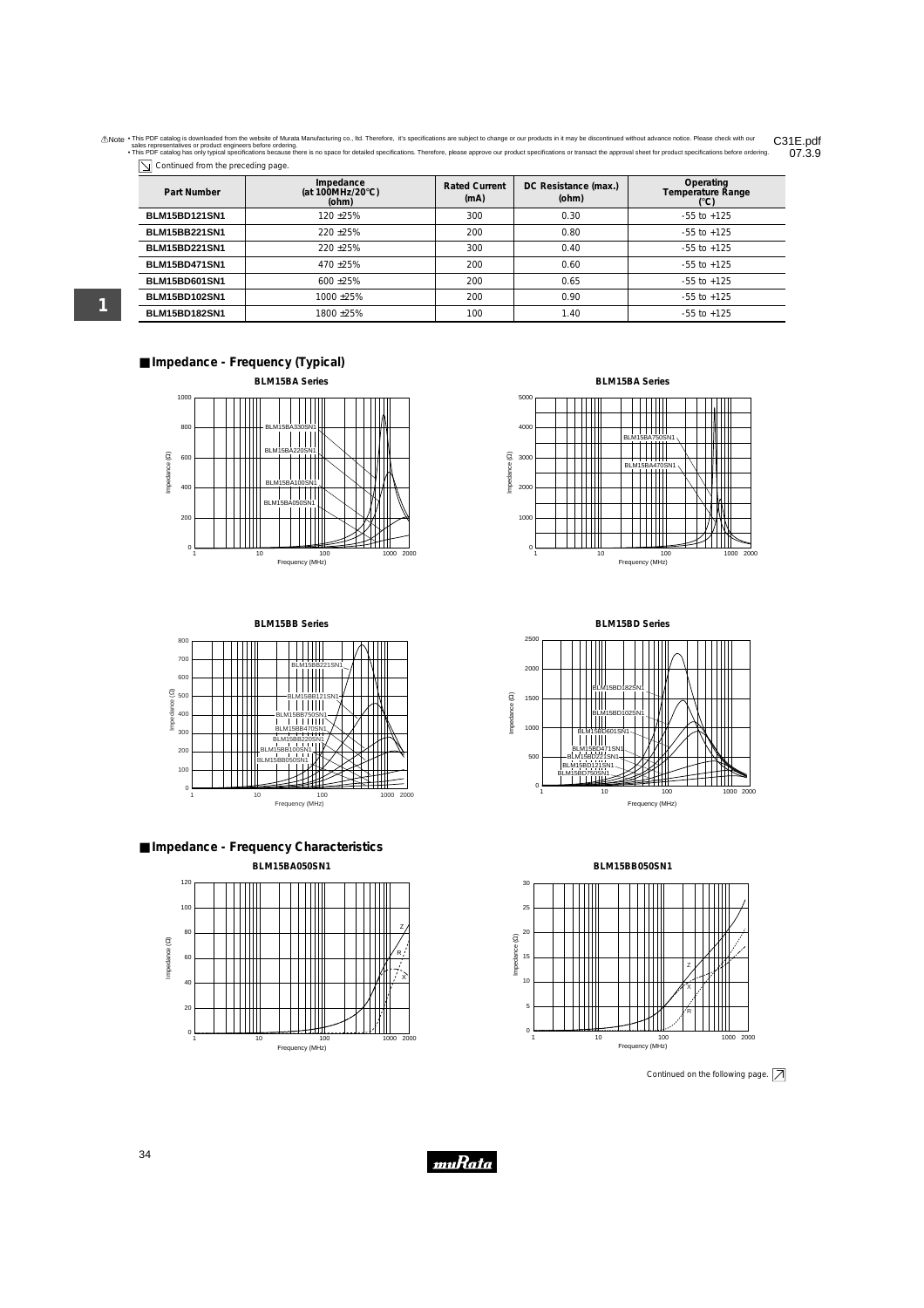⚠Note • This PDF catalog is downloaded from the website of Murata Manufacturing co., ltd. Therefore, it's specifications are subject to change or our products in it may be discontinued without advance notice. Please check with our sales representatives or product engineers before ordering.
• This PDF catalog has only typical specifications because there is no space for detailed specifications. Therefore, please approve our product specifications or transact the approval sheet for product specifications before ordering.

C31E.pdf
07.3.9

Continued from the preceding page.

| Part Number | Impedance (at 100MHz/20°C) (ohm) | Rated Current (mA) | DC Resistance (max.) (ohm) | Operating Temperature Range (°C) |
|---|---|---|---|---|
| BLM15BD121SN1 | 120 ±25% | 300 | 0.30 | -55 to +125 |
| BLM15BB221SN1 | 220 ±25% | 200 | 0.80 | -55 to +125 |
| BLM15BD221SN1 | 220 ±25% | 300 | 0.40 | -55 to +125 |
| BLM15BD471SN1 | 470 ±25% | 200 | 0.60 | -55 to +125 |
| BLM15BD601SN1 | 600 ±25% | 200 | 0.65 | -55 to +125 |
| BLM15BD102SN1 | 1000 ±25% | 200 | 0.90 | -55 to +125 |
| BLM15BD182SN1 | 1800 ±25% | 100 | 1.40 | -55 to +125 |

## ■ Impedance - Frequency (Typical)

BLM15BA Series

BLM15BA Series

BLM15BB Series

BLM15BD Series

## ■ Impedance - Frequency Characteristics

BLM15BA050SN1

BLM15BB050SN1

Continued on the following page.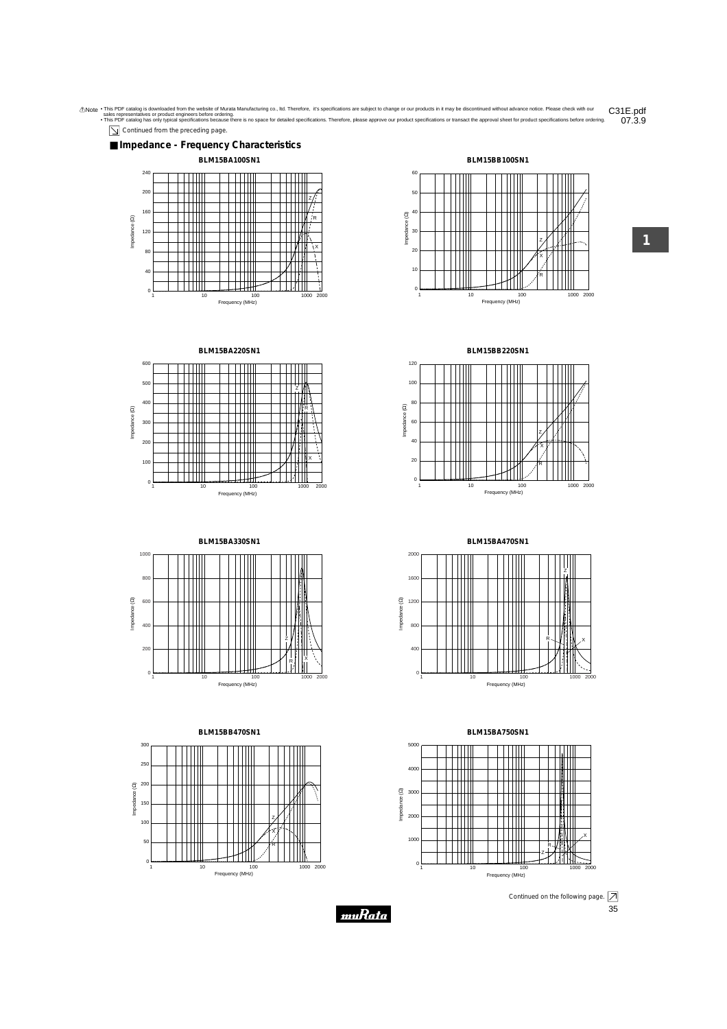⚠Note • This PDF catalog is downloaded from the website of Murata Manufacturing co., ltd. Therefore, it's specifications are subject to change or our products in it may be discontinued without advance notice. Please check with our sales representatives or product engineers before ordering.
• This PDF catalog has only typical specifications because there is no space for detailed specifications. Therefore, please approve our product specifications or transact the approval sheet for product specifications before ordering.

C31E.pdf 07.3.9

Continued from the preceding page.

## ■ Impedance - Frequency Characteristics

**BLM15BA100SN1**

**BLM15BB100SN1**

**BLM15BA220SN1**

**BLM15BB220SN1**

**BLM15BA330SN1**

**BLM15BA470SN1**

**BLM15BB470SN1**

**BLM15BA750SN1**

Continued on the following page.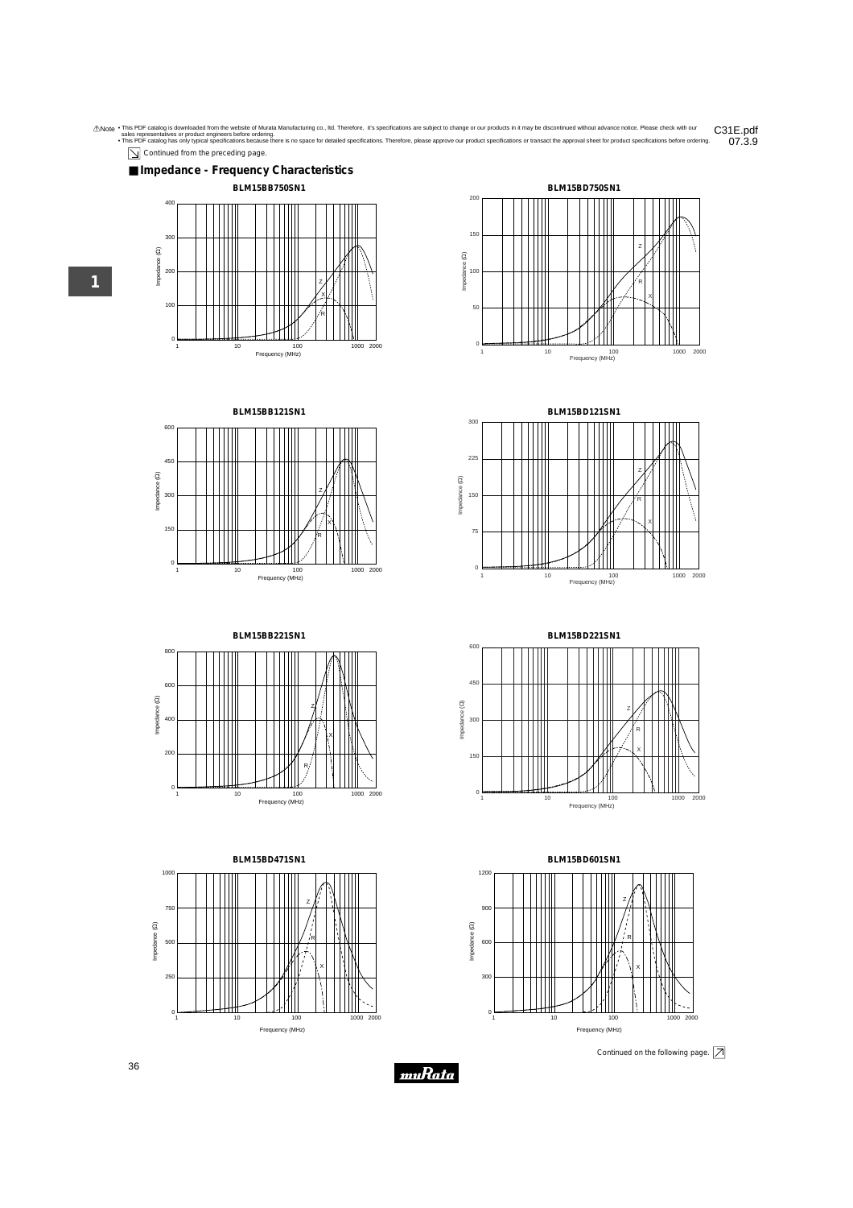⚠Note • This PDF catalog is downloaded from the website of Murata Manufacturing co., ltd. Therefore, it's specifications are subject to change or our products in it may be discontinued without advance notice. Please check with our sales representatives or product engineers before ordering.
• This PDF catalog has only typical specifications because there is no space for detailed specifications. Therefore, please approve our product specifications or transact the approval sheet for product specifications before ordering.

C31E.pdf
07.3.9

Continued from the preceding page.

## Impedance - Frequency Characteristics

**BLM15BB750SN1**

**BLM15BD750SN1**

**BLM15BB121SN1**

**BLM15BD121SN1**

**BLM15BB221SN1**

**BLM15BD221SN1**

**BLM15BD471SN1**

**BLM15BD601SN1**

Continued on the following page.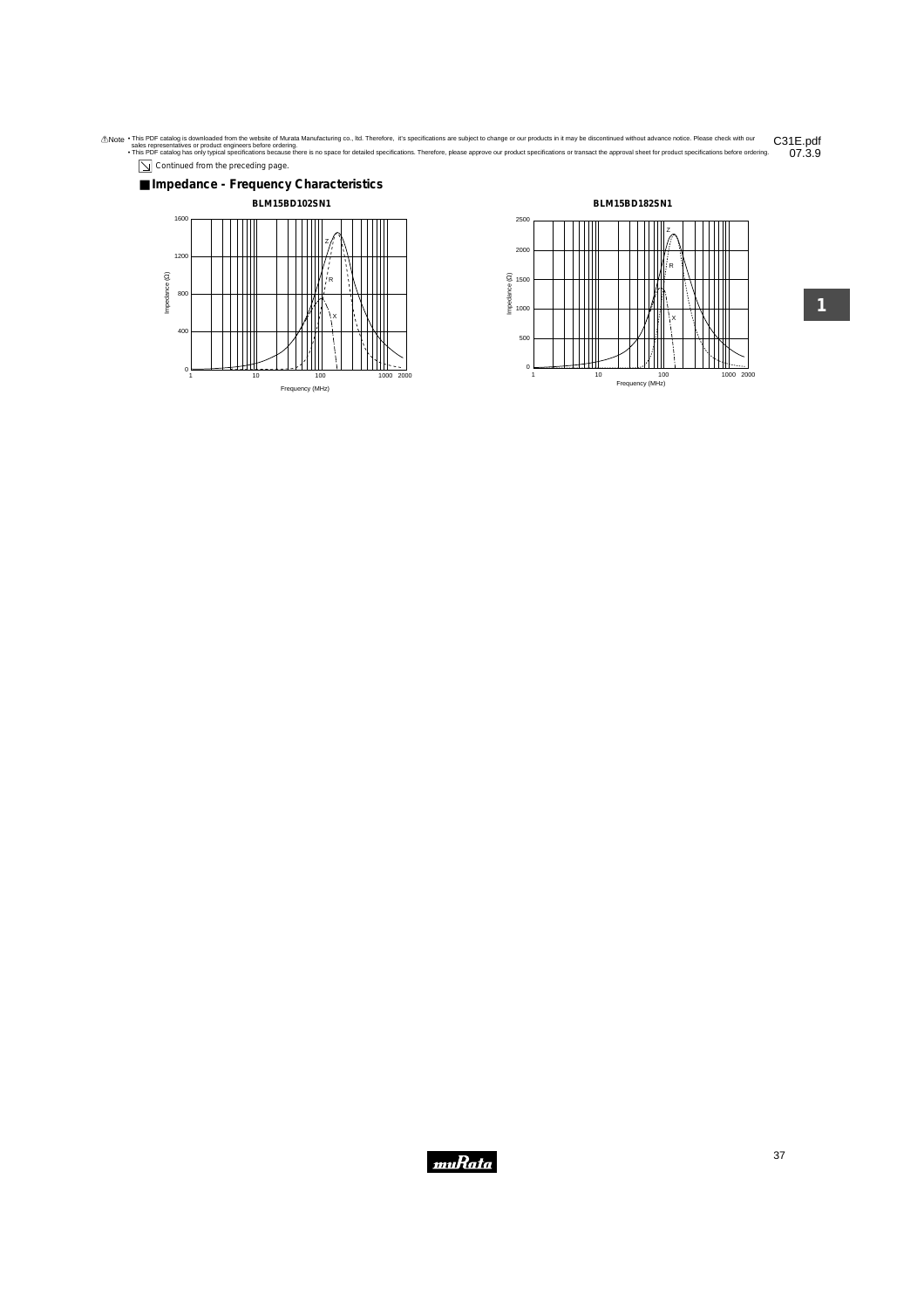⚠Note • This PDF catalog is downloaded from the website of Murata Manufacturing co., ltd. Therefore, it's specifications are subject to change or our products in it may be discontinued without advance notice. Please check with our sales representatives or product engineers before ordering.
• This PDF catalog has only typical specifications because there is no space for detailed specifications. Therefore, please approve our product specifications or transact the approval sheet for product specifications before ordering.

C31E.pdf
07.3.9

Continued from the preceding page.

## Impedance - Frequency Characteristics

**BLM15BD102SN1**

Impedance (Ω): 0, 400, 800, 1200, 1600
Frequency (MHz): 1, 10, 100, 1000, 2000
Z, R, X

**BLM15BD182SN1**

Impedance (Ω): 0, 500, 1000, 1500, 2000, 2500
Frequency (MHz): 1, 10, 100, 1000, 2000
Z, R, X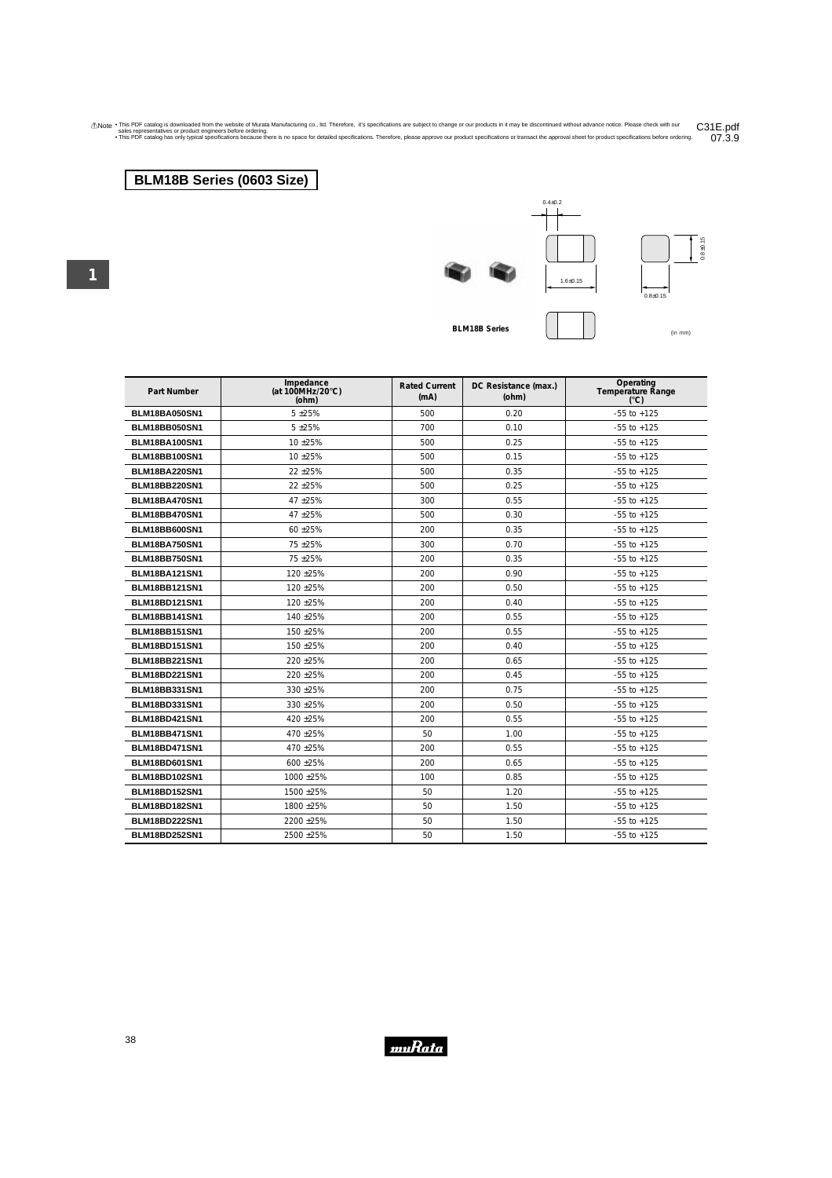⚠Note • This PDF catalog is downloaded from the website of Murata Manufacturing co., ltd. Therefore, it's specifications are subject to change or our products in it may be discontinued without advance notice. Please check with our sales representatives or product engineers before ordering.
• This PDF catalog has only typical specifications because there is no space for detailed specifications. Therefore, please approve our product specifications or transact the approval sheet for product specifications before ordering.

C31E.pdf
07.3.9

## BLM18B Series (0603 Size)

0.4±0.2

1.6±0.15

0.8±0.15

0.8±0.15

BLM18B Series

(in mm)

| Part Number | Impedance (at 100MHz/20°C) (ohm) | Rated Current (mA) | DC Resistance (max.) (ohm) | Operating Temperature Range (°C) |
|---|---|---|---|---|
| BLM18BA050SN1 | 5 ±25% | 500 | 0.20 | -55 to +125 |
| BLM18BB050SN1 | 5 ±25% | 700 | 0.10 | -55 to +125 |
| BLM18BA100SN1 | 10 ±25% | 500 | 0.25 | -55 to +125 |
| BLM18BB100SN1 | 10 ±25% | 500 | 0.15 | -55 to +125 |
| BLM18BA220SN1 | 22 ±25% | 500 | 0.35 | -55 to +125 |
| BLM18BB220SN1 | 22 ±25% | 500 | 0.25 | -55 to +125 |
| BLM18BA470SN1 | 47 ±25% | 300 | 0.55 | -55 to +125 |
| BLM18BB470SN1 | 47 ±25% | 500 | 0.30 | -55 to +125 |
| BLM18BB600SN1 | 60 ±25% | 200 | 0.35 | -55 to +125 |
| BLM18BA750SN1 | 75 ±25% | 300 | 0.70 | -55 to +125 |
| BLM18BB750SN1 | 75 ±25% | 200 | 0.35 | -55 to +125 |
| BLM18BA121SN1 | 120 ±25% | 200 | 0.90 | -55 to +125 |
| BLM18BB121SN1 | 120 ±25% | 200 | 0.50 | -55 to +125 |
| BLM18BD121SN1 | 120 ±25% | 200 | 0.40 | -55 to +125 |
| BLM18BB141SN1 | 140 ±25% | 200 | 0.55 | -55 to +125 |
| BLM18BB151SN1 | 150 ±25% | 200 | 0.55 | -55 to +125 |
| BLM18BD151SN1 | 150 ±25% | 200 | 0.40 | -55 to +125 |
| BLM18BB221SN1 | 220 ±25% | 200 | 0.65 | -55 to +125 |
| BLM18BD221SN1 | 220 ±25% | 200 | 0.45 | -55 to +125 |
| BLM18BB331SN1 | 330 ±25% | 200 | 0.75 | -55 to +125 |
| BLM18BD331SN1 | 330 ±25% | 200 | 0.50 | -55 to +125 |
| BLM18BD421SN1 | 420 ±25% | 200 | 0.55 | -55 to +125 |
| BLM18BB471SN1 | 470 ±25% | 50 | 1.00 | -55 to +125 |
| BLM18BD471SN1 | 470 ±25% | 200 | 0.55 | -55 to +125 |
| BLM18BD601SN1 | 600 ±25% | 200 | 0.65 | -55 to +125 |
| BLM18BD102SN1 | 1000 ±25% | 100 | 0.85 | -55 to +125 |
| BLM18BD152SN1 | 1500 ±25% | 50 | 1.20 | -55 to +125 |
| BLM18BD182SN1 | 1800 ±25% | 50 | 1.50 | -55 to +125 |
| BLM18BD222SN1 | 2200 ±25% | 50 | 1.50 | -55 to +125 |
| BLM18BD252SN1 | 2500 ±25% | 50 | 1.50 | -55 to +125 |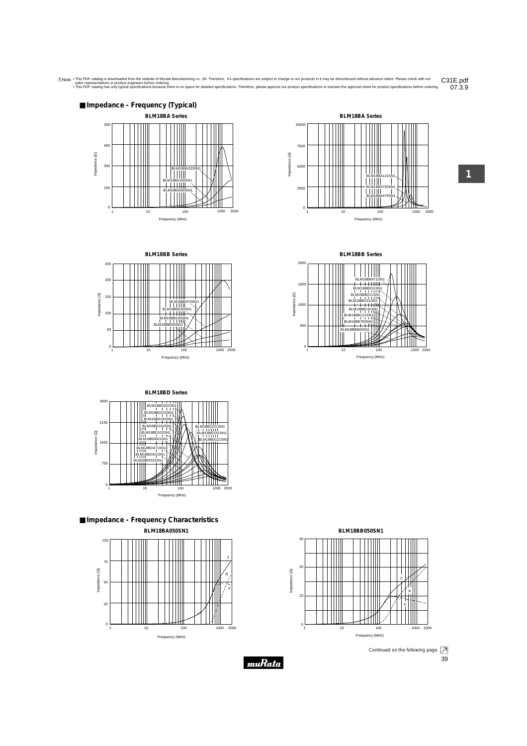⚠Note • This PDF catalog is downloaded from the website of Murata Manufacturing co., ltd. Therefore, it's specifications are subject to change or our products in it may be discontinued without advance notice. Please check with our sales representatives or product engineers before ordering.
• This PDF catalog has only typical specifications because there is no space for detailed specifications. Therefore, please approve our product specifications or transact the approval sheet for product specifications before ordering.

C31E.pdf
07.3.9

## ■ Impedance - Frequency (Typical)

**BLM18BA Series**

BLM18BA220SN1
BLM18BA100SN1
BLM18BA050SN1

Impedance (Ω) — Frequency (MHz)

**BLM18BA Series**

BLM18BA121SN1
BLM18BA750SN1
BLM18BA470SN1

Impedance (Ω) — Frequency (MHz)

**BLM18BB Series**

BLM18BB470SN1
BLM18BB220SN1
BLM18BB100SN1
BLM18BB050SN1

Impedance (Ω) — Frequency (MHz)

**BLM18BB Series**

BLM18BB471SN1
BLM18BB331SN1
BLM18BB221SN1
BLM18BB151SN1
BLM18BB141SN1
BLM18BB121SN1
BLM18BB750SN1
BLM18BB600SN1

Impedance (Ω) — Frequency (MHz)

**BLM18BD Series**

BLM18BD252SN1
BLM18BD222SN1
BLM18BD182SN1
BLM18BD152SN1
BLM18BD102SN1
BLM18BD601SN1
BLM18BD471SN1
BLM18BD421SN1
BLM18BD331SN1
BLM18BD221SN1
BLM18BD151SN1
BLM18BD121SN1

Impedance (Ω) — Frequency (MHz)

## ■ Impedance - Frequency Characteristics

**BLM18BA050SN1**

Z, R, X

Impedance (Ω) — Frequency (MHz)

**BLM18BB050SN1**

Z, R, X

Impedance (Ω) — Frequency (MHz)

Continued on the following page. ↗

muRata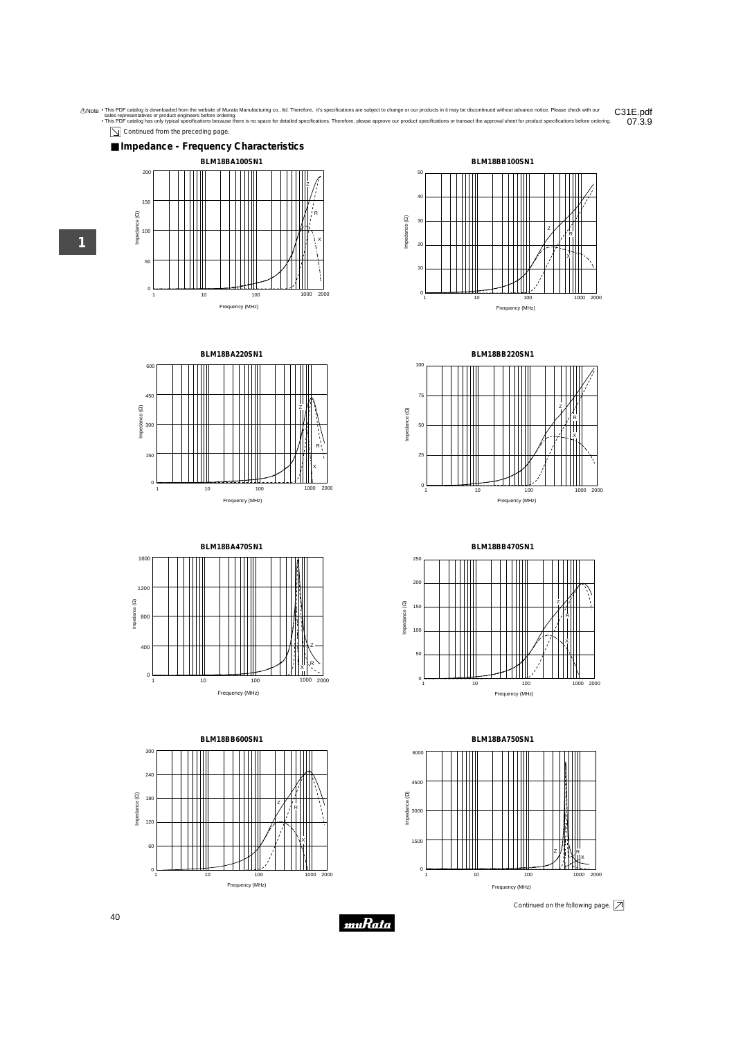⚠Note • This PDF catalog is downloaded from the website of Murata Manufacturing co., ltd. Therefore, it's specifications are subject to change or our products in it may be discontinued without advance notice. Please check with our sales representatives or product engineers before ordering.
• This PDF catalog has only typical specifications because there is no space for detailed specifications. Therefore, please approve our product specifications or transact the approval sheet for product specifications before ordering.

C31E.pdf
07.3.9

Continued from the preceding page.

## Impedance - Frequency Characteristics

**BLM18BA100SN1**

**BLM18BB100SN1**

**BLM18BA220SN1**

**BLM18BB220SN1**

**BLM18BA470SN1**

**BLM18BB470SN1**

**BLM18BB600SN1**

**BLM18BA750SN1**

Continued on the following page.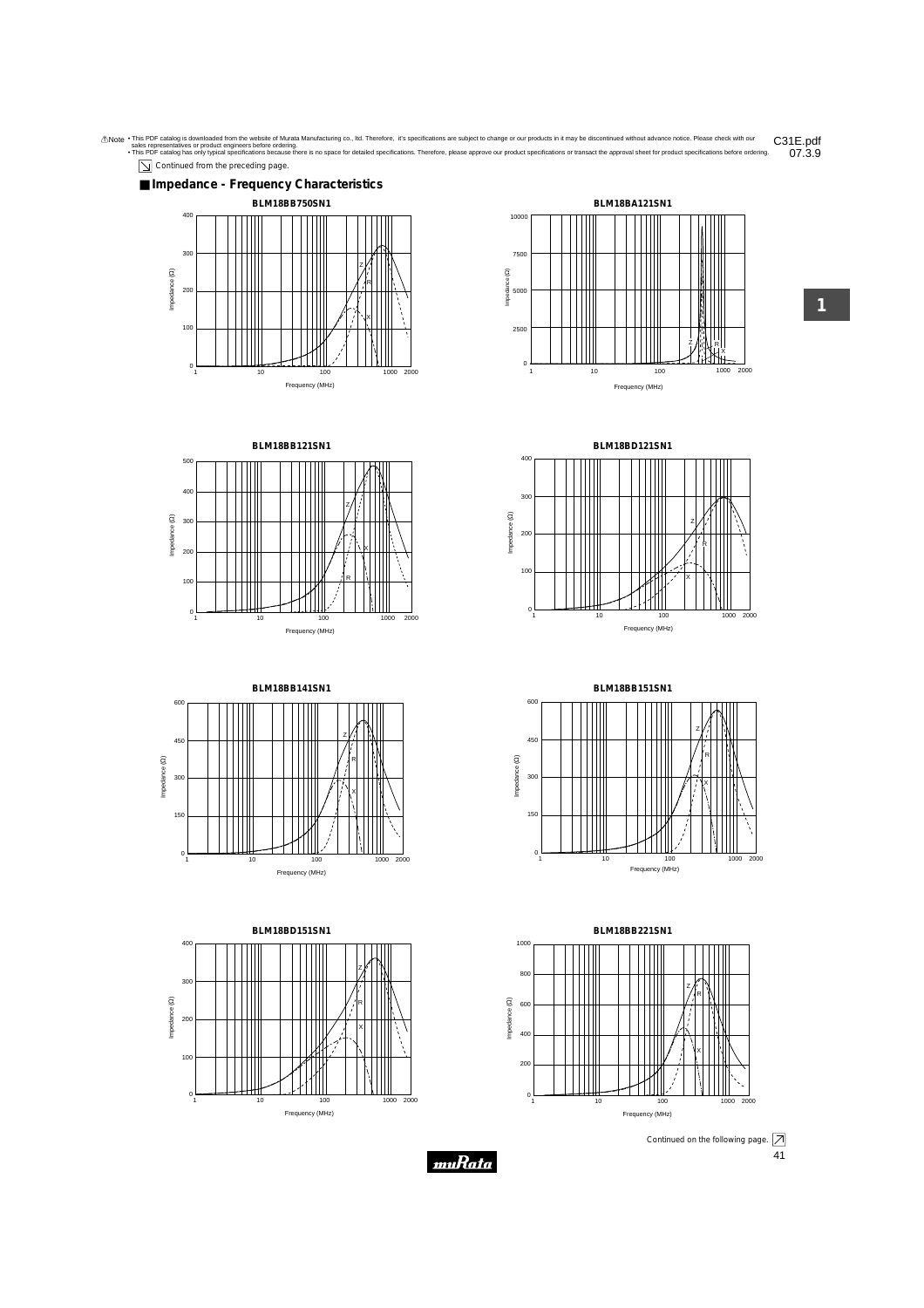⚠Note • This PDF catalog is downloaded from the website of Murata Manufacturing co., ltd. Therefore, it's specifications are subject to change or our products in it may be discontinued without advance notice. Please check with our sales representatives or product engineers before ordering.
• This PDF catalog has only typical specifications because there is no space for detailed specifications. Therefore, please approve our product specifications or transact the approval sheet for product specifications before ordering.

C31E.pdf
07.3.9

Continued from the preceding page.

## Impedance - Frequency Characteristics

**BLM18BB750SN1**

**BLM18BA121SN1**

**BLM18BB121SN1**

**BLM18BD121SN1**

**BLM18BB141SN1**

**BLM18BB151SN1**

**BLM18BD151SN1**

**BLM18BB221SN1**

Continued on the following page.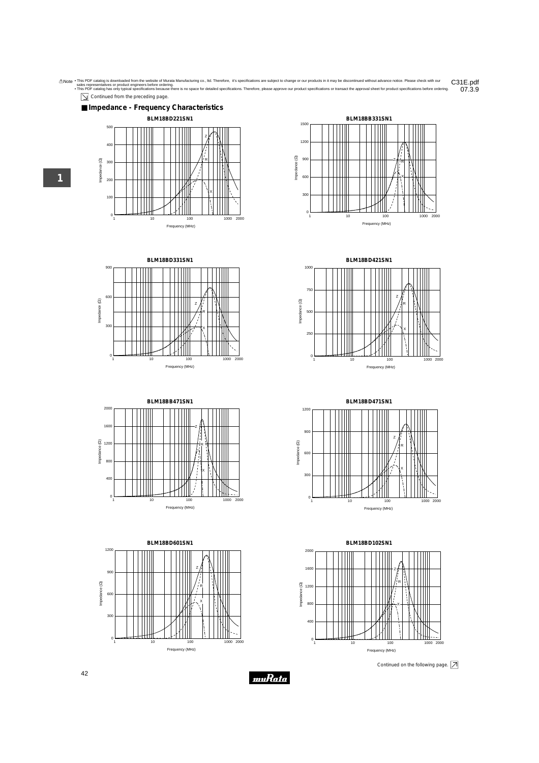⚠Note • This PDF catalog is downloaded from the website of Murata Manufacturing co., ltd. Therefore, it's specifications are subject to change or our products in it may be discontinued without advance notice. Please check with our sales representatives or product engineers before ordering.
• This PDF catalog has only typical specifications because there is no space for detailed specifications. Therefore, please approve our product specifications or transact the approval sheet for product specifications before ordering.

Continued from the preceding page.

## Impedance - Frequency Characteristics

**BLM18BD221SN1**

Impedance (Ω) vs. Frequency (MHz): Z, R, X curves. Y-axis 0–500; X-axis 1, 10, 100, 1000, 2000.

**BLM18BB331SN1**

Impedance (Ω) vs. Frequency (MHz): Z, R, X curves. Y-axis 0–1500; X-axis 1, 10, 100, 1000, 2000.

**BLM18BD331SN1**

Impedance (Ω) vs. Frequency (MHz): Z, R, X curves. Y-axis 0–900; X-axis 1, 10, 100, 1000, 2000.

**BLM18BD421SN1**

Impedance (Ω) vs. Frequency (MHz): Z, R, X curves. Y-axis 0–1000; X-axis 1, 10, 100, 1000, 2000.

**BLM18BB471SN1**

Impedance (Ω) vs. Frequency (MHz): Z, R, X curves. Y-axis 0–2000; X-axis 1, 10, 100, 1000, 2000.

**BLM18BD471SN1**

Impedance (Ω) vs. Frequency (MHz): Z, R, X curves. Y-axis 0–1200; X-axis 1, 10, 100, 1000, 2000.

**BLM18BD601SN1**

Impedance (Ω) vs. Frequency (MHz): Z, R, X curves. Y-axis 0–1200; X-axis 1, 10, 100, 1000, 2000.

**BLM18BD102SN1**

Impedance (Ω) vs. Frequency (MHz): Z, R, X curves. Y-axis 0–2000; X-axis 1, 10, 100, 1000, 2000.

Continued on the following page.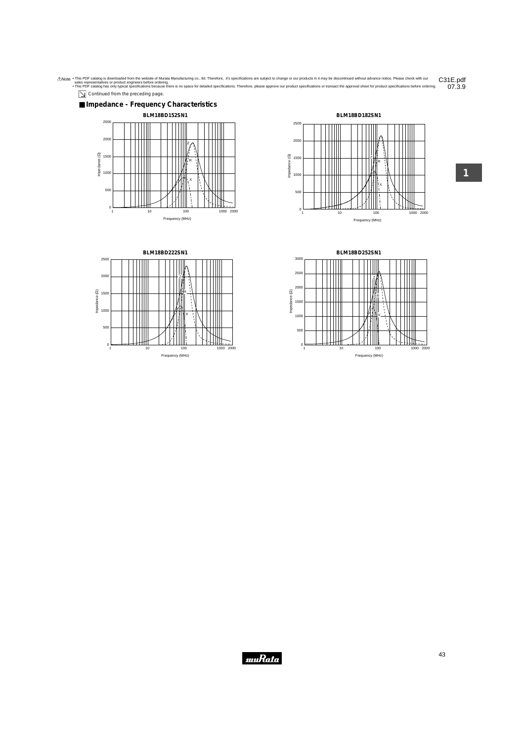⚠Note • This PDF catalog is downloaded from the website of Murata Manufacturing co., ltd. Therefore, it's specifications are subject to change or our products in it may be discontinued without advance notice. Please check with our sales representatives or product engineers before ordering.
• This PDF catalog has only typical specifications because there is no space for detailed specifications. Therefore, please approve our product specifications or transact the approval sheet for product specifications before ordering.

C31E.pdf
07.3.9

Continued from the preceding page.

## ■ Impedance - Frequency Characteristics

**BLM18BD152SN1**

Impedance (Ω): 0, 500, 1000, 1500, 2000, 2500
Frequency (MHz): 1, 10, 100, 1000, 2000
Z, R, X

**BLM18BD182SN1**

Impedance (Ω): 0, 500, 1000, 1500, 2000, 2500
Frequency (MHz): 1, 10, 100, 1000, 2000
Z, R, X

**BLM18BD222SN1**

Impedance (Ω): 0, 500, 1000, 1500, 2000, 2500
Frequency (MHz): 1, 10, 100, 1000, 2000
Z, R, X

**BLM18BD252SN1**

Impedance (Ω): 0, 500, 1000, 1500, 2000, 2500, 3000
Frequency (MHz): 1, 10, 100, 1000, 2000
Z, R, X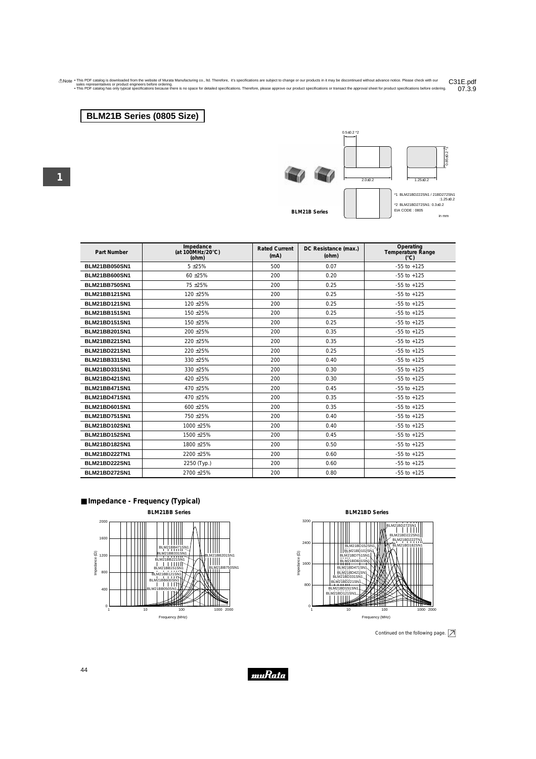⚠Note • This PDF catalog is downloaded from the website of Murata Manufacturing co., ltd. Therefore, it's specifications are subject to change or our products in it may be discontinued without advance notice. Please check with our sales representatives or product engineers before ordering.
• This PDF catalog has only typical specifications because there is no space for detailed specifications. Therefore, please approve our product specifications or transact the approval sheet for product specifications before ordering.

C31E.pdf 07.3.9

## BLM21B Series (0805 Size)

BLM21B Series

0.5±0.2 *2
2.0±0.2
1.25±0.2
0.85±0.2 *1

*1 BLM21BD222SN1 / 21BD272SN1 :1.25±0.2
*2 BLM21BD272SN1: 0.3±0.2
EIA CODE : 0805

in mm

| Part Number | Impedance (at 100MHz/20°C) (ohm) | Rated Current (mA) | DC Resistance (max.) (ohm) | Operating Temperature Range (°C) |
|---|---|---|---|---|
| BLM21BB050SN1 | 5 ±25% | 500 | 0.07 | -55 to +125 |
| BLM21BB600SN1 | 60 ±25% | 200 | 0.20 | -55 to +125 |
| BLM21BB750SN1 | 75 ±25% | 200 | 0.25 | -55 to +125 |
| BLM21BB121SN1 | 120 ±25% | 200 | 0.25 | -55 to +125 |
| BLM21BD121SN1 | 120 ±25% | 200 | 0.25 | -55 to +125 |
| BLM21BB151SN1 | 150 ±25% | 200 | 0.25 | -55 to +125 |
| BLM21BD151SN1 | 150 ±25% | 200 | 0.25 | -55 to +125 |
| BLM21BB201SN1 | 200 ±25% | 200 | 0.35 | -55 to +125 |
| BLM21BB221SN1 | 220 ±25% | 200 | 0.35 | -55 to +125 |
| BLM21BD221SN1 | 220 ±25% | 200 | 0.25 | -55 to +125 |
| BLM21BB331SN1 | 330 ±25% | 200 | 0.40 | -55 to +125 |
| BLM21BD331SN1 | 330 ±25% | 200 | 0.30 | -55 to +125 |
| BLM21BD421SN1 | 420 ±25% | 200 | 0.30 | -55 to +125 |
| BLM21BB471SN1 | 470 ±25% | 200 | 0.45 | -55 to +125 |
| BLM21BD471SN1 | 470 ±25% | 200 | 0.35 | -55 to +125 |
| BLM21BD601SN1 | 600 ±25% | 200 | 0.35 | -55 to +125 |
| BLM21BD751SN1 | 750 ±25% | 200 | 0.40 | -55 to +125 |
| BLM21BD102SN1 | 1000 ±25% | 200 | 0.40 | -55 to +125 |
| BLM21BD152SN1 | 1500 ±25% | 200 | 0.45 | -55 to +125 |
| BLM21BD182SN1 | 1800 ±25% | 200 | 0.50 | -55 to +125 |
| BLM21BD222TN1 | 2200 ±25% | 200 | 0.60 | -55 to +125 |
| BLM21BD222SN1 | 2250 (Typ.) | 200 | 0.60 | -55 to +125 |
| BLM21BD272SN1 | 2700 ±25% | 200 | 0.80 | -55 to +125 |

### ■ Impedance - Frequency (Typical)

BLM21BB Series

BLM21BD Series

Continued on the following page.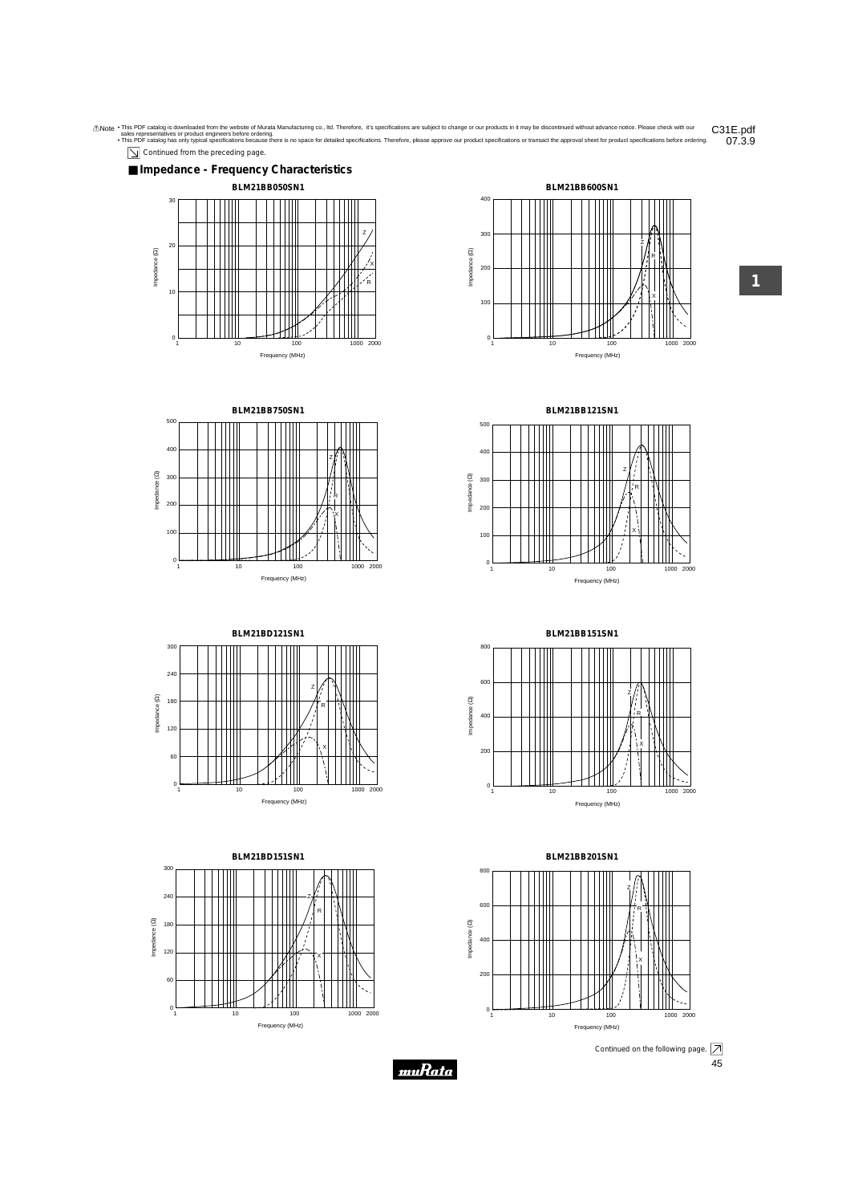⚠Note • This PDF catalog is downloaded from the website of Murata Manufacturing co., ltd. Therefore, it's specifications are subject to change or our products in it may be discontinued without advance notice. Please check with our sales representatives or product engineers before ordering.
• This PDF catalog has only typical specifications because there is no space for detailed specifications. Therefore, please approve our product specifications or transact the approval sheet for product specifications before ordering.

C31E.pdf 07.3.9

Continued from the preceding page.

## ■ Impedance - Frequency Characteristics

**BLM21BB050SN1**

**BLM21BB600SN1**

**BLM21BB750SN1**

**BLM21BB121SN1**

**BLM21BD121SN1**

**BLM21BB151SN1**

**BLM21BD151SN1**

**BLM21BB201SN1**

Continued on the following page.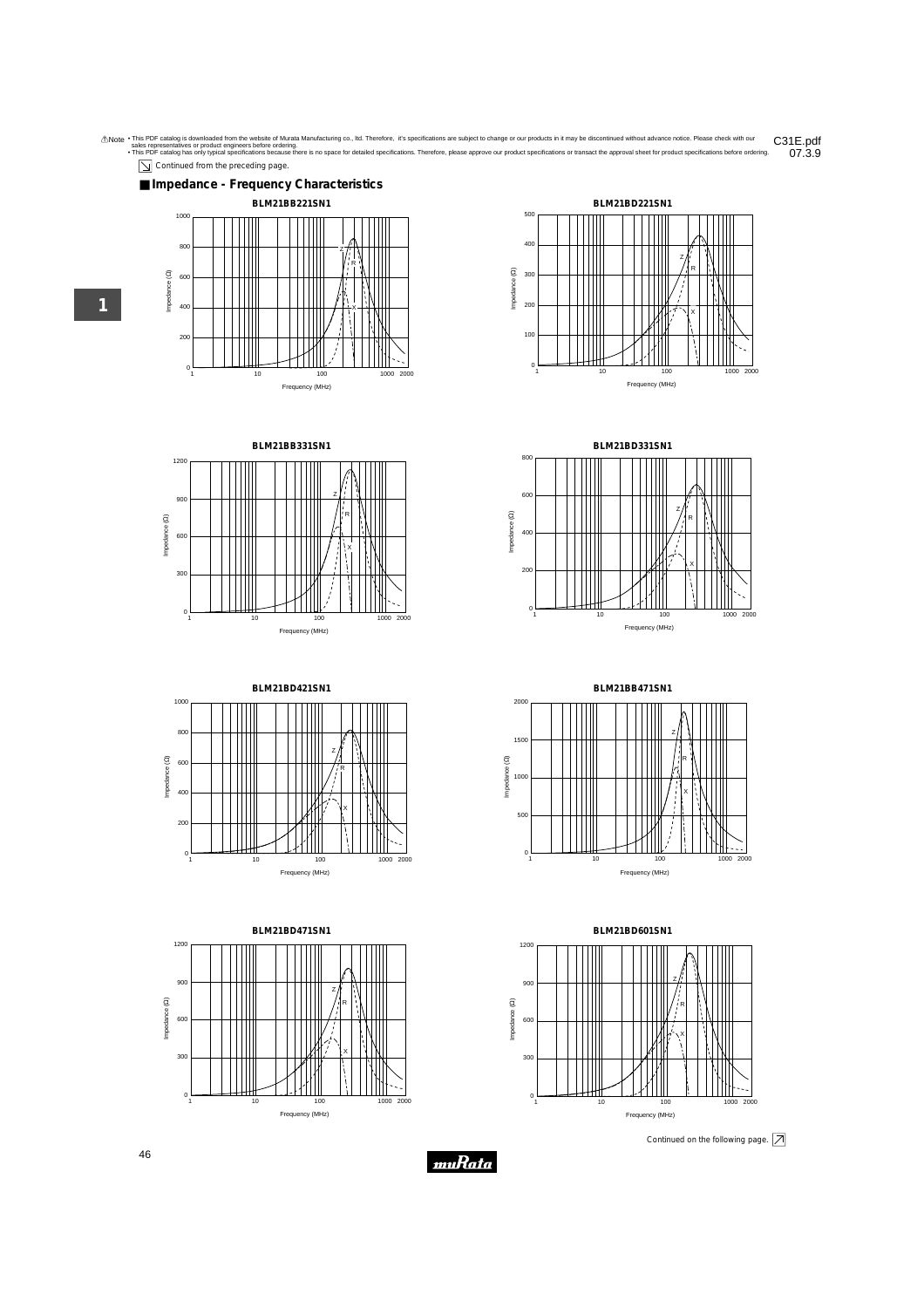⚠Note • This PDF catalog is downloaded from the website of Murata Manufacturing co., ltd. Therefore, it's specifications are subject to change or our products in it may be discontinued without advance notice. Please check with our sales representatives or product engineers before ordering.
• This PDF catalog has only typical specifications because there is no space for detailed specifications. Therefore, please approve our product specifications or transact the approval sheet for product specifications before ordering.

C31E.pdf
07.3.9

Continued from the preceding page.

## ■ Impedance - Frequency Characteristics

**BLM21BB221SN1**

**BLM21BD221SN1**

**BLM21BB331SN1**

**BLM21BD331SN1**

**BLM21BD421SN1**

**BLM21BB471SN1**

**BLM21BD471SN1**

**BLM21BD601SN1**

Continued on the following page.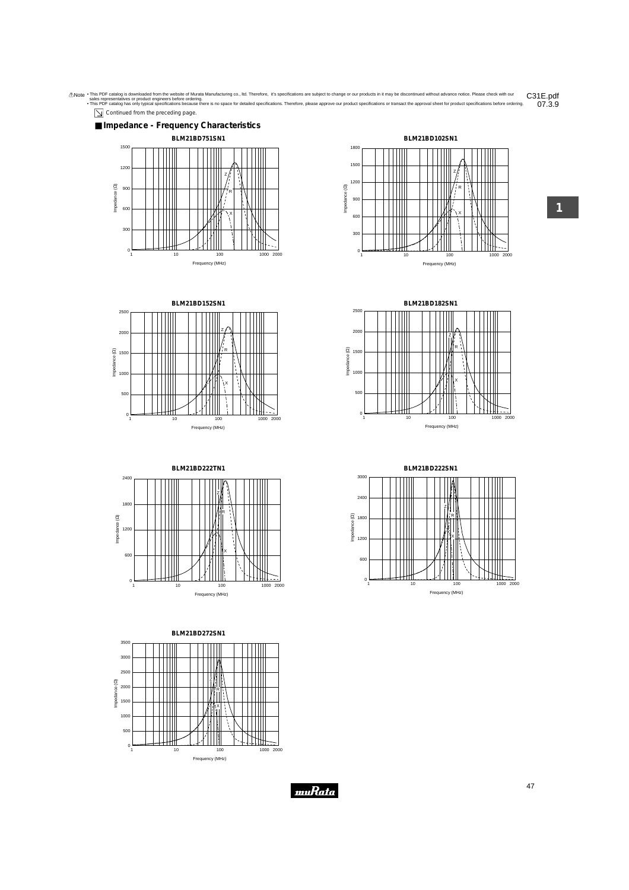⚠Note • This PDF catalog is downloaded from the website of Murata Manufacturing co., ltd. Therefore, it's specifications are subject to change or our products in it may be discontinued without advance notice. Please check with our sales representatives or product engineers before ordering.
• This PDF catalog has only typical specifications because there is no space for detailed specifications. Therefore, please approve our product specifications or transact the approval sheet for product specifications before ordering.

C31E.pdf
07.3.9

Continued from the preceding page.

## ■ Impedance - Frequency Characteristics

**BLM21BD751SN1**

Impedance (Ω): 0, 300, 600, 900, 1200, 1500
Frequency (MHz): 1, 10, 100, 1000, 2000
Curves: Z, R, X

**BLM21BD102SN1**

Impedance (Ω): 0, 300, 600, 900, 1200, 1500, 1800
Frequency (MHz): 1, 10, 100, 1000, 2000
Curves: Z, R, X

**BLM21BD152SN1**

Impedance (Ω): 0, 500, 1000, 1500, 2000, 2500
Frequency (MHz): 1, 10, 100, 1000, 2000
Curves: Z, R, X

**BLM21BD182SN1**

Impedance (Ω): 0, 500, 1000, 1500, 2000, 2500
Frequency (MHz): 1, 10, 100, 1000, 2000
Curves: Z, R, X

**BLM21BD222TN1**

Impedance (Ω): 0, 600, 1200, 1800, 2400
Frequency (MHz): 1, 10, 100, 1000, 2000
Curves: Z, R, X

**BLM21BD222SN1**

Impedance (Ω): 0, 600, 1200, 1800, 2400, 3000
Frequency (MHz): 1, 10, 100, 1000, 2000
Curves: Z, R, X

**BLM21BD272SN1**

Impedance (Ω): 0, 500, 1000, 1500, 2000, 2500, 3000, 3500
Frequency (MHz): 1, 10, 100, 1000, 2000
Curves: Z, R, X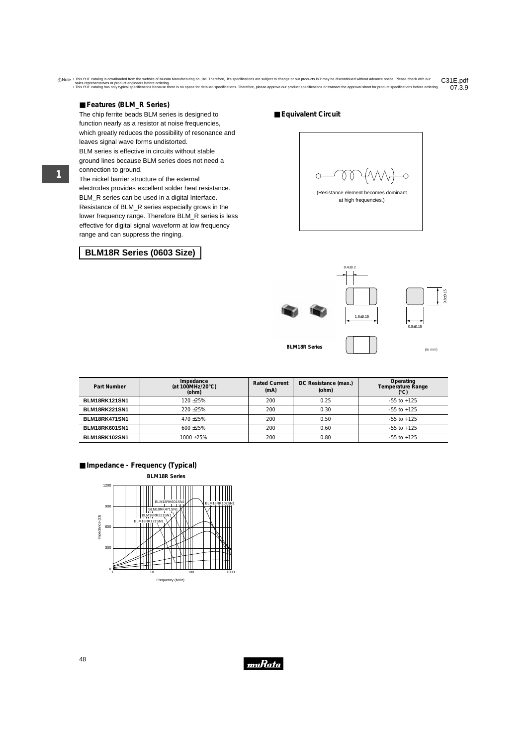## Features (BLM_R Series)

The chip ferrite beads BLM series is designed to function nearly as a resistor at noise frequencies, which greatly reduces the possibility of resonance and leaves signal wave forms undistorted.
BLM series is effective in circuits without stable ground lines because BLM series does not need a connection to ground.
The nickel barrier structure of the external electrodes provides excellent solder heat resistance.
BLM_R series can be used in a digital Interface.
Resistance of BLM_R series especially grows in the lower frequency range. Therefore BLM_R series is less effective for digital signal waveform at low frequency range and can suppress the ringing.

## Equivalent Circuit

(Resistance element becomes dominant at high frequencies.)

## BLM18R Series (0603 Size)

BLM18R Series

0.4±0.2
1.6±0.15
0.8±0.15
0.8±0.15
(in mm)

| Part Number | Impedance (at 100MHz/20°C) (ohm) | Rated Current (mA) | DC Resistance (max.) (ohm) | Operating Temperature Range (°C) |
|---|---|---|---|---|
| BLM18RK121SN1 | 120 ±25% | 200 | 0.25 | -55 to +125 |
| BLM18RK221SN1 | 220 ±25% | 200 | 0.30 | -55 to +125 |
| BLM18RK471SN1 | 470 ±25% | 200 | 0.50 | -55 to +125 |
| BLM18RK601SN1 | 600 ±25% | 200 | 0.60 | -55 to +125 |
| BLM18RK102SN1 | 1000 ±25% | 200 | 0.80 | -55 to +125 |

## Impedance - Frequency (Typical)

BLM18R Series

Impedance (Ω): 0, 300, 600, 900, 1200
Frequency (MHz): 1, 10, 100, 1000
BLM18RK601SN1, BLM18RK102SN1, BLM18RK471SN1, BLM18RK221SN1, BLM18RK121SN1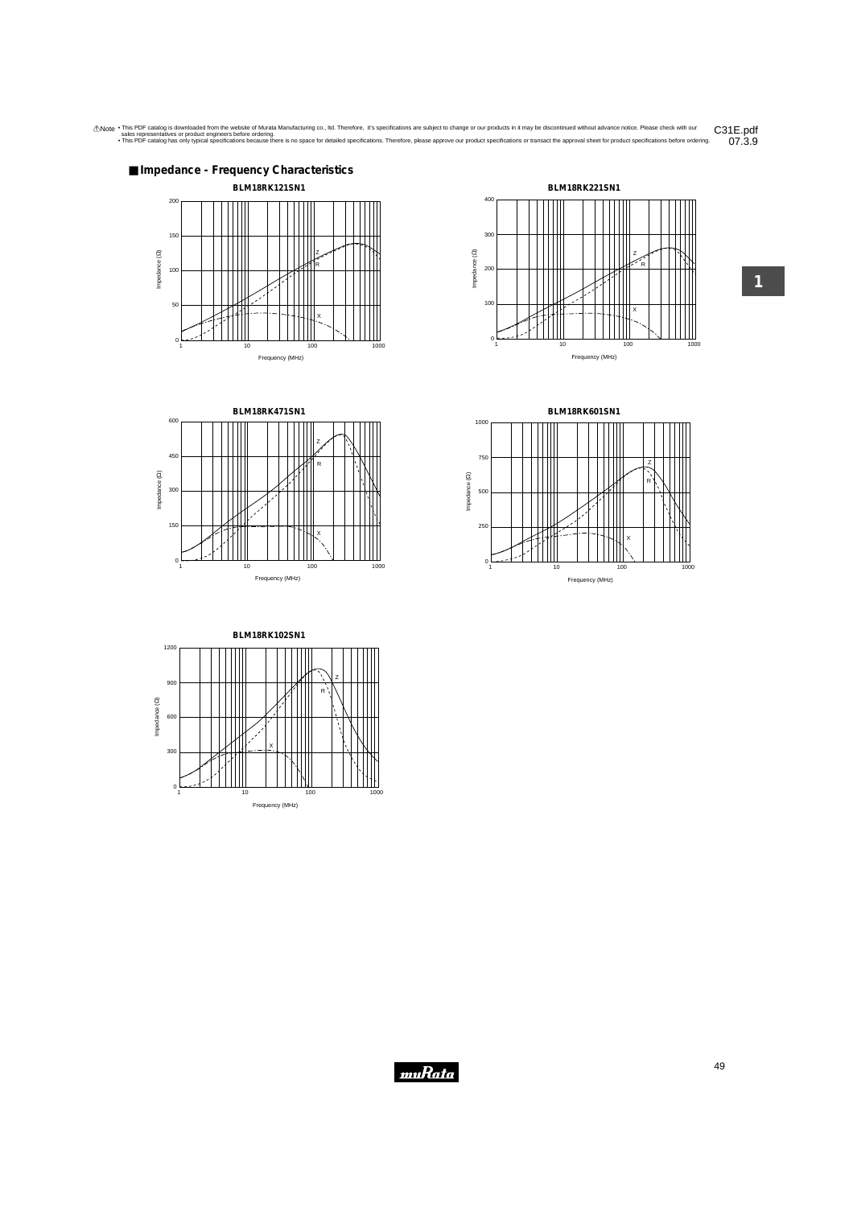⚠Note • This PDF catalog is downloaded from the website of Murata Manufacturing co., ltd. Therefore, it's specifications are subject to change or our products in it may be discontinued without advance notice. Please check with our sales representatives or product engineers before ordering.
• This PDF catalog has only typical specifications because there is no space for detailed specifications. Therefore, please approve our product specifications or transact the approval sheet for product specifications before ordering.

C31E.pdf
07.3.9

## ■ Impedance - Frequency Characteristics

**BLM18RK121SN1**

Impedance (Ω): 0, 50, 100, 150, 200
Frequency (MHz): 1, 10, 100, 1000
Curves: Z, R, X

**BLM18RK221SN1**

Impedance (Ω): 0, 100, 200, 300, 400
Frequency (MHz): 1, 10, 100, 1000
Curves: Z, R, X

**BLM18RK471SN1**

Impedance (Ω): 0, 150, 300, 450, 600
Frequency (MHz): 1, 10, 100, 1000
Curves: Z, R, X

**BLM18RK601SN1**

Impedance (Ω): 0, 250, 500, 750, 1000
Frequency (MHz): 1, 10, 100, 1000
Curves: Z, R, X

**BLM18RK102SN1**

Impedance (Ω): 0, 300, 600, 900, 1200
Frequency (MHz): 1, 10, 100, 1000
Curves: Z, R, X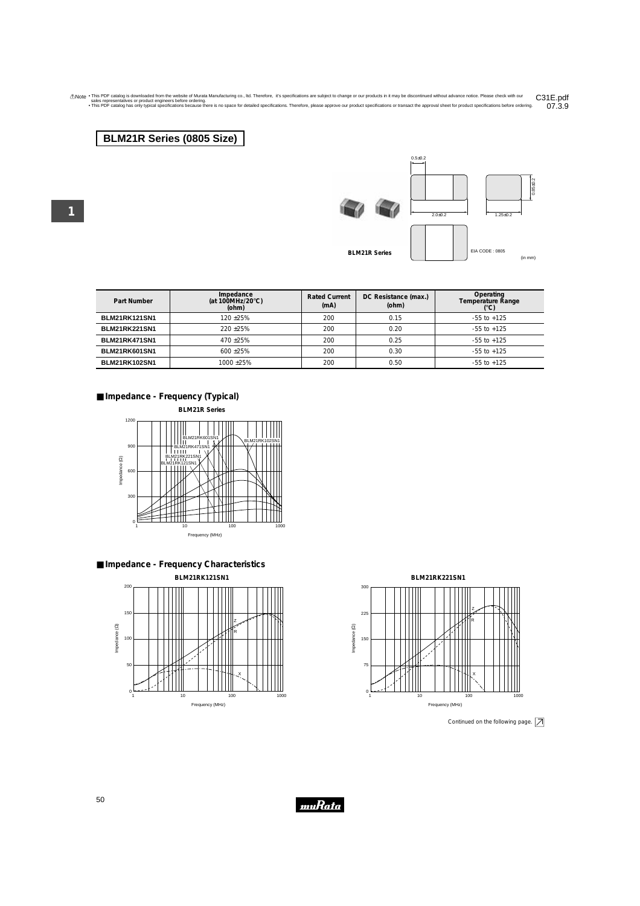## BLM21R Series (0805 Size)

BLM21R Series

EIA CODE : 0805

(in mm)

| Part Number | Impedance (at 100MHz/20°C) (ohm) | Rated Current (mA) | DC Resistance (max.) (ohm) | Operating Temperature Range (°C) |
|---|---|---|---|---|
| BLM21RK121SN1 | 120 ±25% | 200 | 0.15 | -55 to +125 |
| BLM21RK221SN1 | 220 ±25% | 200 | 0.20 | -55 to +125 |
| BLM21RK471SN1 | 470 ±25% | 200 | 0.25 | -55 to +125 |
| BLM21RK601SN1 | 600 ±25% | 200 | 0.30 | -55 to +125 |
| BLM21RK102SN1 | 1000 ±25% | 200 | 0.50 | -55 to +125 |

### ■ Impedance - Frequency (Typical)

BLM21R Series

### ■ Impedance - Frequency Characteristics

BLM21RK121SN1

BLM21RK221SN1

Continued on the following page.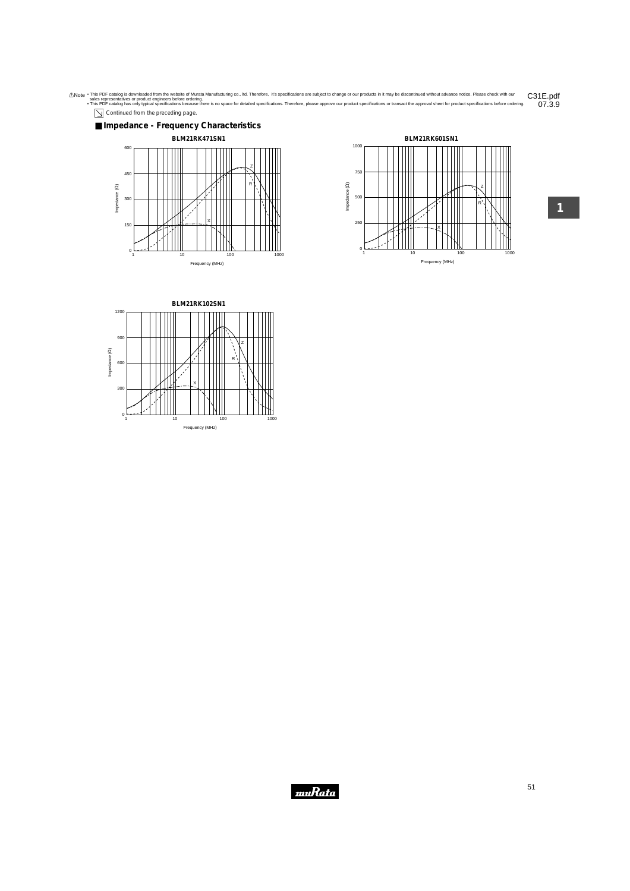⚠Note • This PDF catalog is downloaded from the website of Murata Manufacturing co., ltd. Therefore, it's specifications are subject to change or our products in it may be discontinued without advance notice. Please check with our sales representatives or product engineers before ordering.
• This PDF catalog has only typical specifications because there is no space for detailed specifications. Therefore, please approve our product specifications or transact the approval sheet for product specifications before ordering.

C31E.pdf
07.3.9

Continued from the preceding page.

## Impedance - Frequency Characteristics

**BLM21RK471SN1**

**BLM21RK601SN1**

**BLM21RK102SN1**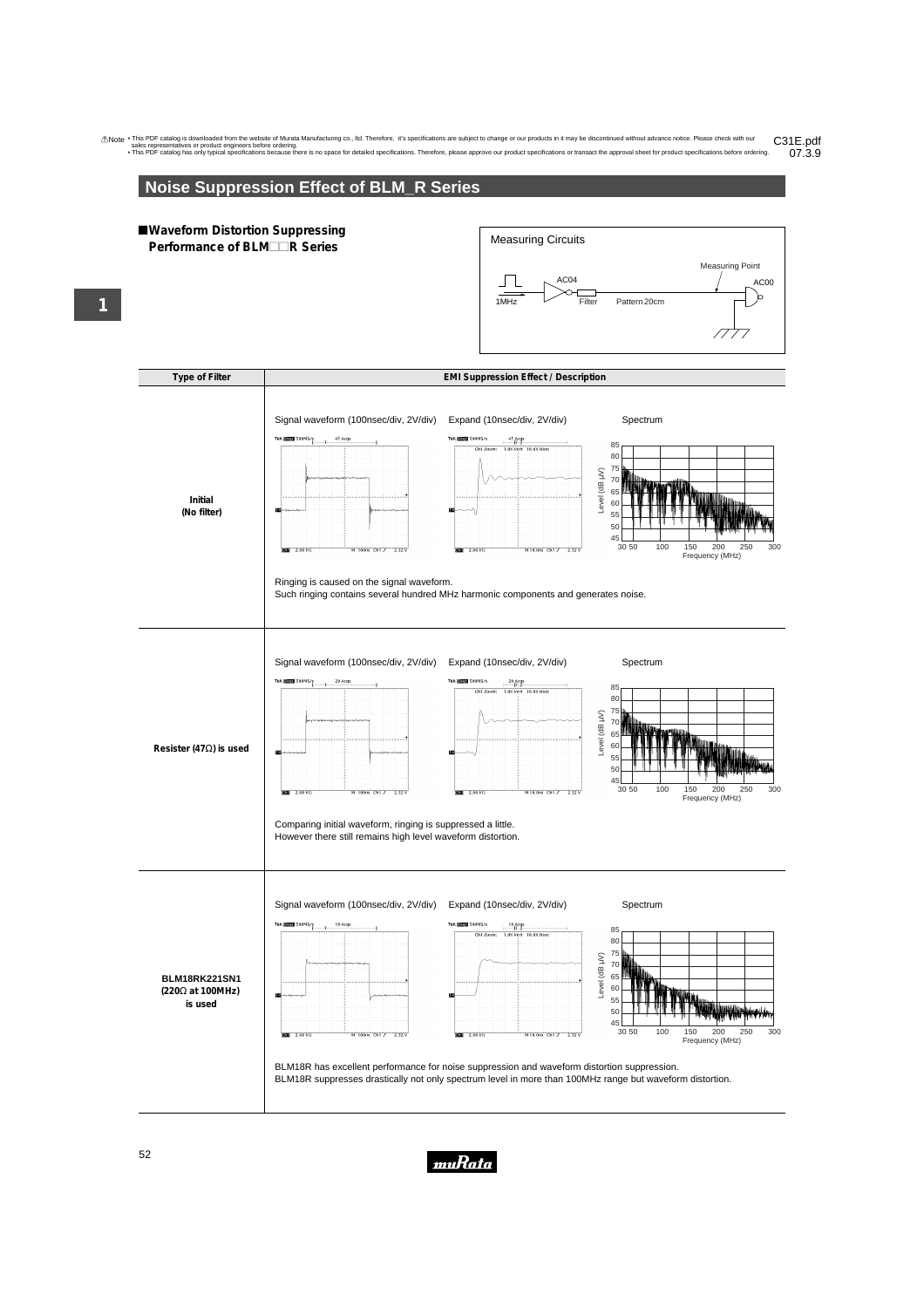## Noise Suppression Effect of BLM_R Series

### ■Waveform Distortion Suppressing Performance of BLM□□R Series

Measuring Circuits

1MHz — AC04 — Filter — Pattern 20cm — Measuring Point — AC00

| Type of Filter | EMI Suppression Effect / Description |
|---|---|
| Initial (No filter) | Signal waveform (100nsec/div, 2V/div) Expand (10nsec/div, 2V/div) Spectrum<br><br>Ringing is caused on the signal waveform.<br>Such ringing contains several hundred MHz harmonic components and generates noise. |
| Resister (47Ω) is used | Signal waveform (100nsec/div, 2V/div) Expand (10nsec/div, 2V/div) Spectrum<br><br>Comparing initial waveform, ringing is suppressed a little.<br>However there still remains high level waveform distortion. |
| BLM18RK221SN1 (220Ω at 100MHz) is used | Signal waveform (100nsec/div, 2V/div) Expand (10nsec/div, 2V/div) Spectrum<br><br>BLM18R has excellent performance for noise suppression and waveform distortion suppression.<br>BLM18R suppresses drastically not only spectrum level in more than 100MHz range but waveform distortion. |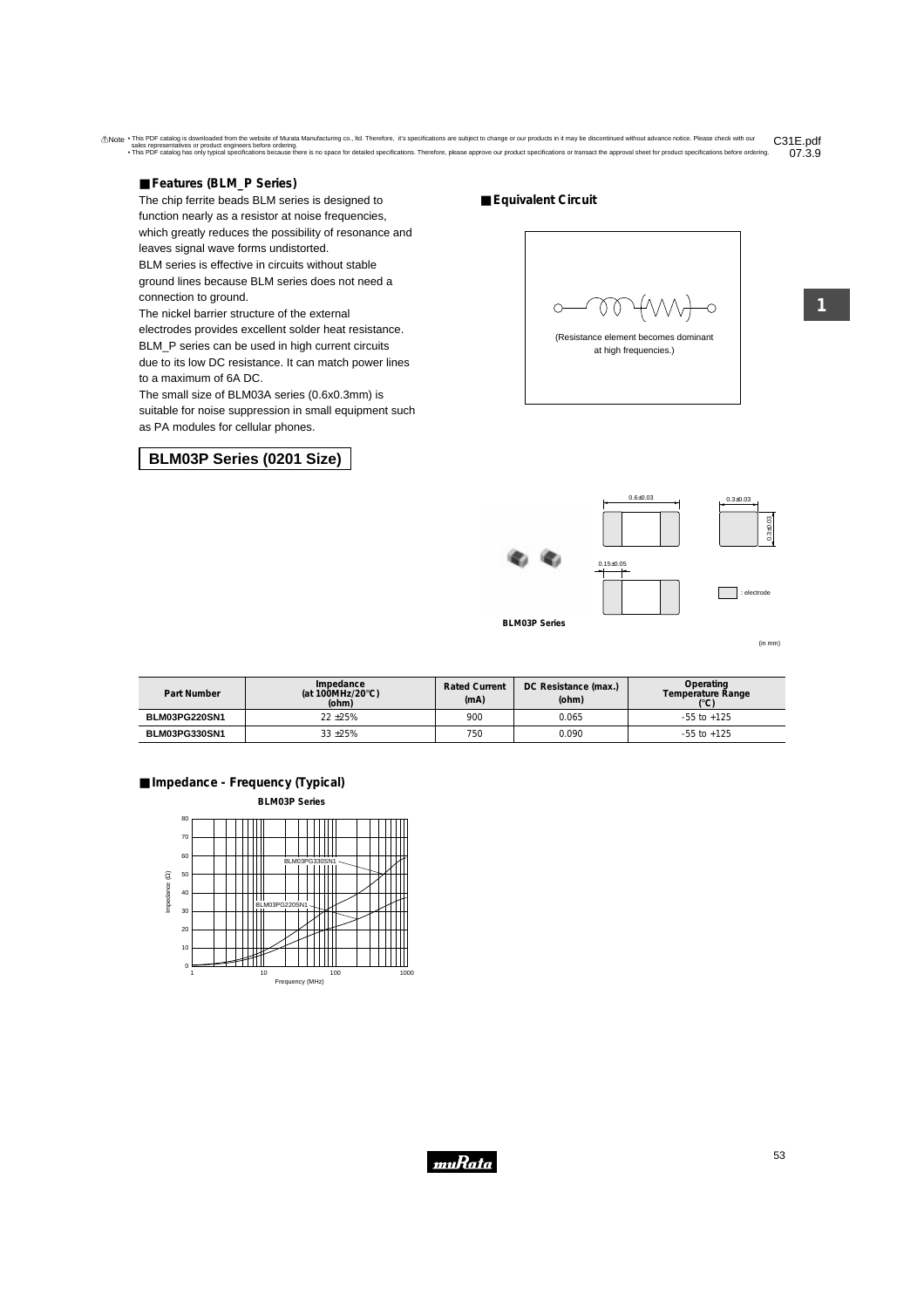⚠Note • This PDF catalog is downloaded from the website of Murata Manufacturing co., ltd. Therefore, it's specifications are subject to change or our products in it may be discontinued without advance notice. Please check with our sales representatives or product engineers before ordering.
• This PDF catalog has only typical specifications because there is no space for detailed specifications. Therefore, please approve our product specifications or transact the approval sheet for product specifications before ordering.

C31E.pdf
07.3.9

## ■ Features (BLM_P Series)

The chip ferrite beads BLM series is designed to function nearly as a resistor at noise frequencies, which greatly reduces the possibility of resonance and leaves signal wave forms undistorted.
BLM series is effective in circuits without stable ground lines because BLM series does not need a connection to ground.
The nickel barrier structure of the external electrodes provides excellent solder heat resistance.
BLM_P series can be used in high current circuits due to its low DC resistance. It can match power lines to a maximum of 6A DC.
The small size of BLM03A series (0.6x0.3mm) is suitable for noise suppression in small equipment such as PA modules for cellular phones.

## ■ Equivalent Circuit

(Resistance element becomes dominant at high frequencies.)

## BLM03P Series (0201 Size)

0.6±0.03
0.3±0.03
0.3±0.03
0.15±0.05
: electrode

BLM03P Series

(in mm)

| Part Number | Impedance (at 100MHz/20°C) (ohm) | Rated Current (mA) | DC Resistance (max.) (ohm) | Operating Temperature Range (°C) |
|---|---|---|---|---|
| BLM03PG220SN1 | 22 ±25% | 900 | 0.065 | -55 to +125 |
| BLM03PG330SN1 | 33 ±25% | 750 | 0.090 | -55 to +125 |

## ■ Impedance - Frequency (Typical)

BLM03P Series

Impedance (Ω): 0, 10, 20, 30, 40, 50, 60, 70, 80
Frequency (MHz): 1, 10, 100, 1000
BLM03PG330SN1
BLM03PG220SN1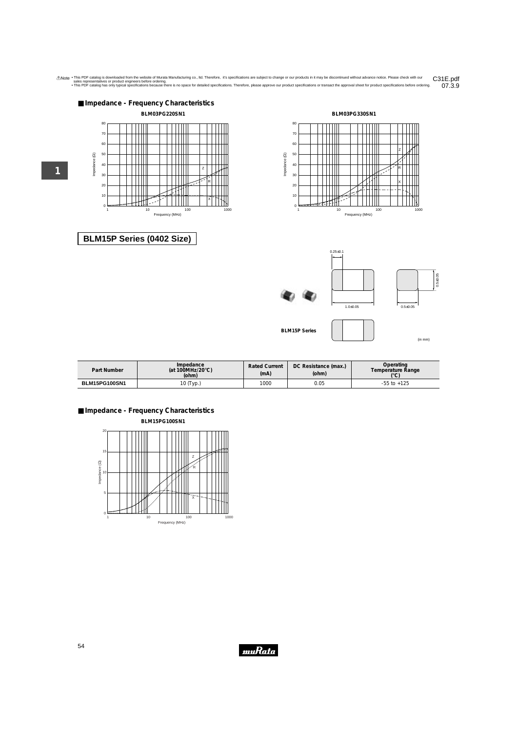■ Impedance - Frequency Characteristics

BLM03PG220SN1

BLM03PG330SN1

## BLM15P Series (0402 Size)

BLM15P Series

(in mm)

| Part Number | Impedance (at 100MHz/20°C) (ohm) | Rated Current (mA) | DC Resistance (max.) (ohm) | Operating Temperature Range (°C) |
|---|---|---|---|---|
| BLM15PG100SN1 | 10 (Typ.) | 1000 | 0.05 | -55 to +125 |

■ Impedance - Frequency Characteristics

BLM15PG100SN1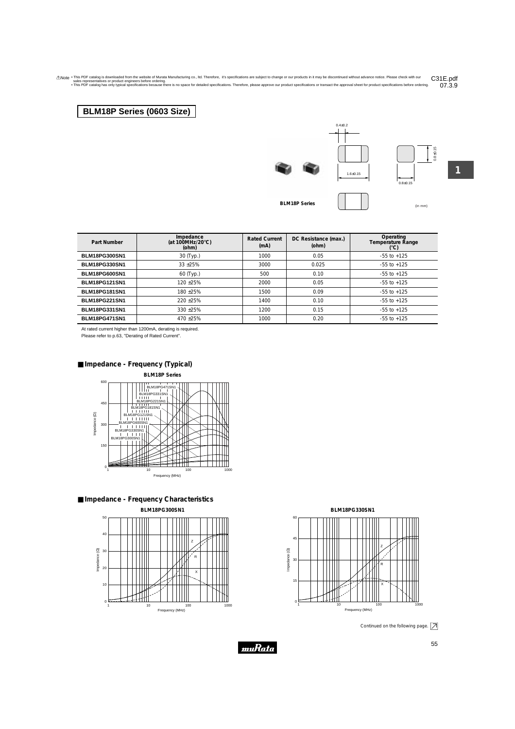⚠Note • This PDF catalog is downloaded from the website of Murata Manufacturing co., ltd. Therefore, it's specifications are subject to change or our products in it may be discontinued without advance notice. Please check with our sales representatives or product engineers before ordering.
• This PDF catalog has only typical specifications because there is no space for detailed specifications. Therefore, please approve our product specifications or transact the approval sheet for product specifications before ordering.

C31E.pdf
07.3.9

# BLM18P Series (0603 Size)

BLM18P Series

0.4±0.2
1.6±0.15
0.8±0.15
0.8±0.15
(in mm)

| Part Number | Impedance (at 100MHz/20°C) (ohm) | Rated Current (mA) | DC Resistance (max.) (ohm) | Operating Temperature Range (°C) |
|---|---|---|---|---|
| BLM18PG300SN1 | 30 (Typ.) | 1000 | 0.05 | -55 to +125 |
| BLM18PG330SN1 | 33 ±25% | 3000 | 0.025 | -55 to +125 |
| BLM18PG600SN1 | 60 (Typ.) | 500 | 0.10 | -55 to +125 |
| BLM18PG121SN1 | 120 ±25% | 2000 | 0.05 | -55 to +125 |
| BLM18PG181SN1 | 180 ±25% | 1500 | 0.09 | -55 to +125 |
| BLM18PG221SN1 | 220 ±25% | 1400 | 0.10 | -55 to +125 |
| BLM18PG331SN1 | 330 ±25% | 1200 | 0.15 | -55 to +125 |
| BLM18PG471SN1 | 470 ±25% | 1000 | 0.20 | -55 to +125 |

At rated current higher than 1200mA, derating is required.
Please refer to p.63, "Derating of Rated Current".

## ■ Impedance - Frequency (Typical)

BLM18P Series

## ■ Impedance - Frequency Characteristics

BLM18PG300SN1

BLM18PG330SN1

Continued on the following page.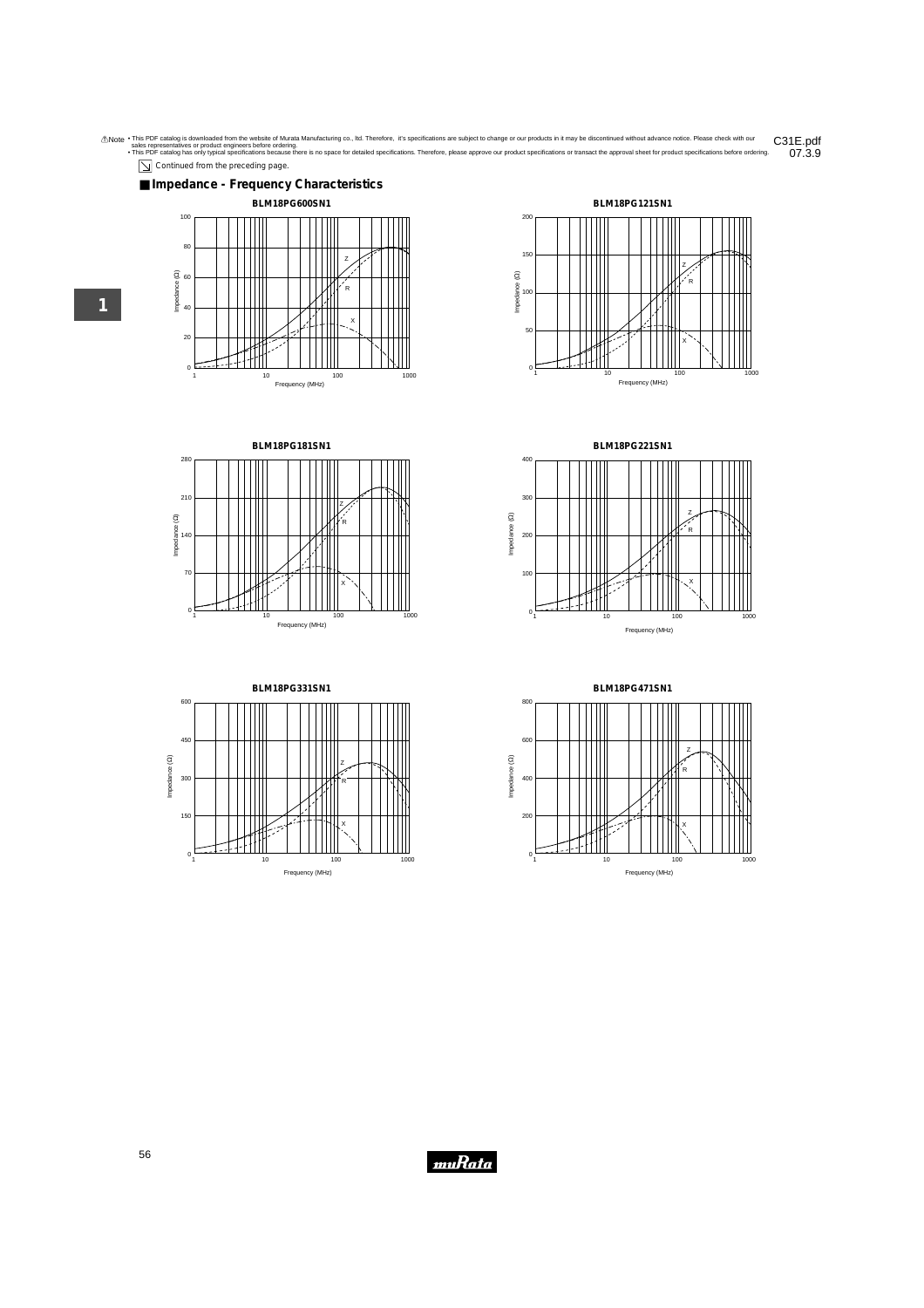⚠Note • This PDF catalog is downloaded from the website of Murata Manufacturing co., ltd. Therefore, it's specifications are subject to change or our products in it may be discontinued without advance notice. Please check with our sales representatives or product engineers before ordering.
• This PDF catalog has only typical specifications because there is no space for detailed specifications. Therefore, please approve our product specifications or transact the approval sheet for product specifications before ordering.

Continued from the preceding page.

## Impedance - Frequency Characteristics

**BLM18PG600SN1**

**BLM18PG121SN1**

**BLM18PG181SN1**

**BLM18PG221SN1**

**BLM18PG331SN1**

**BLM18PG471SN1**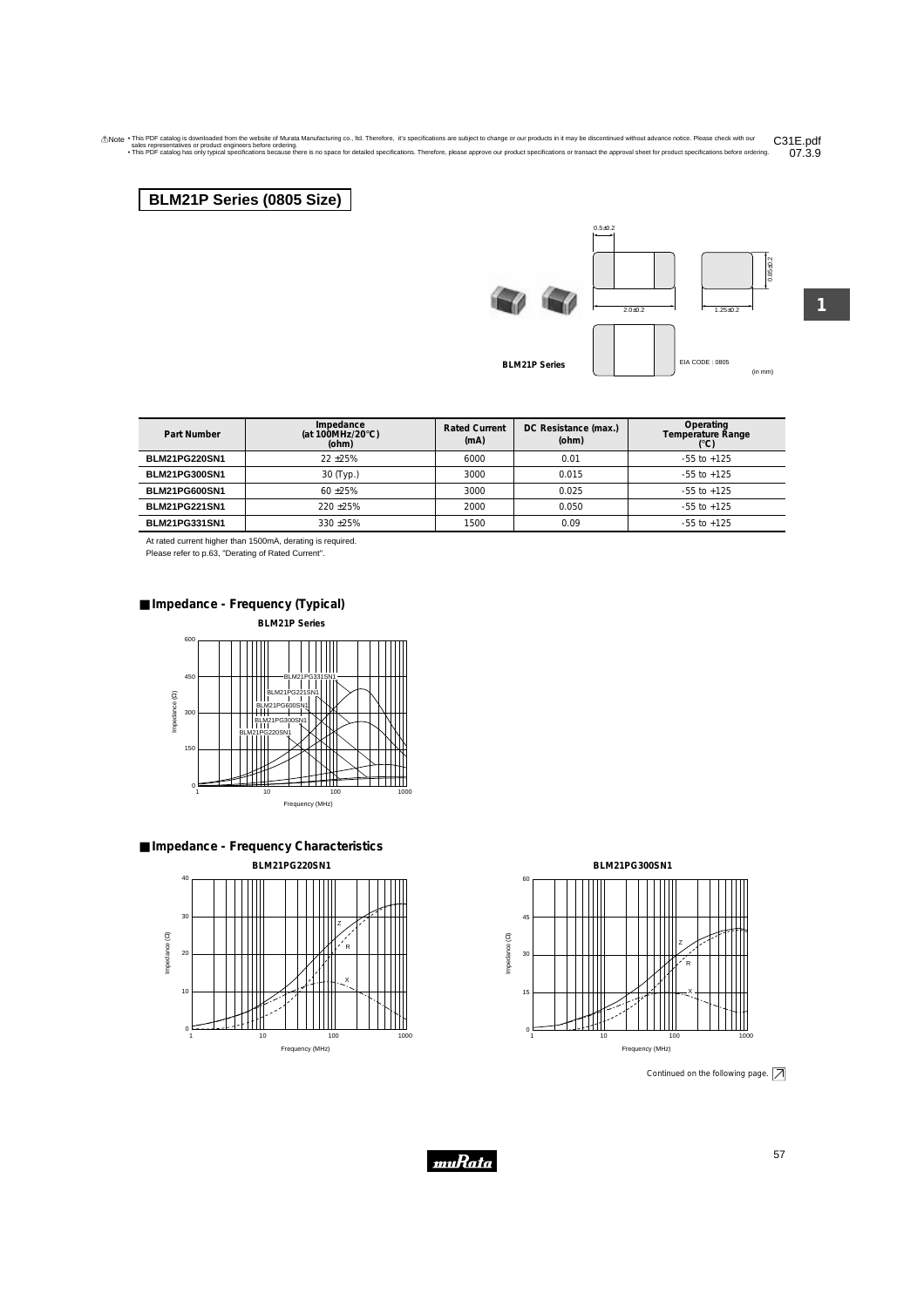⚠Note • This PDF catalog is downloaded from the website of Murata Manufacturing co., ltd. Therefore, it's specifications are subject to change or our products in it may be discontinued without advance notice. Please check with our sales representatives or product engineers before ordering.
• This PDF catalog has only typical specifications because there is no space for detailed specifications. Therefore, please approve our product specifications or transact the approval sheet for product specifications before ordering.

C31E.pdf
07.3.9

## BLM21P Series (0805 Size)

BLM21P Series

0.5±0.2
2.0±0.2
1.25±0.2
0.85±0.2
EIA CODE : 0805
(in mm)

| Part Number | Impedance (at 100MHz/20°C) (ohm) | Rated Current (mA) | DC Resistance (max.) (ohm) | Operating Temperature Range (°C) |
|---|---|---|---|---|
| BLM21PG220SN1 | 22 ±25% | 6000 | 0.01 | -55 to +125 |
| BLM21PG300SN1 | 30 (Typ.) | 3000 | 0.015 | -55 to +125 |
| BLM21PG600SN1 | 60 ±25% | 3000 | 0.025 | -55 to +125 |
| BLM21PG221SN1 | 220 ±25% | 2000 | 0.050 | -55 to +125 |
| BLM21PG331SN1 | 330 ±25% | 1500 | 0.09 | -55 to +125 |

At rated current higher than 1500mA, derating is required.
Please refer to p.63, "Derating of Rated Current".

### ■ Impedance - Frequency (Typical)

BLM21P Series

### ■ Impedance - Frequency Characteristics

BLM21PG220SN1

BLM21PG300SN1

Continued on the following page.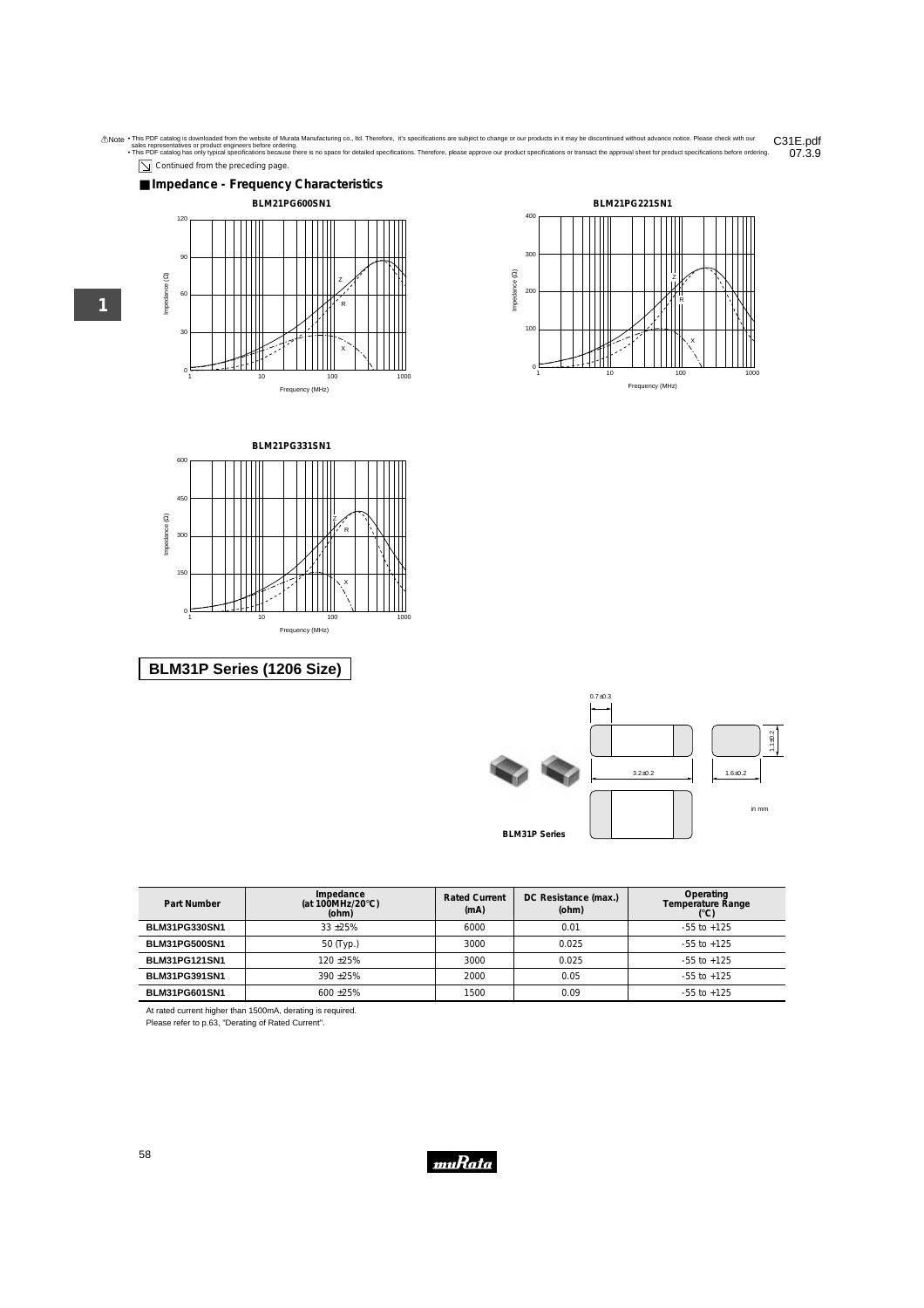⚠Note • This PDF catalog is downloaded from the website of Murata Manufacturing co., ltd. Therefore, it's specifications are subject to change or our products in it may be discontinued without advance notice. Please check with our sales representatives or product engineers before ordering.
• This PDF catalog has only typical specifications because there is no space for detailed specifications. Therefore, please approve our product specifications or transact the approval sheet for product specifications before ordering.

Continued from the preceding page.

## ■ Impedance - Frequency Characteristics

**BLM21PG600SN1**

**BLM21PG221SN1**

**BLM21PG331SN1**

# BLM31P Series (1206 Size)

0.7±0.3

3.2±0.2

1.6±0.2

1.1±0.2

in mm

**BLM31P Series**

| Part Number | Impedance (at 100MHz/20°C) (ohm) | Rated Current (mA) | DC Resistance (max.) (ohm) | Operating Temperature Range (°C) |
|---|---|---|---|---|
| BLM31PG330SN1 | 33 ±25% | 6000 | 0.01 | -55 to +125 |
| BLM31PG500SN1 | 50 (Typ.) | 3000 | 0.025 | -55 to +125 |
| BLM31PG121SN1 | 120 ±25% | 3000 | 0.025 | -55 to +125 |
| BLM31PG391SN1 | 390 ±25% | 2000 | 0.05 | -55 to +125 |
| BLM31PG601SN1 | 600 ±25% | 1500 | 0.09 | -55 to +125 |

At rated current higher than 1500mA, derating is required.
Please refer to p.63, "Derating of Rated Current".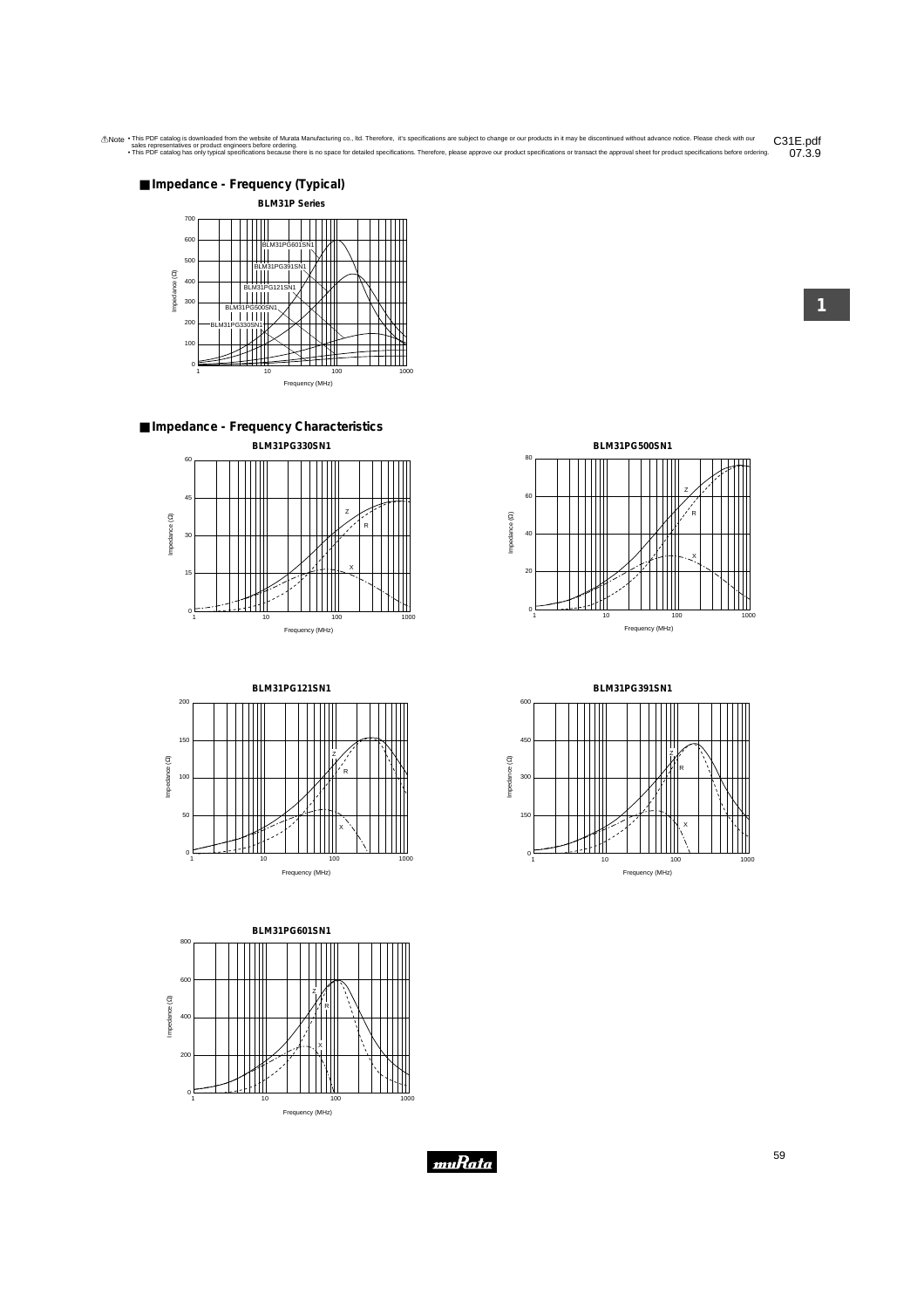■ Impedance - Frequency (Typical)

BLM31P Series

■ Impedance - Frequency Characteristics

BLM31PG330SN1

BLM31PG500SN1

BLM31PG121SN1

BLM31PG391SN1

BLM31PG601SN1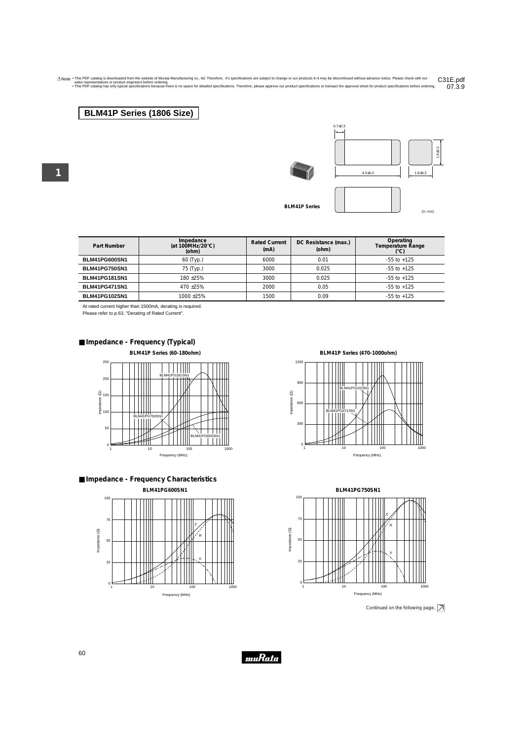⚠Note • This PDF catalog is downloaded from the website of Murata Manufacturing co., ltd. Therefore, it's specifications are subject to change or our products in it may be discontinued without advance notice. Please check with our sales representatives or product engineers before ordering.
• This PDF catalog has only typical specifications because there is no space for detailed specifications. Therefore, please approve our product specifications or transact the approval sheet for product specifications before ordering.

C31E.pdf 07.3.9

# BLM41P Series (1806 Size)

BLM41P Series

0.7±0.3 / 4.5±0.2 / 1.6±0.2 / 1.6±0.2 (in mm)

| Part Number | Impedance (at 100MHz/20°C) (ohm) | Rated Current (mA) | DC Resistance (max.) (ohm) | Operating Temperature Range (°C) |
|---|---|---|---|---|
| BLM41PG600SN1 | 60 (Typ.) | 6000 | 0.01 | -55 to +125 |
| BLM41PG750SN1 | 75 (Typ.) | 3000 | 0.025 | -55 to +125 |
| BLM41PG181SN1 | 180 ±25% | 3000 | 0.025 | -55 to +125 |
| BLM41PG471SN1 | 470 ±25% | 2000 | 0.05 | -55 to +125 |
| BLM41PG102SN1 | 1000 ±25% | 1500 | 0.09 | -55 to +125 |

At rated current higher than 1500mA, derating is required.
Please refer to p.63, "Derating of Rated Current".

## ■ Impedance - Frequency (Typical)

BLM41P Series (60-180ohm)

BLM41P Series (470-1000ohm)

## ■ Impedance - Frequency Characteristics

BLM41PG600SN1

BLM41PG750SN1

Continued on the following page.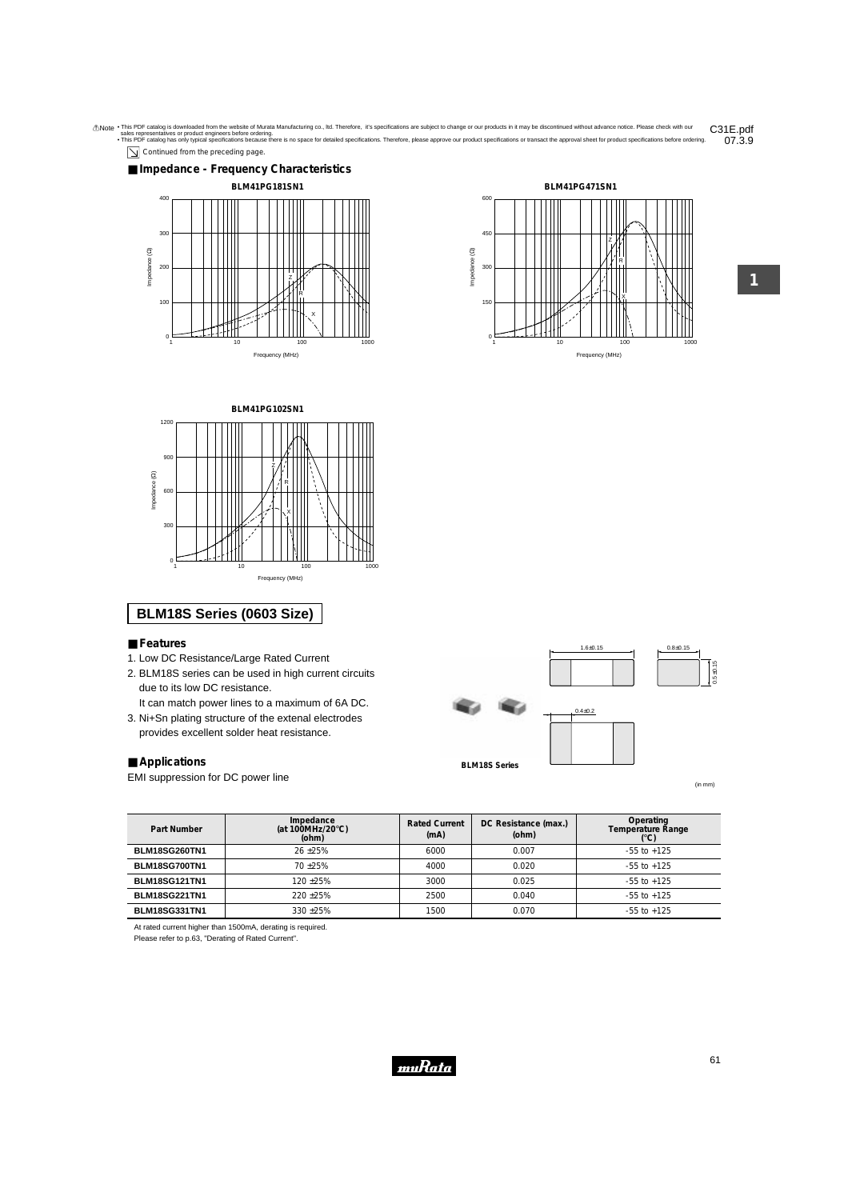⚠Note • This PDF catalog is downloaded from the website of Murata Manufacturing co., ltd. Therefore, it's specifications are subject to change or our products in it may be discontinued without advance notice. Please check with our sales representatives or product engineers before ordering.
• This PDF catalog has only typical specifications because there is no space for detailed specifications. Therefore, please approve our product specifications or transact the approval sheet for product specifications before ordering.

Continued from the preceding page.

## Impedance - Frequency Characteristics

BLM41PG181SN1

BLM41PG471SN1

BLM41PG102SN1

## BLM18S Series (0603 Size)

### Features

1. Low DC Resistance/Large Rated Current
2. BLM18S series can be used in high current circuits due to its low DC resistance.
   It can match power lines to a maximum of 6A DC.
3. Ni+Sn plating structure of the extenal electrodes provides excellent solder heat resistance.

### Applications

EMI suppression for DC power line

BLM18S Series

1.6±0.15, 0.8±0.15, 0.5±0.15, 0.4±0.2 (in mm)

| Part Number | Impedance (at 100MHz/20°C) (ohm) | Rated Current (mA) | DC Resistance (max.) (ohm) | Operating Temperature Range (°C) |
|---|---|---|---|---|
| BLM18SG260TN1 | 26 ±25% | 6000 | 0.007 | -55 to +125 |
| BLM18SG700TN1 | 70 ±25% | 4000 | 0.020 | -55 to +125 |
| BLM18SG121TN1 | 120 ±25% | 3000 | 0.025 | -55 to +125 |
| BLM18SG221TN1 | 220 ±25% | 2500 | 0.040 | -55 to +125 |
| BLM18SG331TN1 | 330 ±25% | 1500 | 0.070 | -55 to +125 |

At rated current higher than 1500mA, derating is required.
Please refer to p.63, "Derating of Rated Current".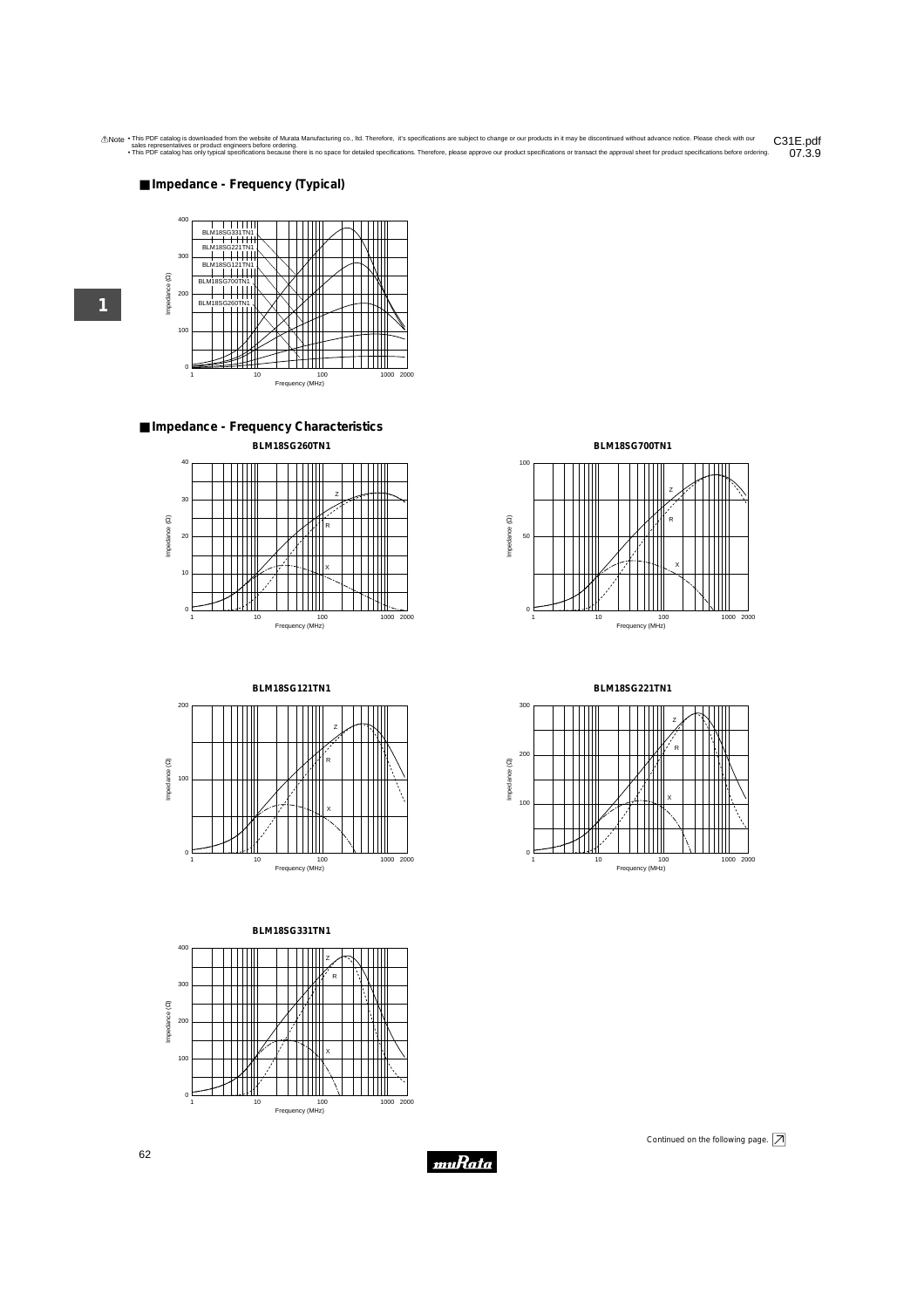## ■ Impedance - Frequency (Typical)

## ■ Impedance - Frequency Characteristics

BLM18SG260TN1

BLM18SG700TN1

BLM18SG121TN1

BLM18SG221TN1

BLM18SG331TN1

Continued on the following page.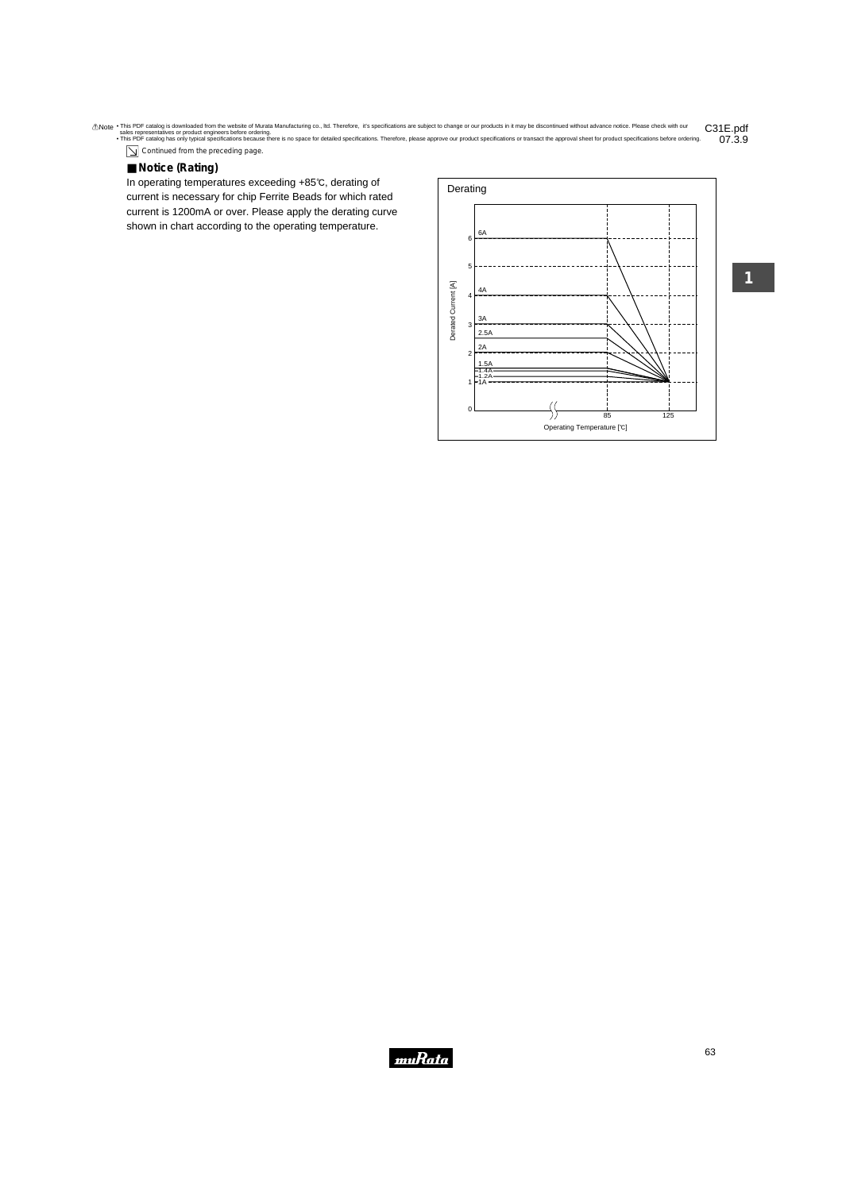Continued from the preceding page.

## ■ Notice (Rating)

In operating temperatures exceeding +85℃, derating of current is necessary for chip Ferrite Beads for which rated current is 1200mA or over. Please apply the derating curve shown in chart according to the operating temperature.

Derating

Derated Current [A]

Operating Temperature [℃]

6A, 4A, 3A, 2.5A, 2A, 1.5A, 1.4A, 1.2A, 1A

0, 1, 2, 3, 4, 5, 6

85, 125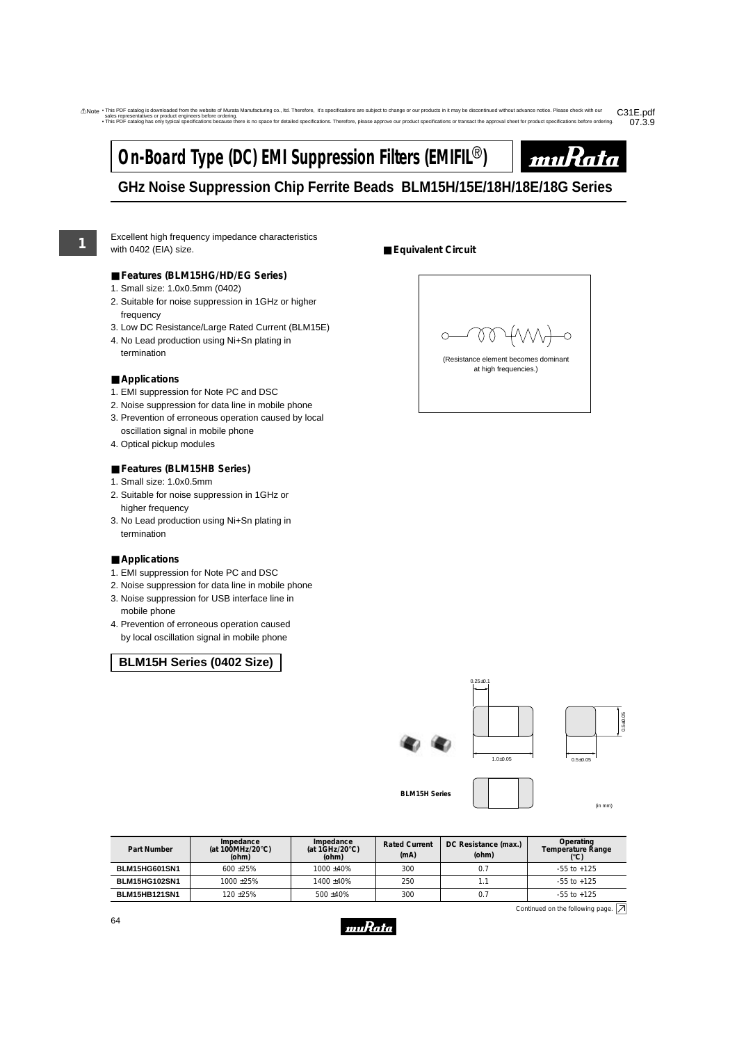# On-Board Type (DC) EMI Suppression Filters (EMIFIL®)

## GHz Noise Suppression Chip Ferrite Beads BLM15H/15E/18H/18E/18G Series

Excellent high frequency impedance characteristics with 0402 (EIA) size.

### ■ Features (BLM15HG/HD/EG Series)

1. Small size: 1.0x0.5mm (0402)
2. Suitable for noise suppression in 1GHz or higher frequency
3. Low DC Resistance/Large Rated Current (BLM15E)
4. No Lead production using Ni+Sn plating in termination

### ■ Applications

1. EMI suppression for Note PC and DSC
2. Noise suppression for data line in mobile phone
3. Prevention of erroneous operation caused by local oscillation signal in mobile phone
4. Optical pickup modules

### ■ Features (BLM15HB Series)

1. Small size: 1.0x0.5mm
2. Suitable for noise suppression in 1GHz or higher frequency
3. No Lead production using Ni+Sn plating in termination

### ■ Applications

1. EMI suppression for Note PC and DSC
2. Noise suppression for data line in mobile phone
3. Noise suppression for USB interface line in mobile phone
4. Prevention of erroneous operation caused by local oscillation signal in mobile phone

### ■ Equivalent Circuit

(Resistance element becomes dominant at high frequencies.)

## BLM15H Series (0402 Size)

BLM15H Series

0.25±0.1
1.0±0.05
0.5±0.05
0.5±0.05
(in mm)

| Part Number | Impedance (at 100MHz/20°C) (ohm) | Impedance (at 1GHz/20°C) (ohm) | Rated Current (mA) | DC Resistance (max.) (ohm) | Operating Temperature Range (°C) |
|---|---|---|---|---|---|
| BLM15HG601SN1 | 600 ±25% | 1000 ±40% | 300 | 0.7 | -55 to +125 |
| BLM15HG102SN1 | 1000 ±25% | 1400 ±40% | 250 | 1.1 | -55 to +125 |
| BLM15HB121SN1 | 120 ±25% | 500 ±40% | 300 | 0.7 | -55 to +125 |

Continued on the following page.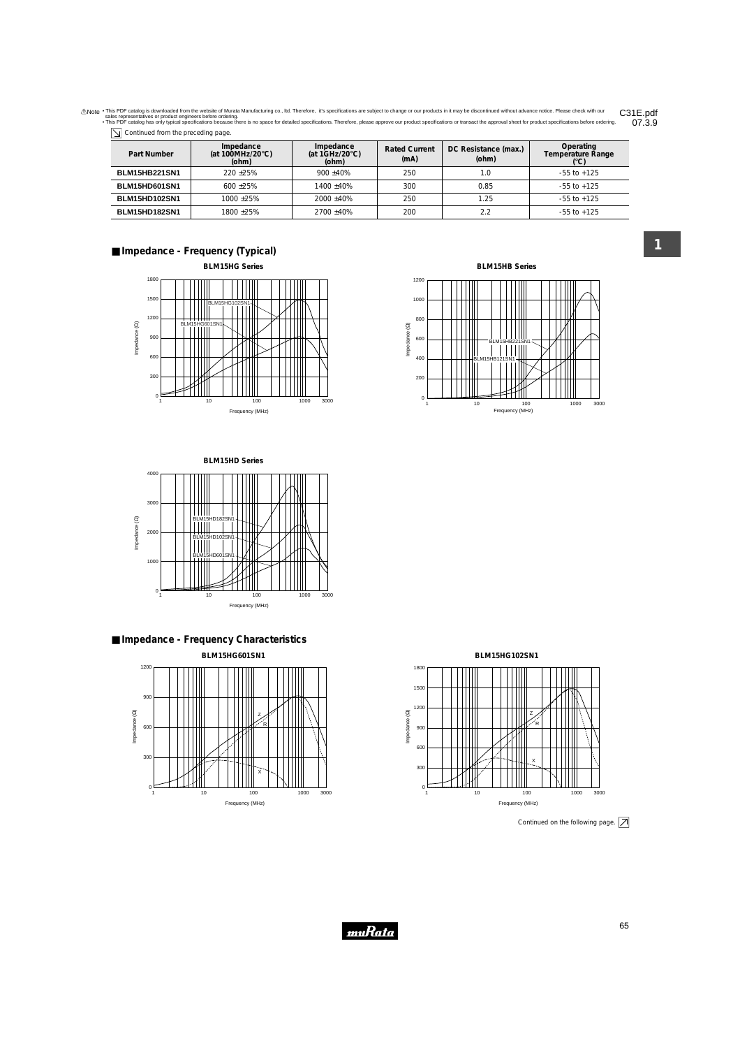⚠Note • This PDF catalog is downloaded from the website of Murata Manufacturing co., ltd. Therefore, it's specifications are subject to change or our products in it may be discontinued without advance notice. Please check with our sales representatives or product engineers before ordering.
• This PDF catalog has only typical specifications because there is no space for detailed specifications. Therefore, please approve our product specifications or transact the approval sheet for product specifications before ordering.

C31E.pdf
07.3.9

Continued from the preceding page.

| Part Number | Impedance (at 100MHz/20°C) (ohm) | Impedance (at 1GHz/20°C) (ohm) | Rated Current (mA) | DC Resistance (max.) (ohm) | Operating Temperature Range (°C) |
|---|---|---|---|---|---|
| BLM15HB221SN1 | 220 ±25% | 900 ±40% | 250 | 1.0 | -55 to +125 |
| BLM15HD601SN1 | 600 ±25% | 1400 ±40% | 300 | 0.85 | -55 to +125 |
| BLM15HD102SN1 | 1000 ±25% | 2000 ±40% | 250 | 1.25 | -55 to +125 |
| BLM15HD182SN1 | 1800 ±25% | 2700 ±40% | 200 | 2.2 | -55 to +125 |

## Impedance - Frequency (Typical)

**BLM15HG Series**

**BLM15HB Series**

**BLM15HD Series**

## Impedance - Frequency Characteristics

**BLM15HG601SN1**

**BLM15HG102SN1**

Continued on the following page.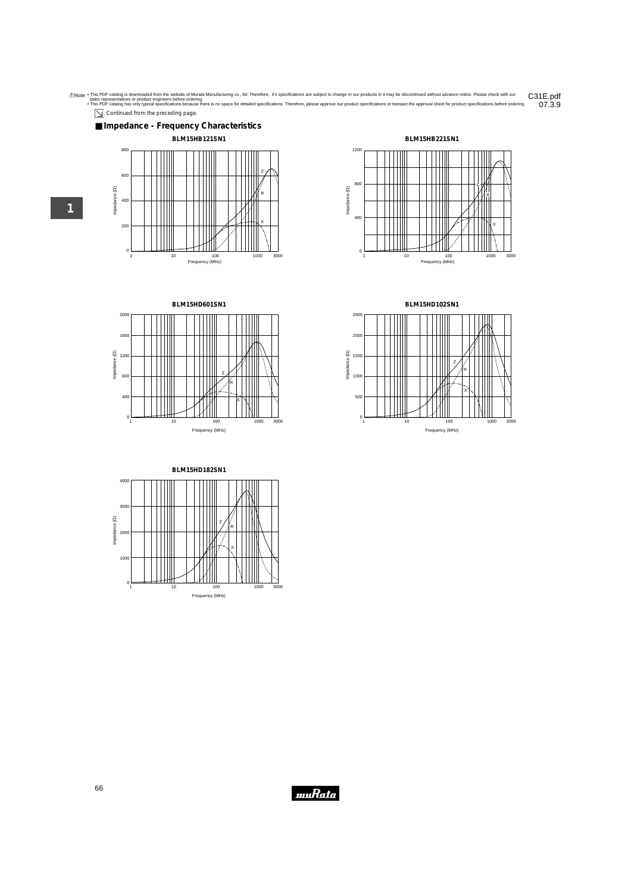⚠Note • This PDF catalog is downloaded from the website of Murata Manufacturing co., ltd. Therefore, it's specifications are subject to change or our products in it may be discontinued without advance notice. Please check with our sales representatives or product engineers before ordering.
• This PDF catalog has only typical specifications because there is no space for detailed specifications. Therefore, please approve our product specifications or transact the approval sheet for product specifications before ordering.

C31E.pdf
07.3.9

Continued from the preceding page.

## ■ Impedance - Frequency Characteristics

**BLM15HB121SN1**

**BLM15HB221SN1**

**BLM15HD601SN1**

**BLM15HD102SN1**

**BLM15HD182SN1**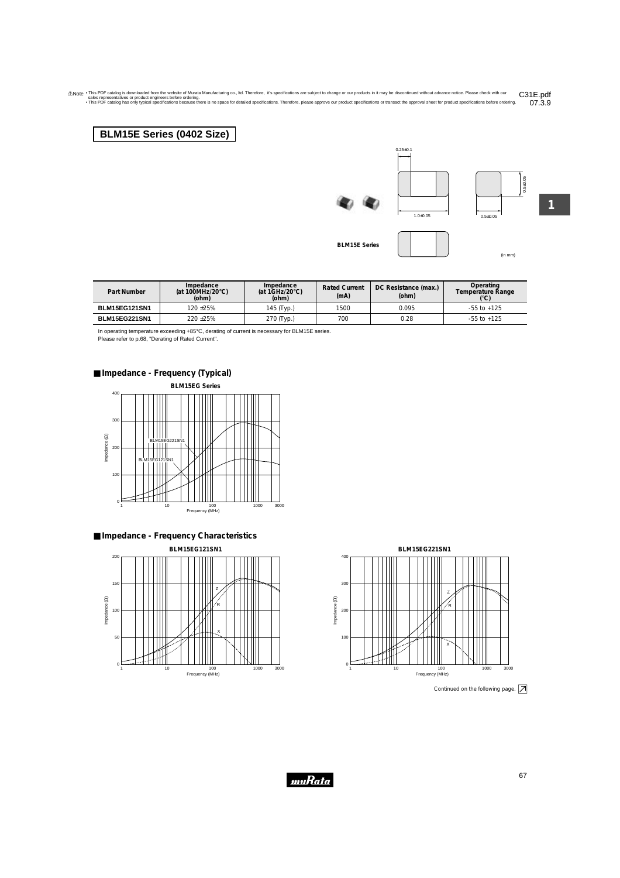⚠Note • This PDF catalog is downloaded from the website of Murata Manufacturing co., ltd. Therefore, it's specifications are subject to change or our products in it may be discontinued without advance notice. Please check with our sales representatives or product engineers before ordering.
• This PDF catalog has only typical specifications because there is no space for detailed specifications. Therefore, please approve our product specifications or transact the approval sheet for product specifications before ordering.

C31E.pdf 07.3.9

# BLM15E Series (0402 Size)

0.25±0.1

1.0±0.05

0.5±0.05

0.5±0.05

BLM15E Series

(in mm)

| Part Number | Impedance (at 100MHz/20°C) (ohm) | Impedance (at 1GHz/20°C) (ohm) | Rated Current (mA) | DC Resistance (max.) (ohm) | Operating Temperature Range (°C) |
|---|---|---|---|---|---|
| BLM15EG121SN1 | 120 ±25% | 145 (Typ.) | 1500 | 0.095 | -55 to +125 |
| BLM15EG221SN1 | 220 ±25% | 270 (Typ.) | 700 | 0.28 | -55 to +125 |

In operating temperature exceeding +85°C, derating of current is necessary for BLM15E series.
Please refer to p.68, "Derating of Rated Current".

## ■ Impedance - Frequency (Typical)

BLM15EG Series

## ■ Impedance - Frequency Characteristics

BLM15EG121SN1

BLM15EG221SN1

Continued on the following page.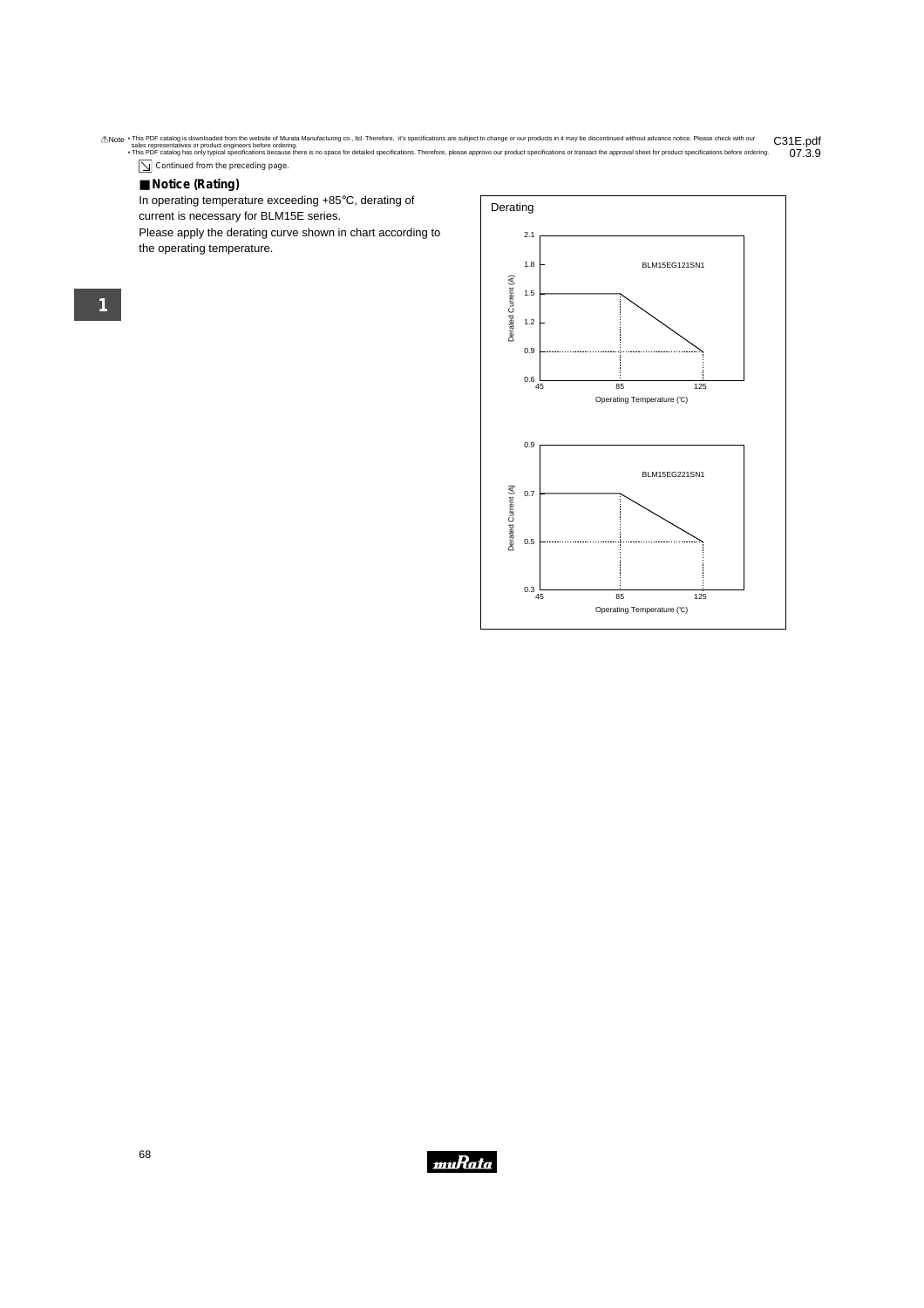⚠Note • This PDF catalog is downloaded from the website of Murata Manufacturing co., ltd. Therefore, it's specifications are subject to change or our products in it may be discontinued without advance notice. Please check with our sales representatives or product engineers before ordering.
• This PDF catalog has only typical specifications because there is no space for detailed specifications. Therefore, please approve our product specifications or transact the approval sheet for product specifications before ordering.

C31E.pdf
07.3.9

Continued from the preceding page.

## ■ Notice (Rating)

In operating temperature exceeding +85℃, derating of current is necessary for BLM15E series.

Please apply the derating curve shown in chart according to the operating temperature.

Derating

BLM15EG121SN1

Derated Current (A): 2.1, 1.8, 1.5, 1.2, 0.9, 0.6

Operating Temperature (℃): 45, 85, 125

BLM15EG221SN1

Derated Current (A): 0.9, 0.7, 0.5, 0.3

Operating Temperature (℃): 45, 85, 125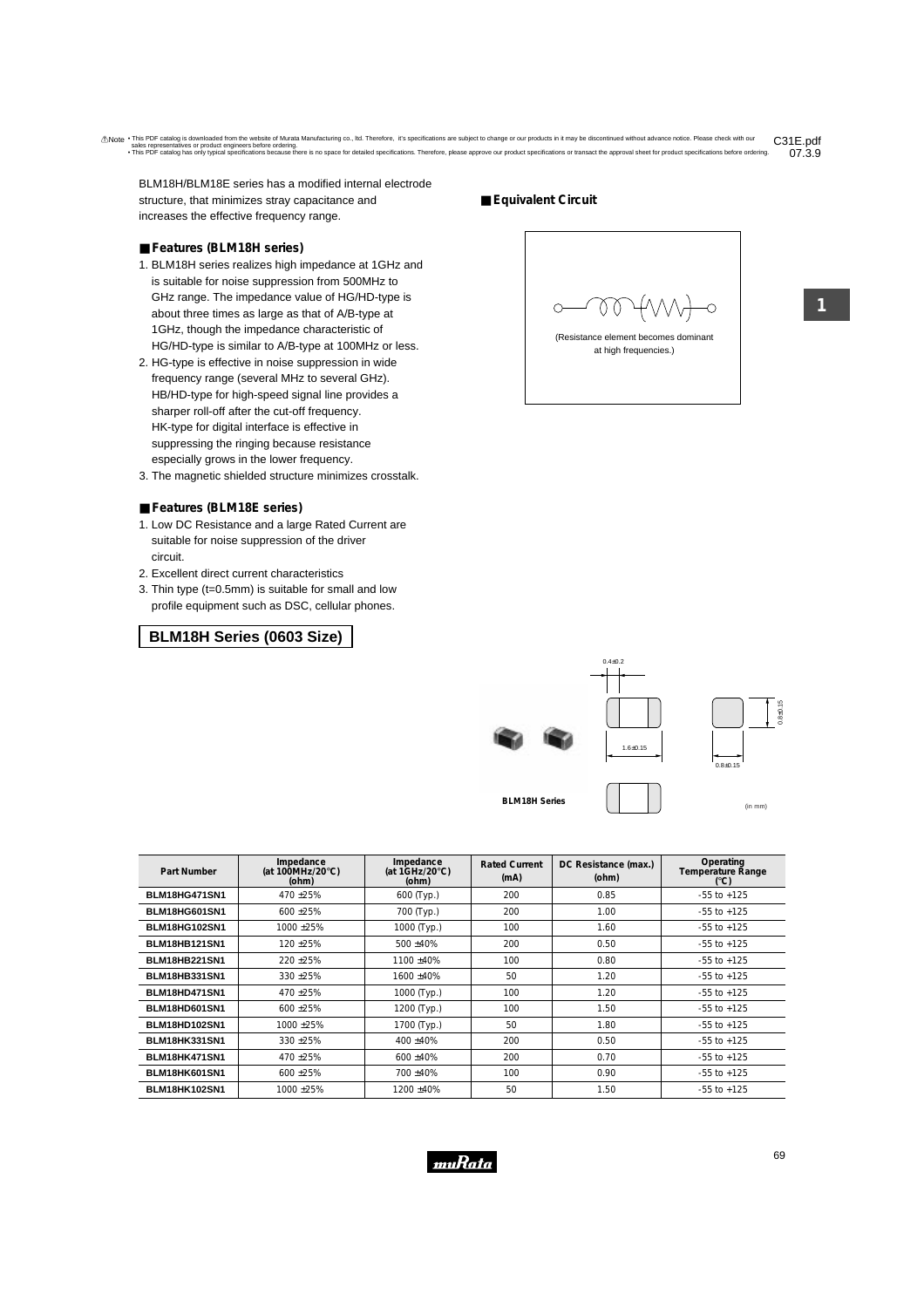BLM18H/BLM18E series has a modified internal electrode structure, that minimizes stray capacitance and increases the effective frequency range.

## ■ Features (BLM18H series)

1. BLM18H series realizes high impedance at 1GHz and is suitable for noise suppression from 500MHz to GHz range. The impedance value of HG/HD-type is about three times as large as that of A/B-type at 1GHz, though the impedance characteristic of HG/HD-type is similar to A/B-type at 100MHz or less.
2. HG-type is effective in noise suppression in wide frequency range (several MHz to several GHz). HB/HD-type for high-speed signal line provides a sharper roll-off after the cut-off frequency. HK-type for digital interface is effective in suppressing the ringing because resistance especially grows in the lower frequency.
3. The magnetic shielded structure minimizes crosstalk.

## ■ Features (BLM18E series)

1. Low DC Resistance and a large Rated Current are suitable for noise suppression of the driver circuit.
2. Excellent direct current characteristics
3. Thin type (t=0.5mm) is suitable for small and low profile equipment such as DSC, cellular phones.

## ■ Equivalent Circuit

(Resistance element becomes dominant at high frequencies.)

## BLM18H Series (0603 Size)

BLM18H Series

0.4±0.2

1.6±0.15

0.8±0.15

0.8±0.15

(in mm)

| Part Number | Impedance (at 100MHz/20°C) (ohm) | Impedance (at 1GHz/20°C) (ohm) | Rated Current (mA) | DC Resistance (max.) (ohm) | Operating Temperature Range (°C) |
|---|---|---|---|---|---|
| BLM18HG471SN1 | 470 ±25% | 600 (Typ.) | 200 | 0.85 | -55 to +125 |
| BLM18HG601SN1 | 600 ±25% | 700 (Typ.) | 200 | 1.00 | -55 to +125 |
| BLM18HG102SN1 | 1000 ±25% | 1000 (Typ.) | 100 | 1.60 | -55 to +125 |
| BLM18HB121SN1 | 120 ±25% | 500 ±40% | 200 | 0.50 | -55 to +125 |
| BLM18HB221SN1 | 220 ±25% | 1100 ±40% | 100 | 0.80 | -55 to +125 |
| BLM18HB331SN1 | 330 ±25% | 1600 ±40% | 50 | 1.20 | -55 to +125 |
| BLM18HD471SN1 | 470 ±25% | 1000 (Typ.) | 100 | 1.20 | -55 to +125 |
| BLM18HD601SN1 | 600 ±25% | 1200 (Typ.) | 100 | 1.50 | -55 to +125 |
| BLM18HD102SN1 | 1000 ±25% | 1700 (Typ.) | 50 | 1.80 | -55 to +125 |
| BLM18HK331SN1 | 330 ±25% | 400 ±40% | 200 | 0.50 | -55 to +125 |
| BLM18HK471SN1 | 470 ±25% | 600 ±40% | 200 | 0.70 | -55 to +125 |
| BLM18HK601SN1 | 600 ±25% | 700 ±40% | 100 | 0.90 | -55 to +125 |
| BLM18HK102SN1 | 1000 ±25% | 1200 ±40% | 50 | 1.50 | -55 to +125 |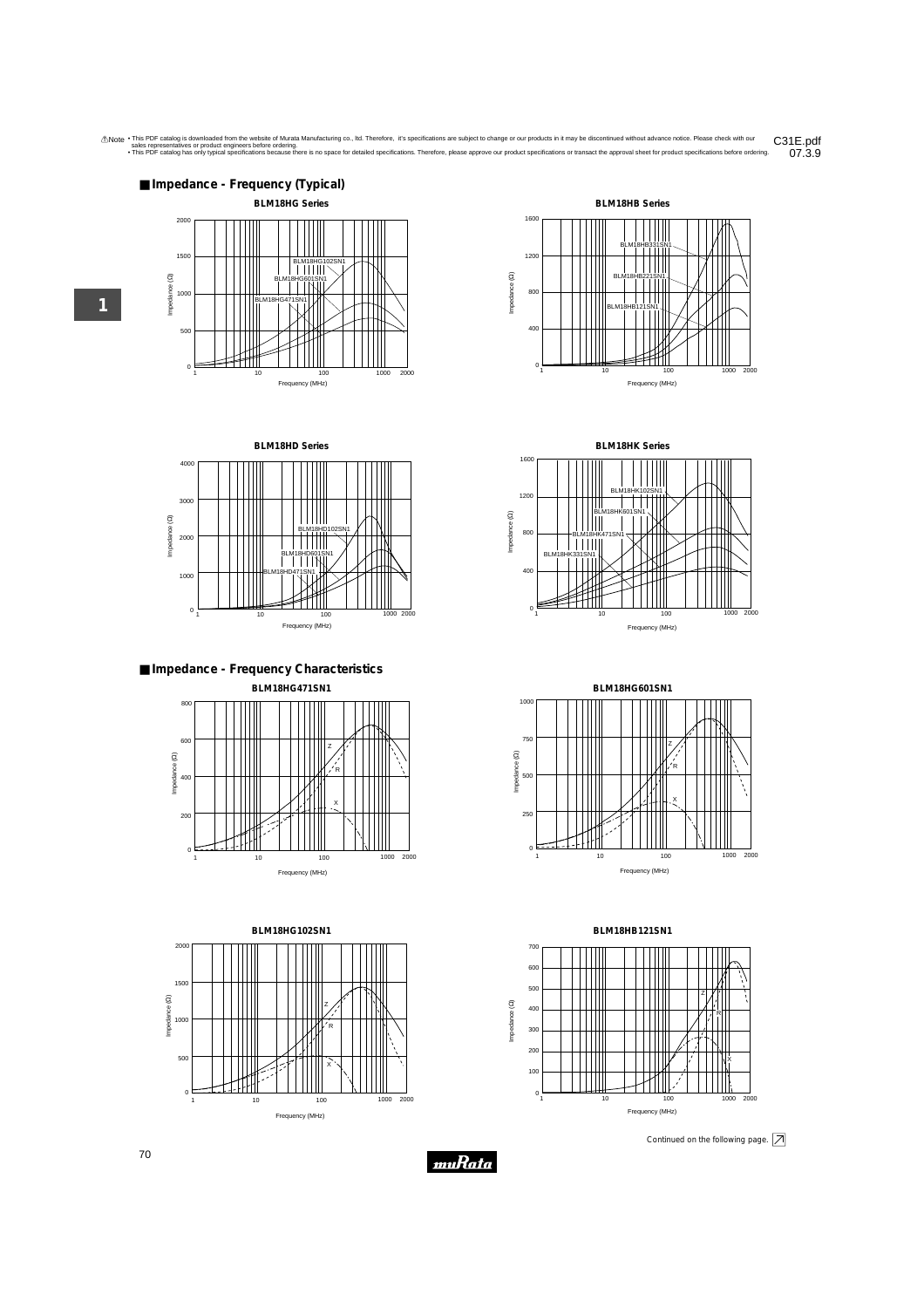⚠Note • This PDF catalog is downloaded from the website of Murata Manufacturing co., ltd. Therefore, it's specifications are subject to change or our products in it may be discontinued without advance notice. Please check with our sales representatives or product engineers before ordering.
• This PDF catalog has only typical specifications because there is no space for detailed specifications. Therefore, please approve our product specifications or transact the approval sheet for product specifications before ordering.

C31E.pdf
07.3.9

## ■ Impedance - Frequency (Typical)

**BLM18HG Series**

**BLM18HB Series**

**BLM18HD Series**

**BLM18HK Series**

## ■ Impedance - Frequency Characteristics

**BLM18HG471SN1**

**BLM18HG601SN1**

**BLM18HG102SN1**

**BLM18HB121SN1**

Continued on the following page.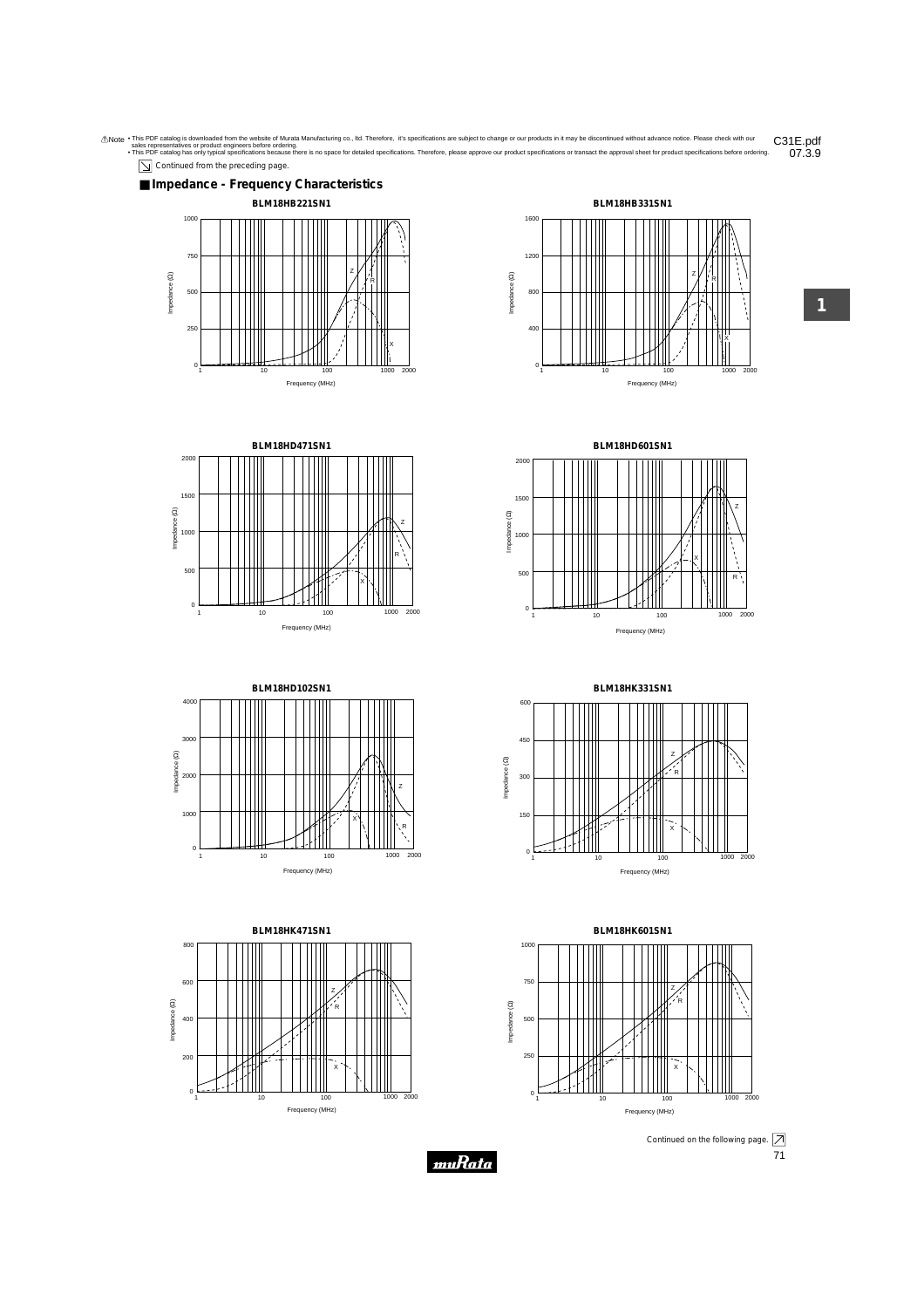⚠Note • This PDF catalog is downloaded from the website of Murata Manufacturing co., ltd. Therefore, it's specifications are subject to change or our products in it may be discontinued without advance notice. Please check with our sales representatives or product engineers before ordering.
• This PDF catalog has only typical specifications because there is no space for detailed specifications. Therefore, please approve our product specifications or transact the approval sheet for product specifications before ordering.

Continued from the preceding page.

## Impedance - Frequency Characteristics

**BLM18HB221SN1**

**BLM18HB331SN1**

**BLM18HD471SN1**

**BLM18HD601SN1**

**BLM18HD102SN1**

**BLM18HK331SN1**

**BLM18HK471SN1**

**BLM18HK601SN1**

Continued on the following page.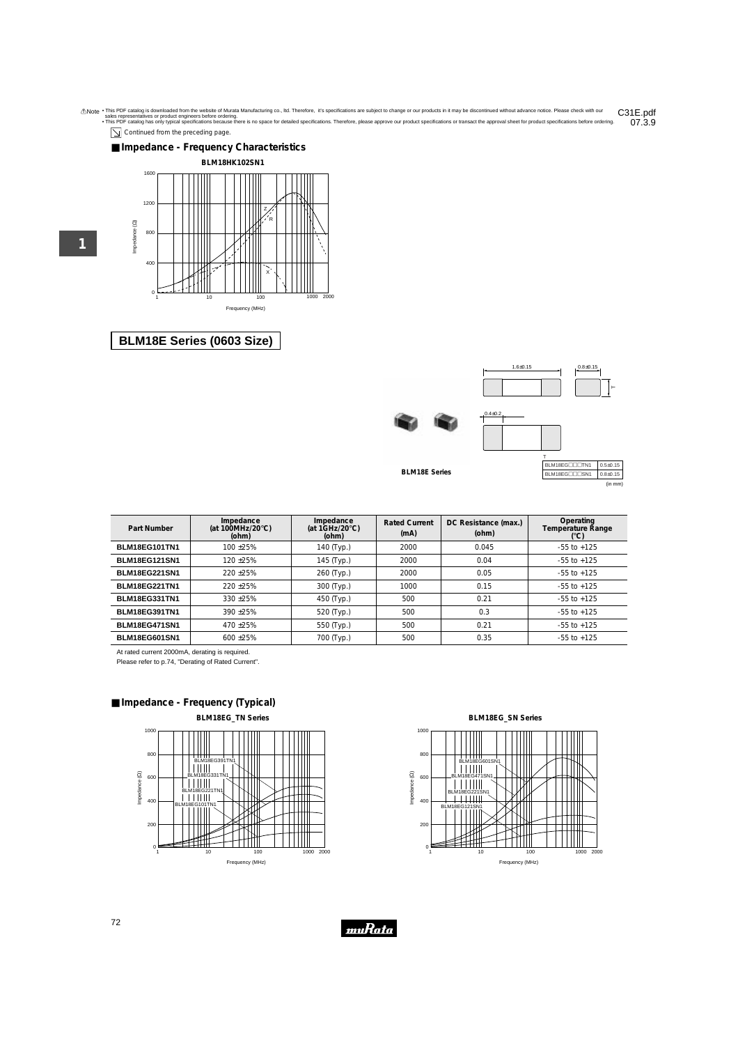Continued from the preceding page.

## ■ Impedance - Frequency Characteristics

BLM18HK102SN1

## BLM18E Series (0603 Size)

BLM18E Series

| T | |
|---|---|
| BLM18EG□□□TN1 | 0.5±0.15 |
| BLM18EG□□□SN1 | 0.8±0.15 |

(in mm)

| Part Number | Impedance (at 100MHz/20°C) (ohm) | Impedance (at 1GHz/20°C) (ohm) | Rated Current (mA) | DC Resistance (max.) (ohm) | Operating Temperature Range (°C) |
|---|---|---|---|---|---|
| BLM18EG101TN1 | 100 ±25% | 140 (Typ.) | 2000 | 0.045 | -55 to +125 |
| BLM18EG121SN1 | 120 ±25% | 145 (Typ.) | 2000 | 0.04 | -55 to +125 |
| BLM18EG221SN1 | 220 ±25% | 260 (Typ.) | 2000 | 0.05 | -55 to +125 |
| BLM18EG221TN1 | 220 ±25% | 300 (Typ.) | 1000 | 0.15 | -55 to +125 |
| BLM18EG331TN1 | 330 ±25% | 450 (Typ.) | 500 | 0.21 | -55 to +125 |
| BLM18EG391TN1 | 390 ±25% | 520 (Typ.) | 500 | 0.3 | -55 to +125 |
| BLM18EG471SN1 | 470 ±25% | 550 (Typ.) | 500 | 0.21 | -55 to +125 |
| BLM18EG601SN1 | 600 ±25% | 700 (Typ.) | 500 | 0.35 | -55 to +125 |

At rated current 2000mA, derating is required.
Please refer to p.74, "Derating of Rated Current".

## ■ Impedance - Frequency (Typical)

BLM18EG_TN Series

BLM18EG_SN Series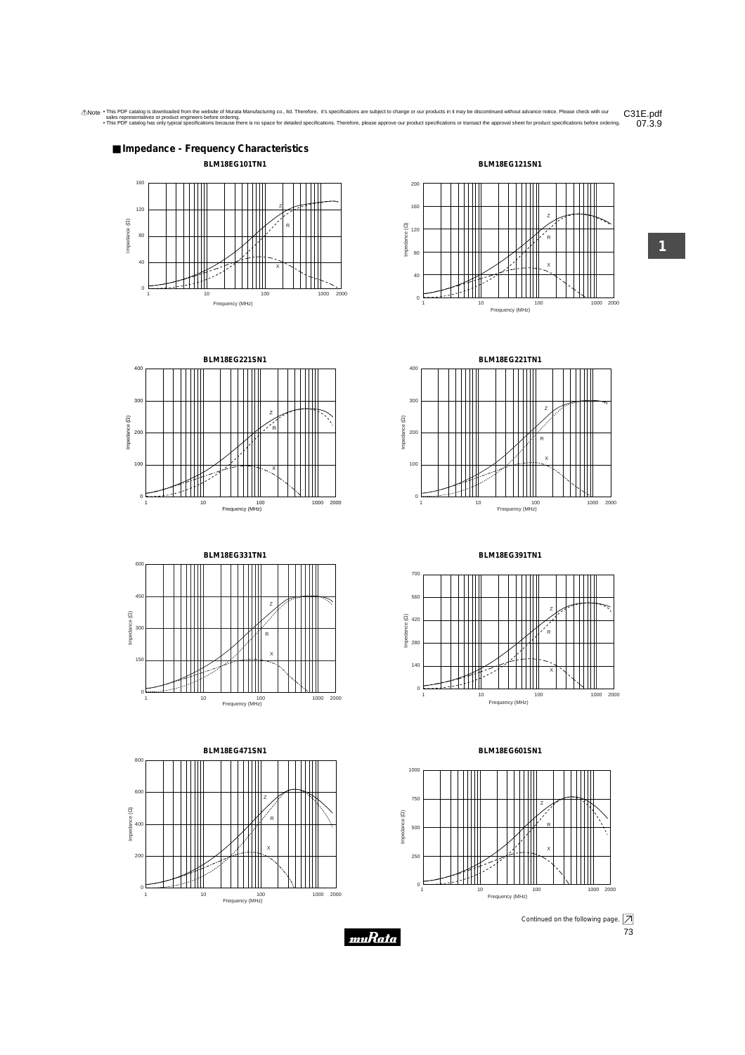⚠Note • This PDF catalog is downloaded from the website of Murata Manufacturing co., ltd. Therefore, it's specifications are subject to change or our products in it may be discontinued without advance notice. Please check with our sales representatives or product engineers before ordering.
• This PDF catalog has only typical specifications because there is no space for detailed specifications. Therefore, please approve our product specifications or transact the approval sheet for product specifications before ordering.

C31E.pdf
07.3.9

## Impedance - Frequency Characteristics

**BLM18EG101TN1**

**BLM18EG121SN1**

**BLM18EG221SN1**

**BLM18EG221TN1**

**BLM18EG331TN1**

**BLM18EG391TN1**

**BLM18EG471SN1**

**BLM18EG601SN1**

Continued on the following page.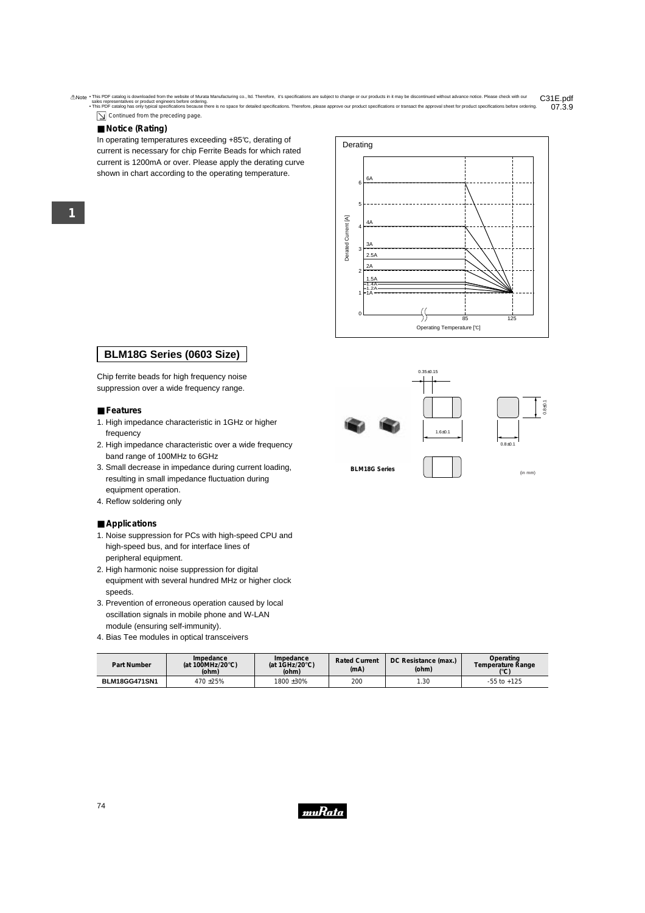Continued from the preceding page.

## Notice (Rating)

In operating temperatures exceeding +85℃, derating of current is necessary for chip Ferrite Beads for which rated current is 1200mA or over. Please apply the derating curve shown in chart according to the operating temperature.

## BLM18G Series (0603 Size)

Chip ferrite beads for high frequency noise suppression over a wide frequency range.

### Features

1. High impedance characteristic in 1GHz or higher frequency
2. High impedance characteristic over a wide frequency band range of 100MHz to 6GHz
3. Small decrease in impedance during current loading, resulting in small impedance fluctuation during equipment operation.
4. Reflow soldering only

### Applications

1. Noise suppression for PCs with high-speed CPU and high-speed bus, and for interface lines of peripheral equipment.
2. High harmonic noise suppression for digital equipment with several hundred MHz or higher clock speeds.
3. Prevention of erroneous operation caused by local oscillation signals in mobile phone and W-LAN module (ensuring self-immunity).
4. Bias Tee modules in optical transceivers

| Part Number | Impedance (at 100MHz/20℃) (ohm) | Impedance (at 1GHz/20℃) (ohm) | Rated Current (mA) | DC Resistance (max.) (ohm) | Operating Temperature Range (℃) |
|---|---|---|---|---|---|
| BLM18GG471SN1 | 470 ±25% | 1800 ±30% | 200 | 1.30 | -55 to +125 |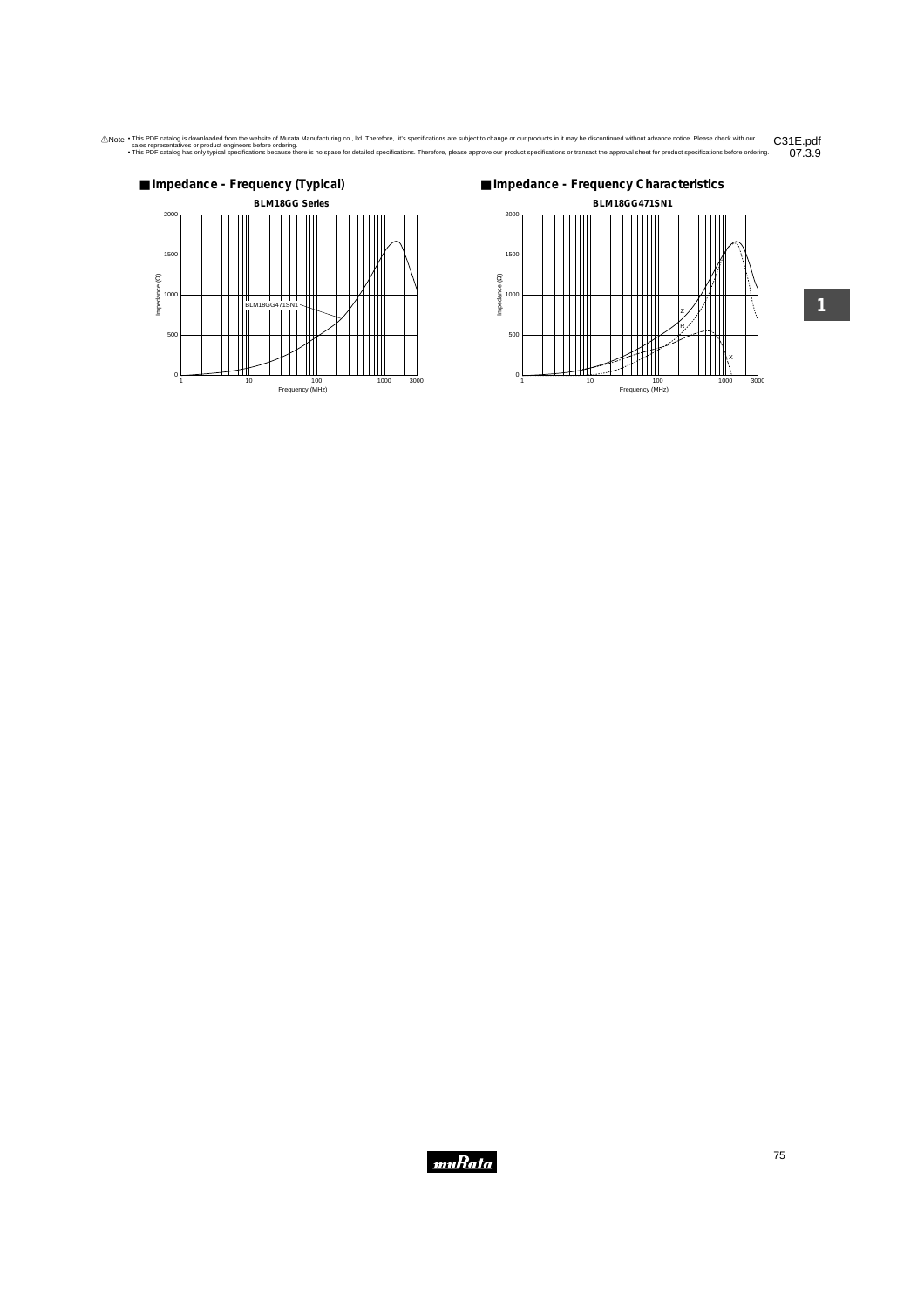## ■ Impedance - Frequency (Typical)

**BLM18GG Series**

Impedance (Ω) vs. Frequency (MHz)

BLM18GG471SN1

## ■ Impedance - Frequency Characteristics

**BLM18GG471SN1**

Impedance (Ω) vs. Frequency (MHz)

Z, R, X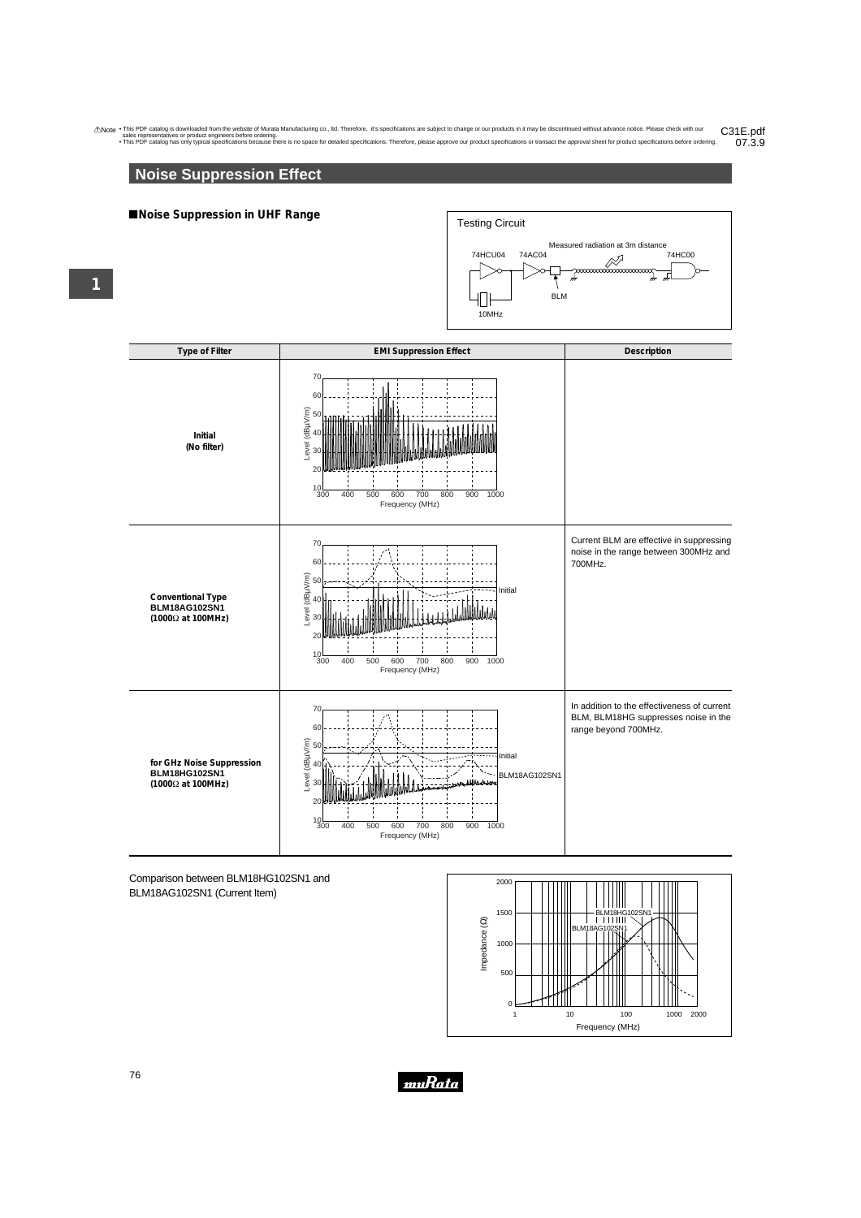## Noise Suppression Effect

### ■Noise Suppression in UHF Range

Testing Circuit

Measured radiation at 3m distance

74HCU04 74AC04 74HC00

BLM

10MHz

| Type of Filter | EMI Suppression Effect | Description |
|---|---|---|
| **Initial (No filter)** | | |
| **Conventional Type BLM18AG102SN1 (1000Ω at 100MHz)** | | Current BLM are effective in suppressing noise in the range between 300MHz and 700MHz. |
| **for GHz Noise Suppression BLM18HG102SN1 (1000Ω at 100MHz)** | | In addition to the effectiveness of current BLM, BLM18HG suppresses noise in the range beyond 700MHz. |

Comparison between BLM18HG102SN1 and BLM18AG102SN1 (Current Item)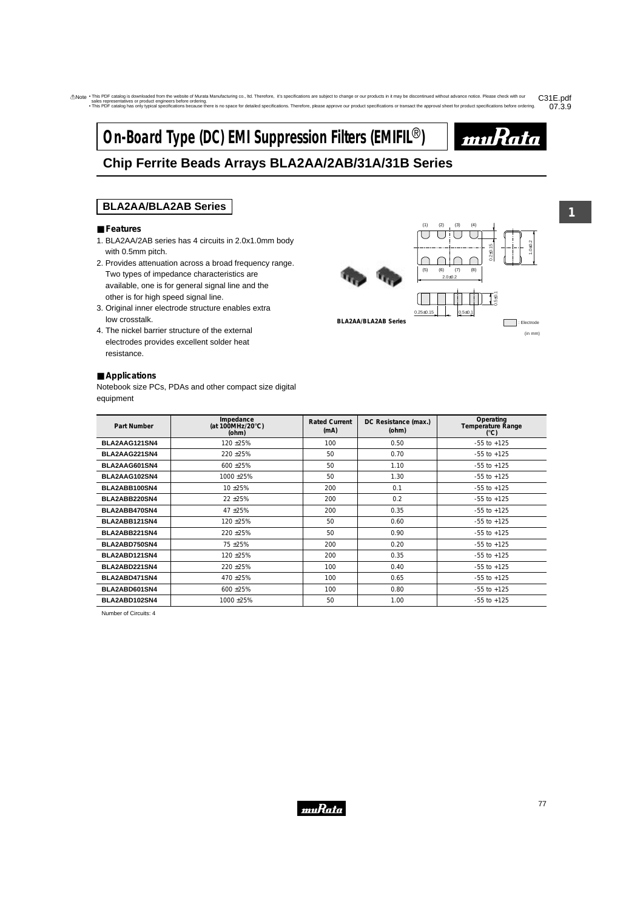# On-Board Type (DC) EMI Suppression Filters (EMIFIL®)

## Chip Ferrite Beads Arrays BLA2AA/2AB/31A/31B Series

### BLA2AA/BLA2AB Series

#### Features

1. BLA2AA/2AB series has 4 circuits in 2.0x1.0mm body with 0.5mm pitch.
2. Provides attenuation across a broad frequency range. Two types of impedance characteristics are available, one is for general signal line and the other is for high speed signal line.
3. Original inner electrode structure enables extra low crosstalk.
4. The nickel barrier structure of the external electrodes provides excellent solder heat resistance.

BLA2AA/BLA2AB Series

(in mm)

#### Applications

Notebook size PCs, PDAs and other compact size digital equipment

| Part Number | Impedance (at 100MHz/20°C) (ohm) | Rated Current (mA) | DC Resistance (max.) (ohm) | Operating Temperature Range (°C) |
|---|---|---|---|---|
| BLA2AAG121SN4 | 120 ±25% | 100 | 0.50 | -55 to +125 |
| BLA2AAG221SN4 | 220 ±25% | 50 | 0.70 | -55 to +125 |
| BLA2AAG601SN4 | 600 ±25% | 50 | 1.10 | -55 to +125 |
| BLA2AAG102SN4 | 1000 ±25% | 50 | 1.30 | -55 to +125 |
| BLA2ABB100SN4 | 10 ±25% | 200 | 0.1 | -55 to +125 |
| BLA2ABB220SN4 | 22 ±25% | 200 | 0.2 | -55 to +125 |
| BLA2ABB470SN4 | 47 ±25% | 200 | 0.35 | -55 to +125 |
| BLA2ABB121SN4 | 120 ±25% | 50 | 0.60 | -55 to +125 |
| BLA2ABB221SN4 | 220 ±25% | 50 | 0.90 | -55 to +125 |
| BLA2ABD750SN4 | 75 ±25% | 200 | 0.20 | -55 to +125 |
| BLA2ABD121SN4 | 120 ±25% | 200 | 0.35 | -55 to +125 |
| BLA2ABD221SN4 | 220 ±25% | 100 | 0.40 | -55 to +125 |
| BLA2ABD471SN4 | 470 ±25% | 100 | 0.65 | -55 to +125 |
| BLA2ABD601SN4 | 600 ±25% | 100 | 0.80 | -55 to +125 |
| BLA2ABD102SN4 | 1000 ±25% | 50 | 1.00 | -55 to +125 |

Number of Circuits: 4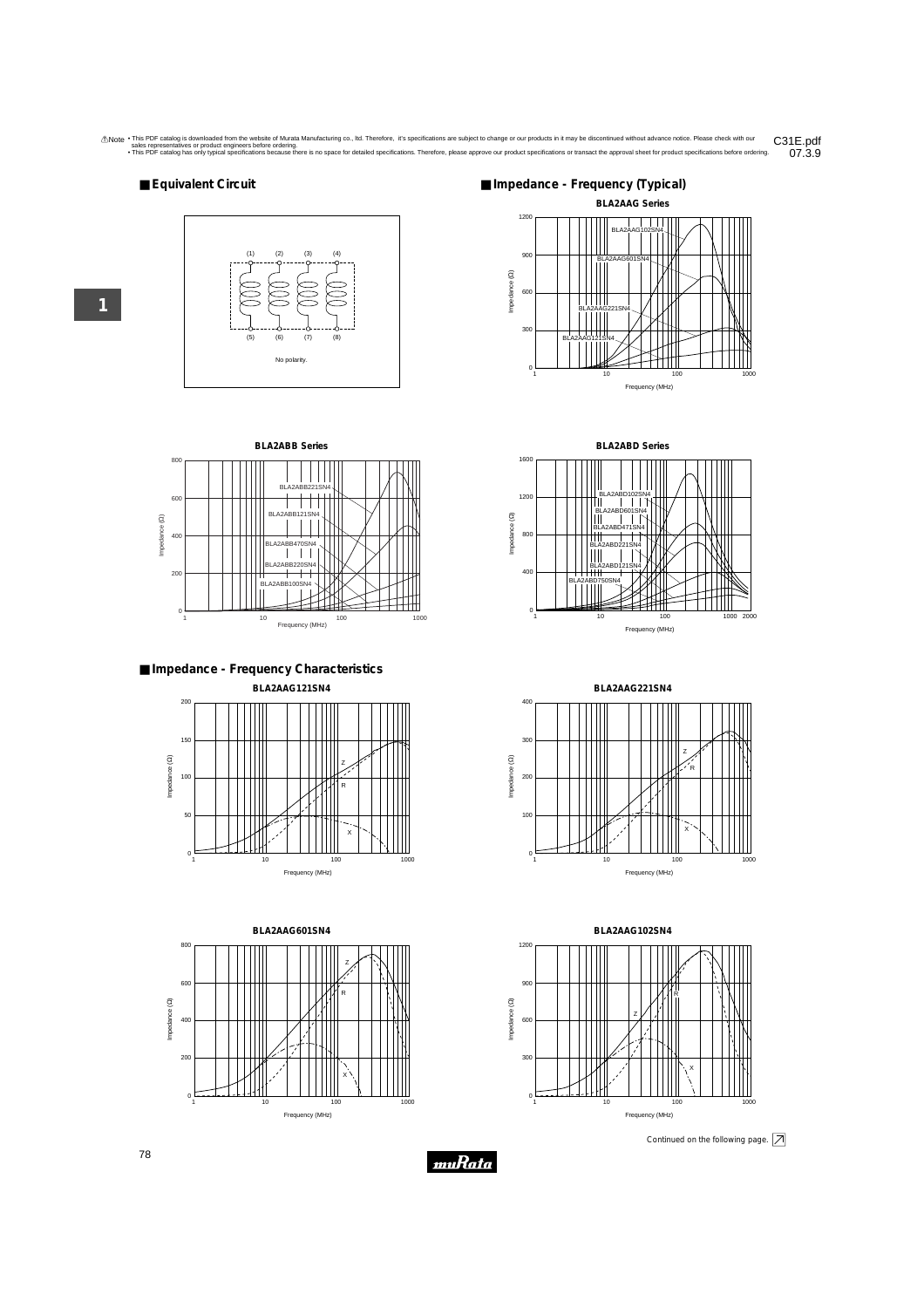⚠Note • This PDF catalog is downloaded from the website of Murata Manufacturing co., ltd. Therefore, it's specifications are subject to change or our products in it may be discontinued without advance notice. Please check with our sales representatives or product engineers before ordering.
• This PDF catalog has only typical specifications because there is no space for detailed specifications. Therefore, please approve our product specifications or transact the approval sheet for product specifications before ordering.

C31E.pdf
07.3.9

## Equivalent Circuit

(1) (2) (3) (4)

(5) (6) (7) (8)

No polarity.

## Impedance - Frequency (Typical)

**BLA2AAG Series**

**BLA2ABB Series**

**BLA2ABD Series**

## Impedance - Frequency Characteristics

**BLA2AAG121SN4**

**BLA2AAG221SN4**

**BLA2AAG601SN4**

**BLA2AAG102SN4**

Continued on the following page.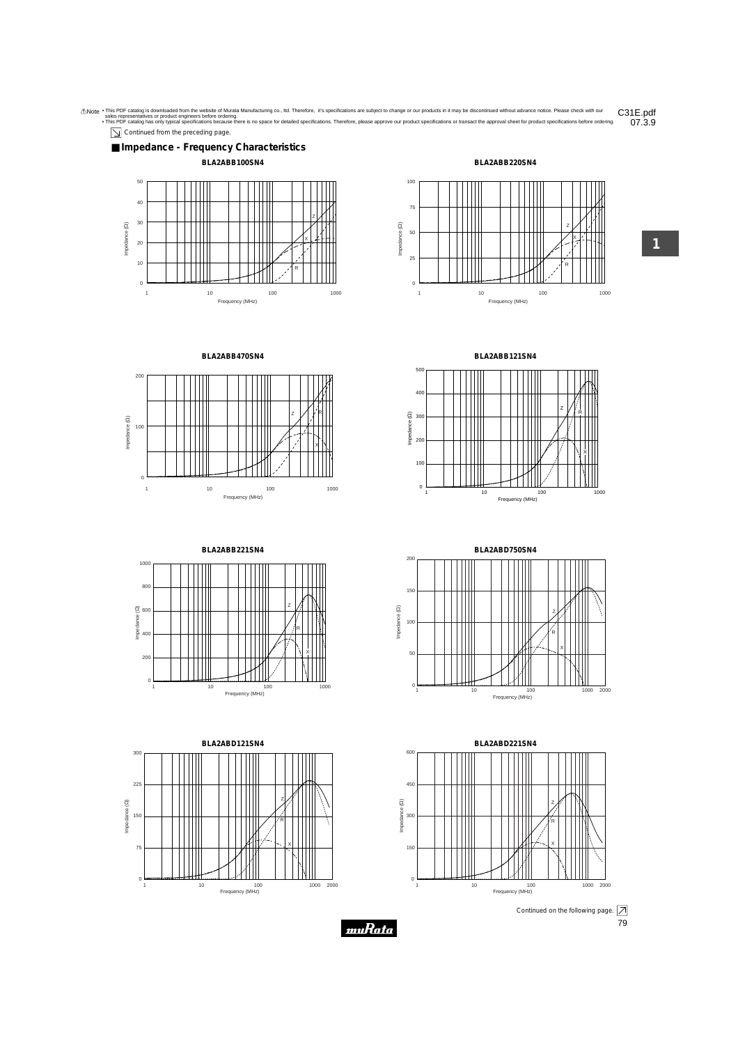⚠Note • This PDF catalog is downloaded from the website of Murata Manufacturing co., ltd. Therefore, it's specifications are subject to change or our products in it may be discontinued without advance notice. Please check with our sales representatives or product engineers before ordering.
• This PDF catalog has only typical specifications because there is no space for detailed specifications. Therefore, please approve our product specifications or transact the approval sheet for product specifications before ordering.

Continued from the preceding page.

## Impedance - Frequency Characteristics

**BLA2ABB100SN4**

**BLA2ABB220SN4**

**BLA2ABB470SN4**

**BLA2ABB121SN4**

**BLA2ABB221SN4**

**BLA2ABD750SN4**

**BLA2ABD121SN4**

**BLA2ABD221SN4**

Continued on the following page.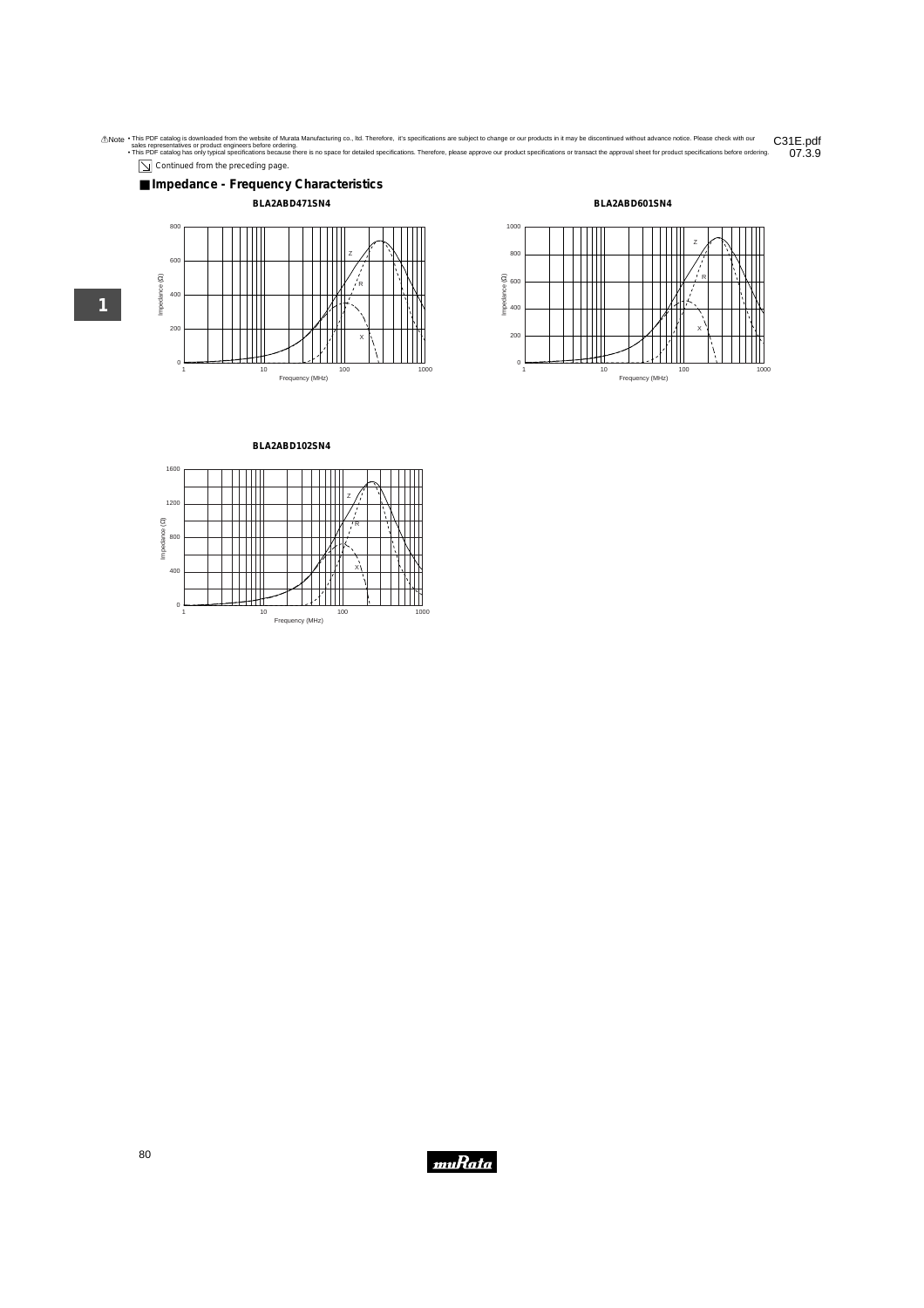Continued from the preceding page.

## Impedance - Frequency Characteristics

**BLA2ABD471SN4**

Impedance (Ω): 0, 200, 400, 600, 800

Frequency (MHz): 1, 10, 100, 1000

Z, R, X

**BLA2ABD601SN4**

Impedance (Ω): 0, 200, 400, 600, 800, 1000

Frequency (MHz): 1, 10, 100, 1000

Z, R, X

**BLA2ABD102SN4**

Impedance (Ω): 0, 400, 800, 1200, 1600

Frequency (MHz): 1, 10, 100, 1000

Z, R, X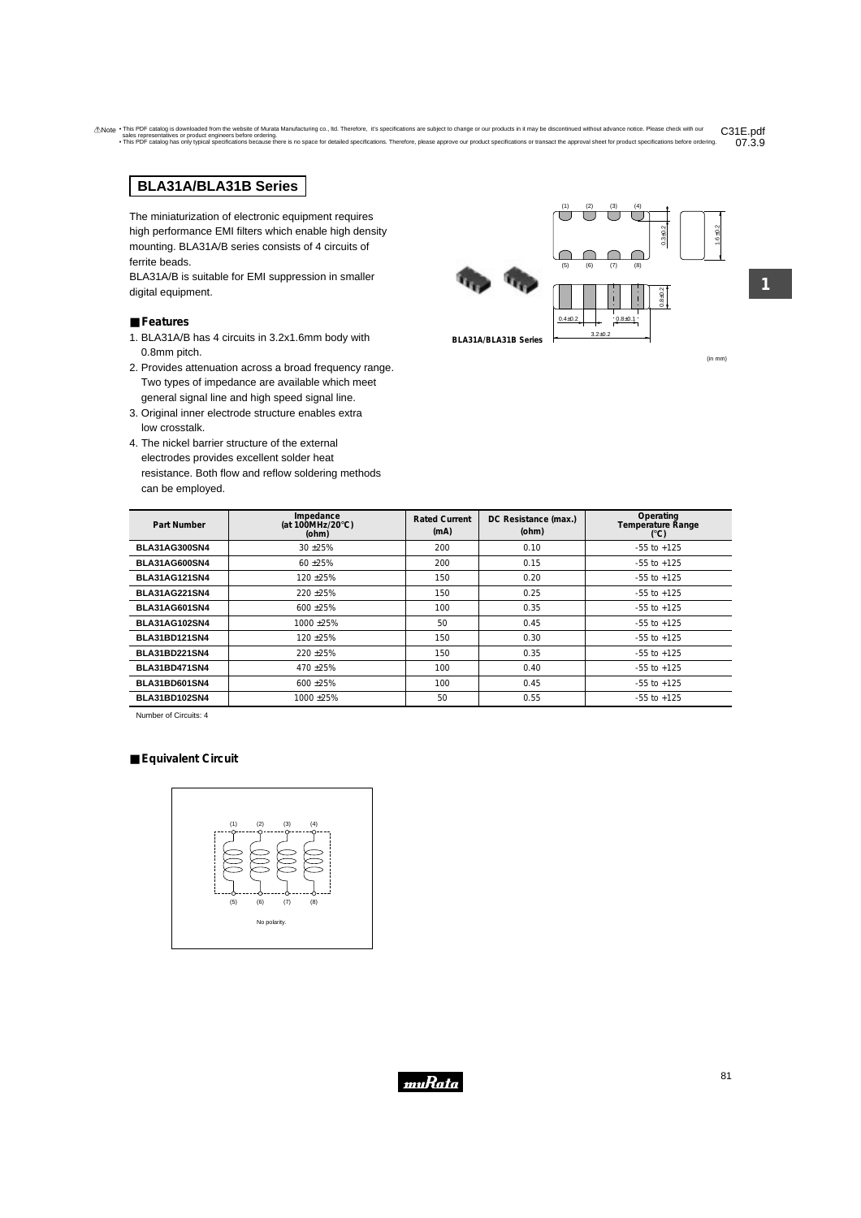## BLA31A/BLA31B Series

The miniaturization of electronic equipment requires high performance EMI filters which enable high density mounting. BLA31A/B series consists of 4 circuits of ferrite beads.
BLA31A/B is suitable for EMI suppression in smaller digital equipment.

BLA31A/BLA31B Series

(in mm)

### Features

1. BLA31A/B has 4 circuits in 3.2x1.6mm body with 0.8mm pitch.
2. Provides attenuation across a broad frequency range. Two types of impedance are available which meet general signal line and high speed signal line.
3. Original inner electrode structure enables extra low crosstalk.
4. The nickel barrier structure of the external electrodes provides excellent solder heat resistance. Both flow and reflow soldering methods can be employed.

| Part Number | Impedance (at 100MHz/20°C) (ohm) | Rated Current (mA) | DC Resistance (max.) (ohm) | Operating Temperature Range (°C) |
|---|---|---|---|---|
| BLA31AG300SN4 | 30 ±25% | 200 | 0.10 | -55 to +125 |
| BLA31AG600SN4 | 60 ±25% | 200 | 0.15 | -55 to +125 |
| BLA31AG121SN4 | 120 ±25% | 150 | 0.20 | -55 to +125 |
| BLA31AG221SN4 | 220 ±25% | 150 | 0.25 | -55 to +125 |
| BLA31AG601SN4 | 600 ±25% | 100 | 0.35 | -55 to +125 |
| BLA31AG102SN4 | 1000 ±25% | 50 | 0.45 | -55 to +125 |
| BLA31BD121SN4 | 120 ±25% | 150 | 0.30 | -55 to +125 |
| BLA31BD221SN4 | 220 ±25% | 150 | 0.35 | -55 to +125 |
| BLA31BD471SN4 | 470 ±25% | 100 | 0.40 | -55 to +125 |
| BLA31BD601SN4 | 600 ±25% | 100 | 0.45 | -55 to +125 |
| BLA31BD102SN4 | 1000 ±25% | 50 | 0.55 | -55 to +125 |

Number of Circuits: 4

### Equivalent Circuit

No polarity.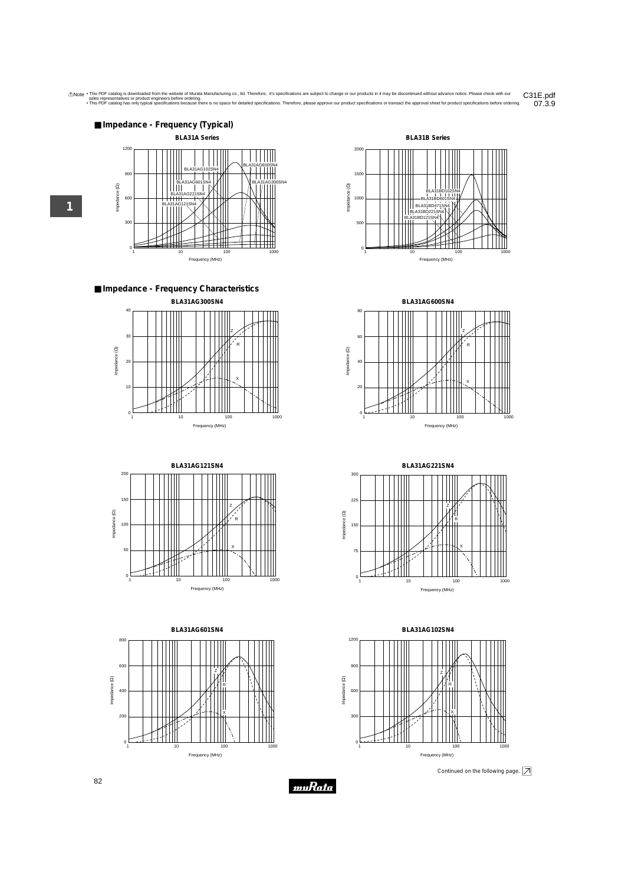⚠Note • This PDF catalog is downloaded from the website of Murata Manufacturing co., ltd. Therefore, it's specifications are subject to change or our products in it may be discontinued without advance notice. Please check with our sales representatives or product engineers before ordering.
• This PDF catalog has only typical specifications because there is no space for detailed specifications. Therefore, please approve our product specifications or transact the approval sheet for product specifications before ordering.

C31E.pdf
07.3.9

## ■ Impedance - Frequency (Typical)

**BLA31A Series**

Impedance (Ω) vs. Frequency (MHz)

BLA31AG102SN4, BLA31AG601SN4, BLA31AG221SN4, BLA31AG121SN4, BLA31AG600SN4, BLA31AG300SN4

**BLA31B Series**

Impedance (Ω) vs. Frequency (MHz)

BLA31BD102SN4, BLA31BD601SN4, BLA31BD471SN4, BLA31BD221SN4, BLA31BD121SN4

## ■ Impedance - Frequency Characteristics

**BLA31AG300SN4**

**BLA31AG600SN4**

**BLA31AG121SN4**

**BLA31AG221SN4**

**BLA31AG601SN4**

**BLA31AG102SN4**

Continued on the following page.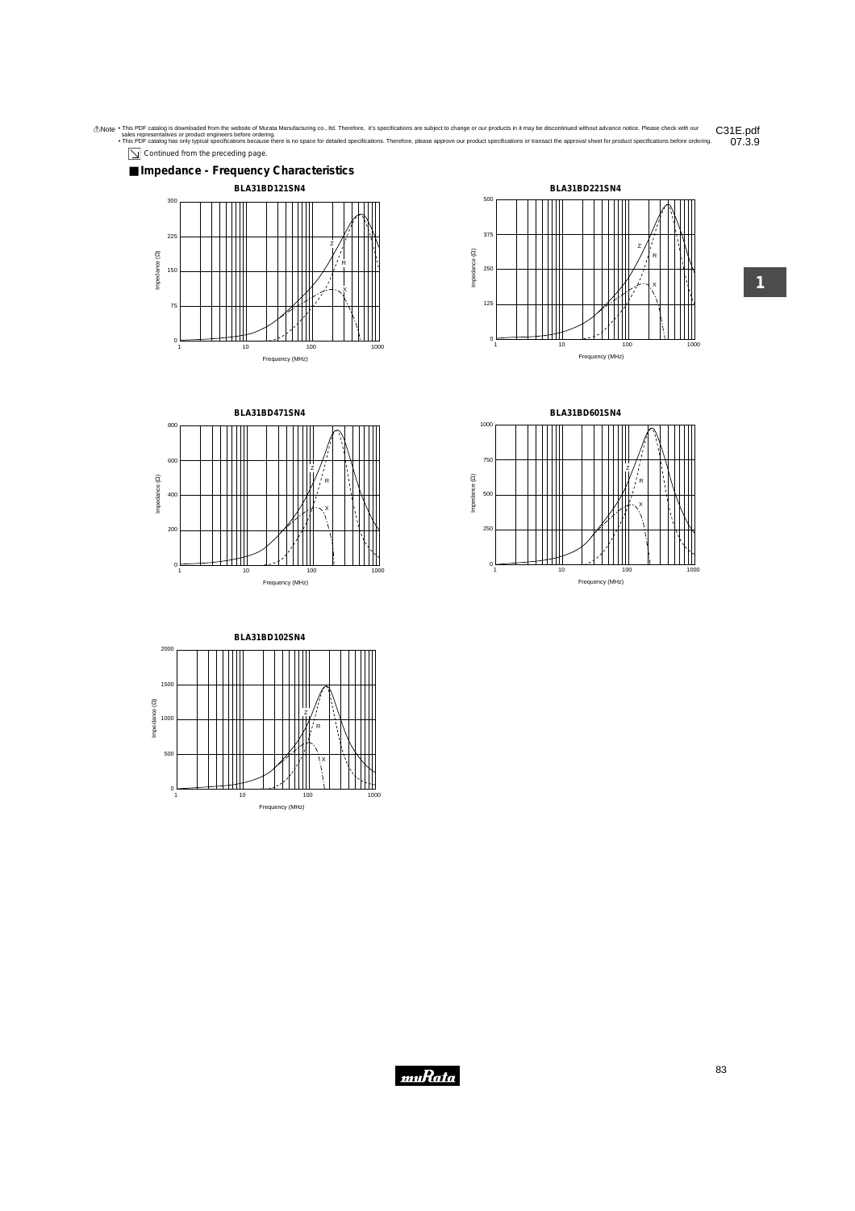⚠Note • This PDF catalog is downloaded from the website of Murata Manufacturing co., ltd. Therefore, it's specifications are subject to change or our products in it may be discontinued without advance notice. Please check with our sales representatives or product engineers before ordering.
• This PDF catalog has only typical specifications because there is no space for detailed specifications. Therefore, please approve our product specifications or transact the approval sheet for product specifications before ordering.

C31E.pdf 07.3.9

Continued from the preceding page.

## ■ Impedance - Frequency Characteristics

**BLA31BD121SN4**

**BLA31BD221SN4**

**BLA31BD471SN4**

**BLA31BD601SN4**

**BLA31BD102SN4**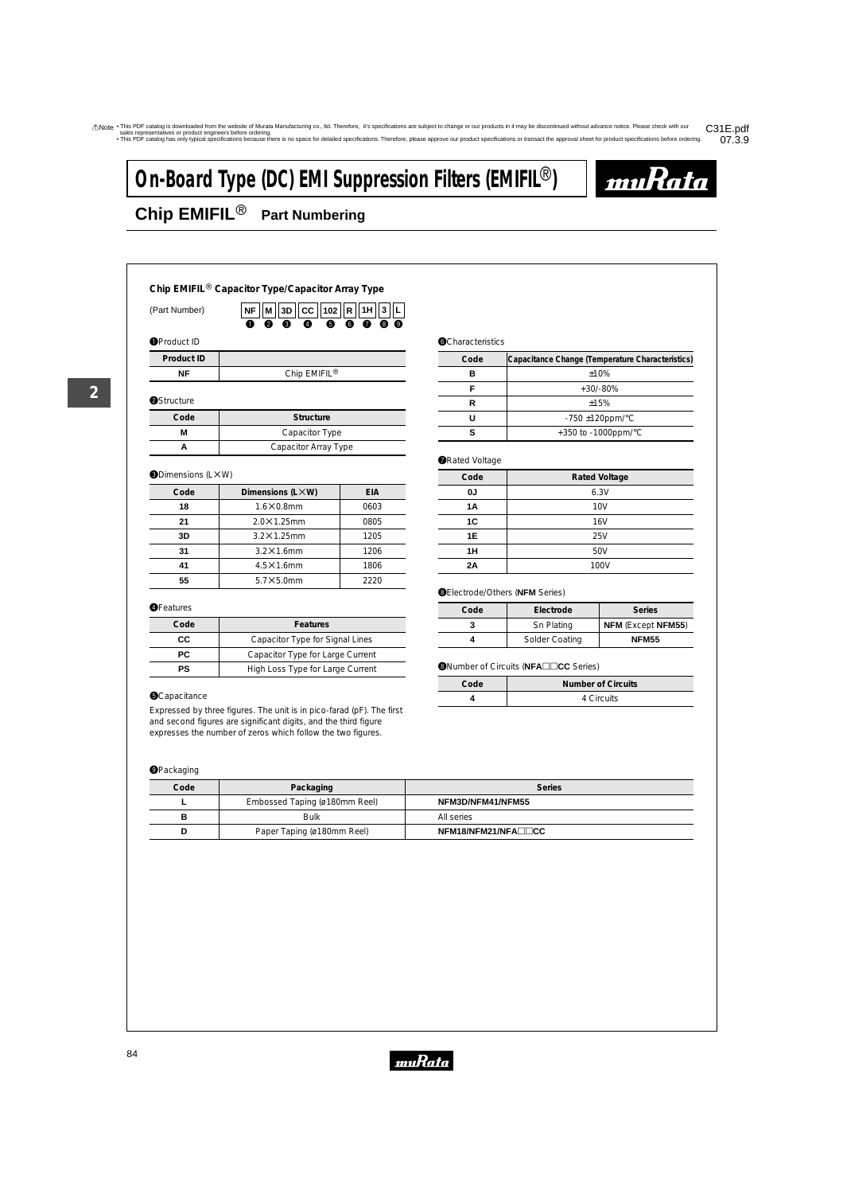# On-Board Type (DC) EMI Suppression Filters (EMIFIL®)

## Chip EMIFIL® Part Numbering

### Chip EMIFIL® Capacitor Type/Capacitor Array Type

(Part Number) NF M 3D CC 102 R 1H 3 L
❶ ❷ ❸ ❹ ❺ ❻ ❼ ❽ ❾

❶Product ID

| Product ID | |
|---|---|
| NF | Chip EMIFIL® |

❷Structure

| Code | Structure |
|---|---|
| M | Capacitor Type |
| A | Capacitor Array Type |

❸Dimensions (L×W)

| Code | Dimensions (L×W) | EIA |
|---|---|---|
| 18 | 1.6×0.8mm | 0603 |
| 21 | 2.0×1.25mm | 0805 |
| 3D | 3.2×1.25mm | 1205 |
| 31 | 3.2×1.6mm | 1206 |
| 41 | 4.5×1.6mm | 1806 |
| 55 | 5.7×5.0mm | 2220 |

❹Features

| Code | Features |
|---|---|
| CC | Capacitor Type for Signal Lines |
| PC | Capacitor Type for Large Current |
| PS | High Loss Type for Large Current |

❺Capacitance

Expressed by three figures. The unit is in pico-farad (pF). The first and second figures are significant digits, and the third figure expresses the number of zeros which follow the two figures.

❻Characteristics

| Code | Capacitance Change (Temperature Characteristics) |
|---|---|
| B | ±10% |
| F | +30/-80% |
| R | ±15% |
| U | -750 ±120ppm/°C |
| S | +350 to -1000ppm/°C |

❼Rated Voltage

| Code | Rated Voltage |
|---|---|
| 0J | 6.3V |
| 1A | 10V |
| 1C | 16V |
| 1E | 25V |
| 1H | 50V |
| 2A | 100V |

❽Electrode/Others (**NFM** Series)

| Code | Electrode | Series |
|---|---|---|
| 3 | Sn Plating | **NFM** (Except **NFM55**) |
| 4 | Solder Coating | **NFM55** |

❽Number of Circuits (**NFA□□CC** Series)

| Code | Number of Circuits |
|---|---|
| 4 | 4 Circuits |

❾Packaging

| Code | Packaging | Series |
|---|---|---|
| L | Embossed Taping (ø180mm Reel) | NFM3D/NFM41/NFM55 |
| B | Bulk | All series |
| D | Paper Taping (ø180mm Reel) | NFM18/NFM21/NFA□□CC |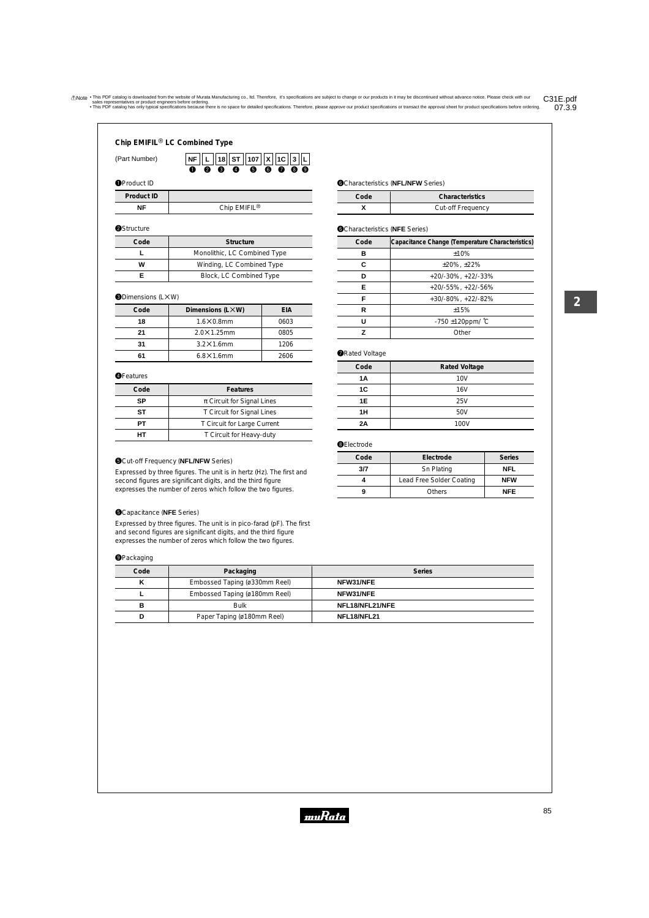## Chip EMIFIL® LC Combined Type

(Part Number) NF L 18 ST 107 X 1C 3 L

❶ ❷ ❸ ❹ ❺ ❻ ❼ ❽ ❾

❶Product ID

| Product ID | |
|---|---|
| NF | Chip EMIFIL® |

❷Structure

| Code | Structure |
|---|---|
| L | Monolithic, LC Combined Type |
| W | Winding, LC Combined Type |
| E | Block, LC Combined Type |

❸Dimensions (L×W)

| Code | Dimensions (L×W) | EIA |
|---|---|---|
| 18 | 1.6×0.8mm | 0603 |
| 21 | 2.0×1.25mm | 0805 |
| 31 | 3.2×1.6mm | 1206 |
| 61 | 6.8×1.6mm | 2606 |

❹Features

| Code | Features |
|---|---|
| SP | π Circuit for Signal Lines |
| ST | T Circuit for Signal Lines |
| PT | T Circuit for Large Current |
| HT | T Circuit for Heavy-duty |

❺Cut-off Frequency (**NFL/NFW** Series)

Expressed by three figures. The unit is in hertz (Hz). The first and second figures are significant digits, and the third figure expresses the number of zeros which follow the two figures.

❺Capacitance (**NFE** Series)

Expressed by three figures. The unit is in pico-farad (pF). The first and second figures are significant digits, and the third figure expresses the number of zeros which follow the two figures.

❻Characteristics (**NFL/NFW** Series)

| Code | Characteristics |
|---|---|
| X | Cut-off Frequency |

❻Characteristics (**NFE** Series)

| Code | Capacitance Change (Temperature Characteristics) |
|---|---|
| B | ±10% |
| C | ±20%, ±22% |
| D | +20/-30%, +22/-33% |
| E | +20/-55%, +22/-56% |
| F | +30/-80%, +22/-82% |
| R | ±15% |
| U | -750 ±120ppm/℃ |
| Z | Other |

❼Rated Voltage

| Code | Rated Voltage |
|---|---|
| 1A | 10V |
| 1C | 16V |
| 1E | 25V |
| 1H | 50V |
| 2A | 100V |

❽Electrode

| Code | Electrode | Series |
|---|---|---|
| 3/7 | Sn Plating | NFL |
| 4 | Lead Free Solder Coating | NFW |
| 9 | Others | NFE |

❾Packaging

| Code | Packaging | Series |
|---|---|---|
| K | Embossed Taping (ø330mm Reel) | NFW31/NFE |
| L | Embossed Taping (ø180mm Reel) | NFW31/NFE |
| B | Bulk | NFL18/NFL21/NFE |
| D | Paper Taping (ø180mm Reel) | NFL18/NFL21 |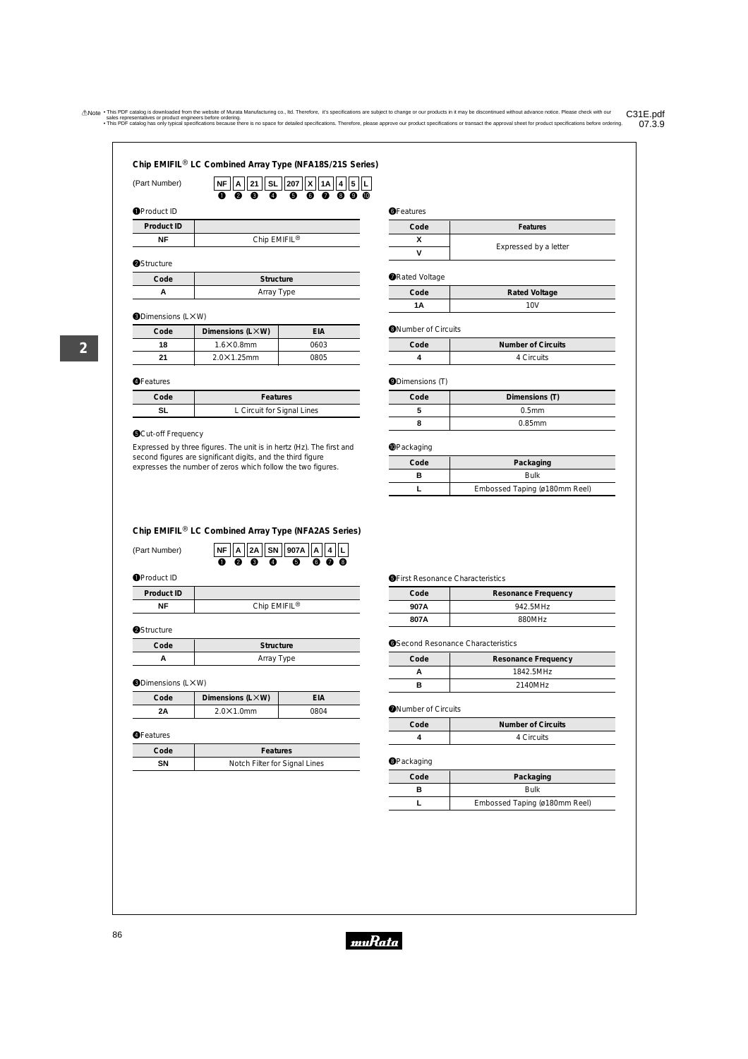## Chip EMIFIL® LC Combined Array Type (NFA18S/21S Series)

(Part Number)

| NF | A | 21 | SL | 207 | X | 1A | 4 | 5 | L |
|---|---|---|---|---|---|---|---|---|---|
| ❶ | ❷ | ❸ | ❹ | ❺ | ❻ | ❼ | ❽ | ❾ | ❿ |

❶Product ID

| Product ID | |
|---|---|
| NF | Chip EMIFIL® |

❷Structure

| Code | Structure |
|---|---|
| A | Array Type |

❸Dimensions (L×W)

| Code | Dimensions (L×W) | EIA |
|---|---|---|
| 18 | 1.6×0.8mm | 0603 |
| 21 | 2.0×1.25mm | 0805 |

❹Features

| Code | Features |
|---|---|
| SL | L Circuit for Signal Lines |

❺Cut-off Frequency

Expressed by three figures. The unit is in hertz (Hz). The first and second figures are significant digits, and the third figure expresses the number of zeros which follow the two figures.

❻Features

| Code | Features |
|---|---|
| X | Expressed by a letter |
| V | |

❼Rated Voltage

| Code | Rated Voltage |
|---|---|
| 1A | 10V |

❽Number of Circuits

| Code | Number of Circuits |
|---|---|
| 4 | 4 Circuits |

❾Dimensions (T)

| Code | Dimensions (T) |
|---|---|
| 5 | 0.5mm |
| 8 | 0.85mm |

❿Packaging

| Code | Packaging |
|---|---|
| B | Bulk |
| L | Embossed Taping (ø180mm Reel) |

## Chip EMIFIL® LC Combined Array Type (NFA2AS Series)

(Part Number)

| NF | A | 2A | SN | 907A | A | 4 | L |
|---|---|---|---|---|---|---|---|
| ❶ | ❷ | ❸ | ❹ | ❺ | ❻ | ❼ | ❽ |

❶Product ID

| Product ID | |
|---|---|
| NF | Chip EMIFIL® |

❷Structure

| Code | Structure |
|---|---|
| A | Array Type |

❸Dimensions (L×W)

| Code | Dimensions (L×W) | EIA |
|---|---|---|
| 2A | 2.0×1.0mm | 0804 |

❹Features

| Code | Features |
|---|---|
| SN | Notch Filter for Signal Lines |

❺First Resonance Characteristics

| Code | Resonance Frequency |
|---|---|
| 907A | 942.5MHz |
| 807A | 880MHz |

❻Second Resonance Characteristics

| Code | Resonance Frequency |
|---|---|
| A | 1842.5MHz |
| B | 2140MHz |

❼Number of Circuits

| Code | Number of Circuits |
|---|---|
| 4 | 4 Circuits |

❽Packaging

| Code | Packaging |
|---|---|
| B | Bulk |
| L | Embossed Taping (ø180mm Reel) |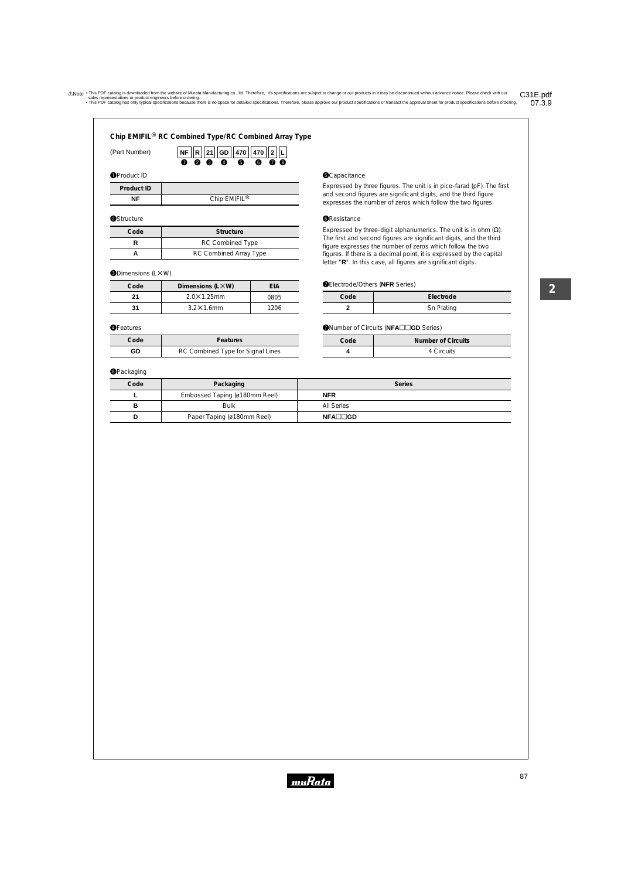⚠Note • This PDF catalog is downloaded from the website of Murata Manufacturing co., ltd. Therefore, it's specifications are subject to change or our products in it may be discontinued without advance notice. Please check with our sales representatives or product engineers before ordering.
• This PDF catalog has only typical specifications because there is no space for detailed specifications. Therefore, please approve our product specifications or transact the approval sheet for product specifications before ordering.

C31E.pdf 07.3.9

## Chip EMIFIL® RC Combined Type/RC Combined Array Type

(Part Number) NF R 21 GD 470 470 2 L
❶ ❷ ❸ ❹ ❺ ❻ ❼ ❽

❶Product ID

| Product ID | |
|---|---|
| NF | Chip EMIFIL® |

❷Structure

| Code | Structure |
|---|---|
| R | RC Combined Type |
| A | RC Combined Array Type |

❸Dimensions (L×W)

| Code | Dimensions (L×W) | EIA |
|---|---|---|
| 21 | 2.0×1.25mm | 0805 |
| 31 | 3.2×1.6mm | 1206 |

❹Features

| Code | Features |
|---|---|
| GD | RC Combined Type for Signal Lines |

❺Capacitance

Expressed by three figures. The unit is in pico-farad (pF). The first and second figures are significant digits, and the third figure expresses the number of zeros which follow the two figures.

❻Resistance

Expressed by three-digit alphanumerics. The unit is in ohm (Ω). The first and second figures are significant digits, and the third figure expresses the number of zeros which follow the two figures. If there is a decimal point, it is expressed by the capital letter "**R**". In this case, all figures are significant digits.

❼Electrode/Others (**NFR** Series)

| Code | Electrode |
|---|---|
| 2 | Sn Plating |

❼Number of Circuits (**NFA□□GD** Series)

| Code | Number of Circuits |
|---|---|
| 4 | 4 Circuits |

❽Packaging

| Code | Packaging | Series |
|---|---|---|
| L | Embossed Taping (ø180mm Reel) | **NFR** |
| B | Bulk | All Series |
| D | Paper Taping (ø180mm Reel) | **NFA□□GD** |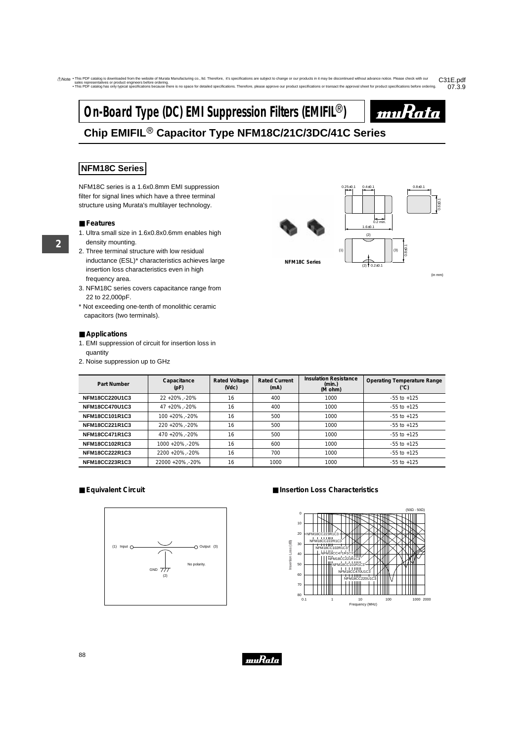# On-Board Type (DC) EMI Suppression Filters (EMIFIL®)

## Chip EMIFIL® Capacitor Type NFM18C/21C/3DC/41C Series

### NFM18C Series

NFM18C series is a 1.6x0.8mm EMI suppression filter for signal lines which have a three terminal structure using Murata's multilayer technology.

#### ■ Features

1. Ultra small size in 1.6x0.8x0.6mm enables high density mounting.
2. Three terminal structure with low residual inductance (ESL)* characteristics achieves large insertion loss characteristics even in high frequency area.
3. NFM18C series covers capacitance range from 22 to 22,000pF.

\* Not exceeding one-tenth of monolithic ceramic capacitors (two terminals).

NFM18C Series

(in mm)

#### ■ Applications

1. EMI suppression of circuit for insertion loss in quantity
2. Noise suppression up to GHz

| Part Number | Capacitance (pF) | Rated Voltage (Vdc) | Rated Current (mA) | Insulation Resistance (min.) (M ohm) | Operating Temperature Range (°C) |
|---|---|---|---|---|---|
| NFM18CC220U1C3 | 22 +20%,-20% | 16 | 400 | 1000 | -55 to +125 |
| NFM18CC470U1C3 | 47 +20%,-20% | 16 | 400 | 1000 | -55 to +125 |
| NFM18CC101R1C3 | 100 +20%,-20% | 16 | 500 | 1000 | -55 to +125 |
| NFM18CC221R1C3 | 220 +20%,-20% | 16 | 500 | 1000 | -55 to +125 |
| NFM18CC471R1C3 | 470 +20%,-20% | 16 | 500 | 1000 | -55 to +125 |
| NFM18CC102R1C3 | 1000 +20%,-20% | 16 | 600 | 1000 | -55 to +125 |
| NFM18CC222R1C3 | 2200 +20%,-20% | 16 | 700 | 1000 | -55 to +125 |
| NFM18CC223R1C3 | 22000 +20%,-20% | 16 | 1000 | 1000 | -55 to +125 |

#### ■ Equivalent Circuit

(1) Input — Output (3), GND (2). No polarity.

#### ■ Insertion Loss Characteristics

(50Ω - 50Ω)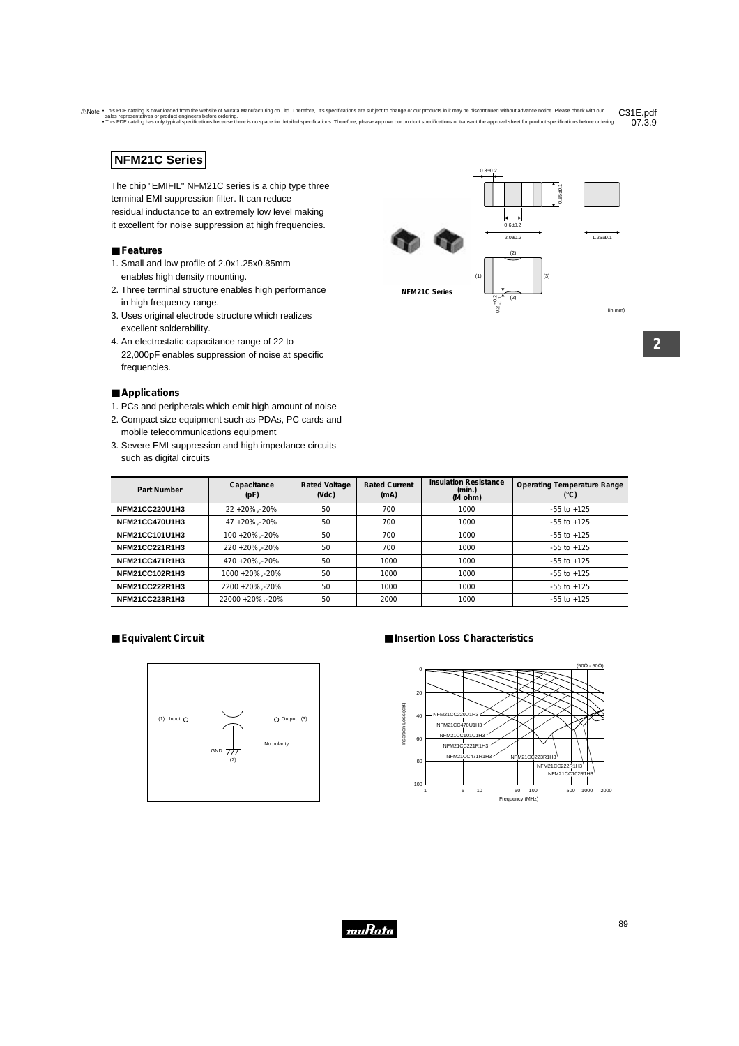⚠Note • This PDF catalog is downloaded from the website of Murata Manufacturing co., ltd. Therefore, it's specifications are subject to change or our products in it may be discontinued without advance notice. Please check with our sales representatives or product engineers before ordering.
• This PDF catalog has only typical specifications because there is no space for detailed specifications. Therefore, please approve our product specifications or transact the approval sheet for product specifications before ordering.

C31E.pdf
07.3.9

# NFM21C Series

The chip "EMIFIL" NFM21C series is a chip type three terminal EMI suppression filter. It can reduce residual inductance to an extremely low level making it excellent for noise suppression at high frequencies.

## Features

1. Small and low profile of 2.0x1.25x0.85mm enables high density mounting.
2. Three terminal structure enables high performance in high frequency range.
3. Uses original electrode structure which realizes excellent solderability.
4. An electrostatic capacitance range of 22 to 22,000pF enables suppression of noise at specific frequencies.

NFM21C Series

0.3±0.2
0.85±0.1
0.6±0.2
2.0±0.2
1.25±0.1
(1)
(2)
(3)
(2)
0.2 +0.2 -0.1
(in mm)

## Applications

1. PCs and peripherals which emit high amount of noise
2. Compact size equipment such as PDAs, PC cards and mobile telecommunications equipment
3. Severe EMI suppression and high impedance circuits such as digital circuits

| Part Number | Capacitance (pF) | Rated Voltage (Vdc) | Rated Current (mA) | Insulation Resistance (min.) (M ohm) | Operating Temperature Range (°C) |
|---|---|---|---|---|---|
| NFM21CC220U1H3 | 22 +20%,-20% | 50 | 700 | 1000 | -55 to +125 |
| NFM21CC470U1H3 | 47 +20%,-20% | 50 | 700 | 1000 | -55 to +125 |
| NFM21CC101U1H3 | 100 +20%,-20% | 50 | 700 | 1000 | -55 to +125 |
| NFM21CC221R1H3 | 220 +20%,-20% | 50 | 700 | 1000 | -55 to +125 |
| NFM21CC471R1H3 | 470 +20%,-20% | 50 | 1000 | 1000 | -55 to +125 |
| NFM21CC102R1H3 | 1000 +20%,-20% | 50 | 1000 | 1000 | -55 to +125 |
| NFM21CC222R1H3 | 2200 +20%,-20% | 50 | 1000 | 1000 | -55 to +125 |
| NFM21CC223R1H3 | 22000 +20%,-20% | 50 | 2000 | 1000 | -55 to +125 |

## Equivalent Circuit

(1) Input
Output (3)
GND
(2)
No polarity.

## Insertion Loss Characteristics

(50Ω - 50Ω)
Insertion Loss (dB)
0
20
40
60
80
100
NFM21CC220U1H3
NFM21CC470U1H3
NFM21CC101U1H3
NFM21CC221R1H3
NFM21CC471R1H3
NFM21CC223R1H3
NFM21CC222R1H3
NFM21CC102R1H3
1 5 10 50 100 500 1000 2000
Frequency (MHz)